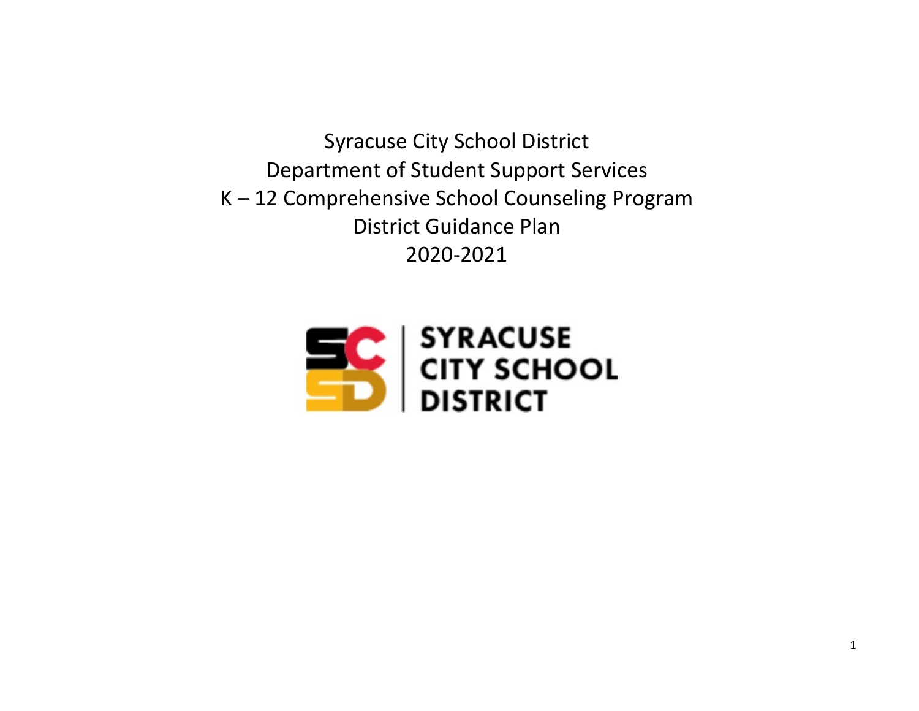# Syracuse City School District
# Department of Student Support Services
# K – 12 Comprehensive School Counseling Program
# District Guidance Plan
# 2020-2021

SYRACUSE CITY SCHOOL DISTRICT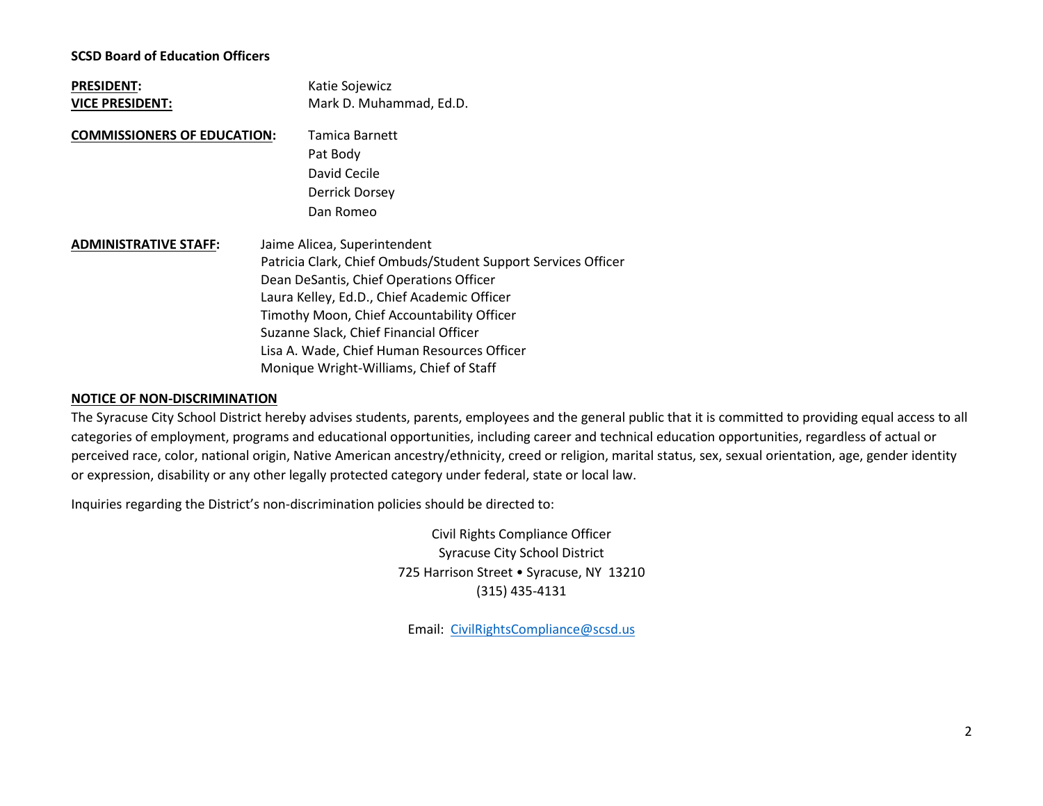**SCSD Board of Education Officers**

**PRESIDENT:** Katie Sojewicz
**VICE PRESIDENT:** Mark D. Muhammad, Ed.D.

**COMMISSIONERS OF EDUCATION:**
Tamica Barnett
Pat Body
David Cecile
Derrick Dorsey
Dan Romeo

**ADMINISTRATIVE STAFF:**
Jaime Alicea, Superintendent
Patricia Clark, Chief Ombuds/Student Support Services Officer
Dean DeSantis, Chief Operations Officer
Laura Kelley, Ed.D., Chief Academic Officer
Timothy Moon, Chief Accountability Officer
Suzanne Slack, Chief Financial Officer
Lisa A. Wade, Chief Human Resources Officer
Monique Wright-Williams, Chief of Staff

**NOTICE OF NON-DISCRIMINATION**

The Syracuse City School District hereby advises students, parents, employees and the general public that it is committed to providing equal access to all categories of employment, programs and educational opportunities, including career and technical education opportunities, regardless of actual or perceived race, color, national origin, Native American ancestry/ethnicity, creed or religion, marital status, sex, sexual orientation, age, gender identity or expression, disability or any other legally protected category under federal, state or local law.

Inquiries regarding the District's non-discrimination policies should be directed to:

Civil Rights Compliance Officer
Syracuse City School District
725 Harrison Street • Syracuse, NY 13210
(315) 435-4131

Email: CivilRightsCompliance@scsd.us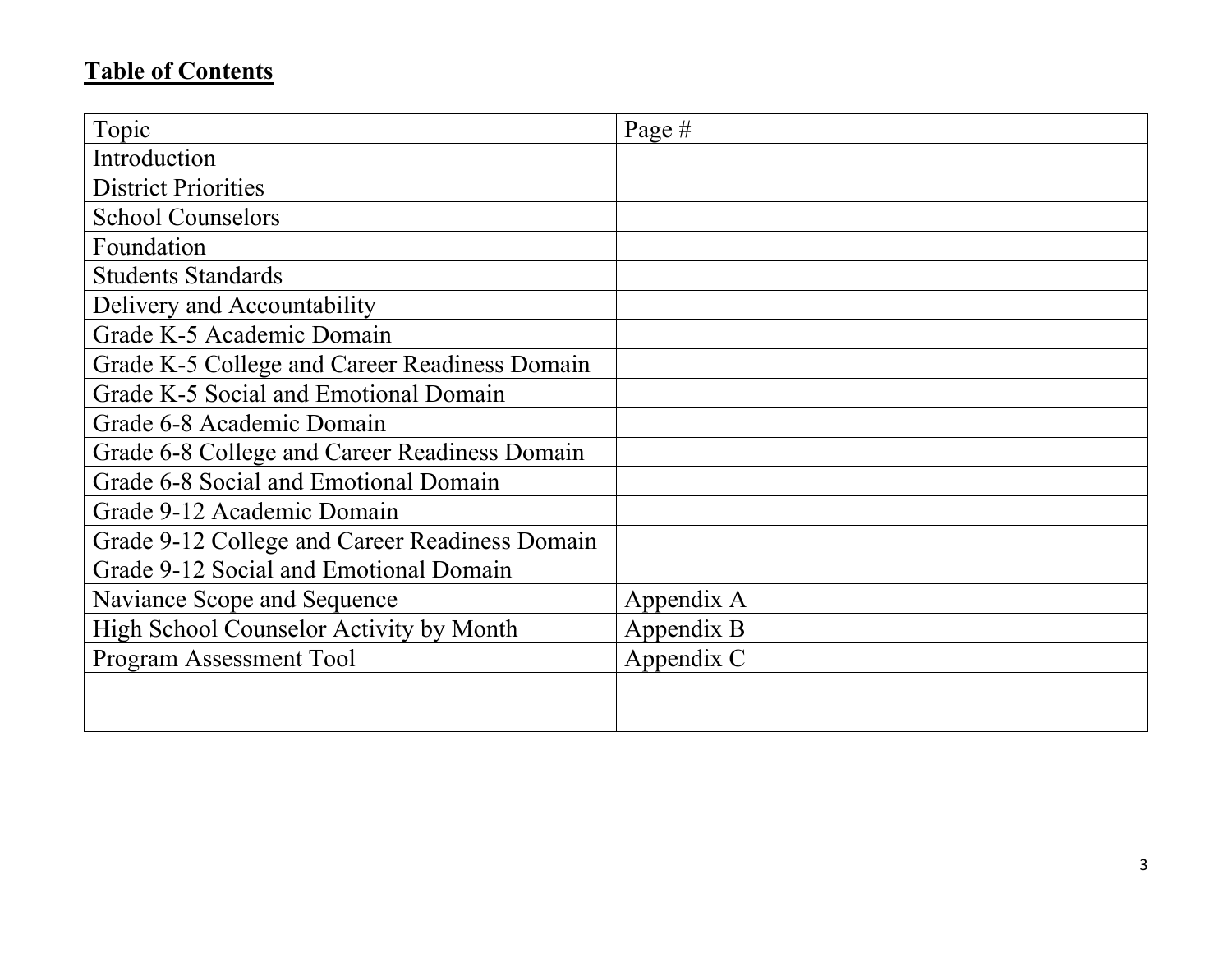**Table of Contents**

| Topic | Page # |
| --- | --- |
| Introduction | |
| District Priorities | |
| School Counselors | |
| Foundation | |
| Students Standards | |
| Delivery and Accountability | |
| Grade K-5 Academic Domain | |
| Grade K-5 College and Career Readiness Domain | |
| Grade K-5 Social and Emotional Domain | |
| Grade 6-8 Academic Domain | |
| Grade 6-8 College and Career Readiness Domain | |
| Grade 6-8 Social and Emotional Domain | |
| Grade 9-12 Academic Domain | |
| Grade 9-12 College and Career Readiness Domain | |
| Grade 9-12 Social and Emotional Domain | |
| Naviance Scope and Sequence | Appendix A |
| High School Counselor Activity by Month | Appendix B |
| Program Assessment Tool | Appendix C |
| | |
| | |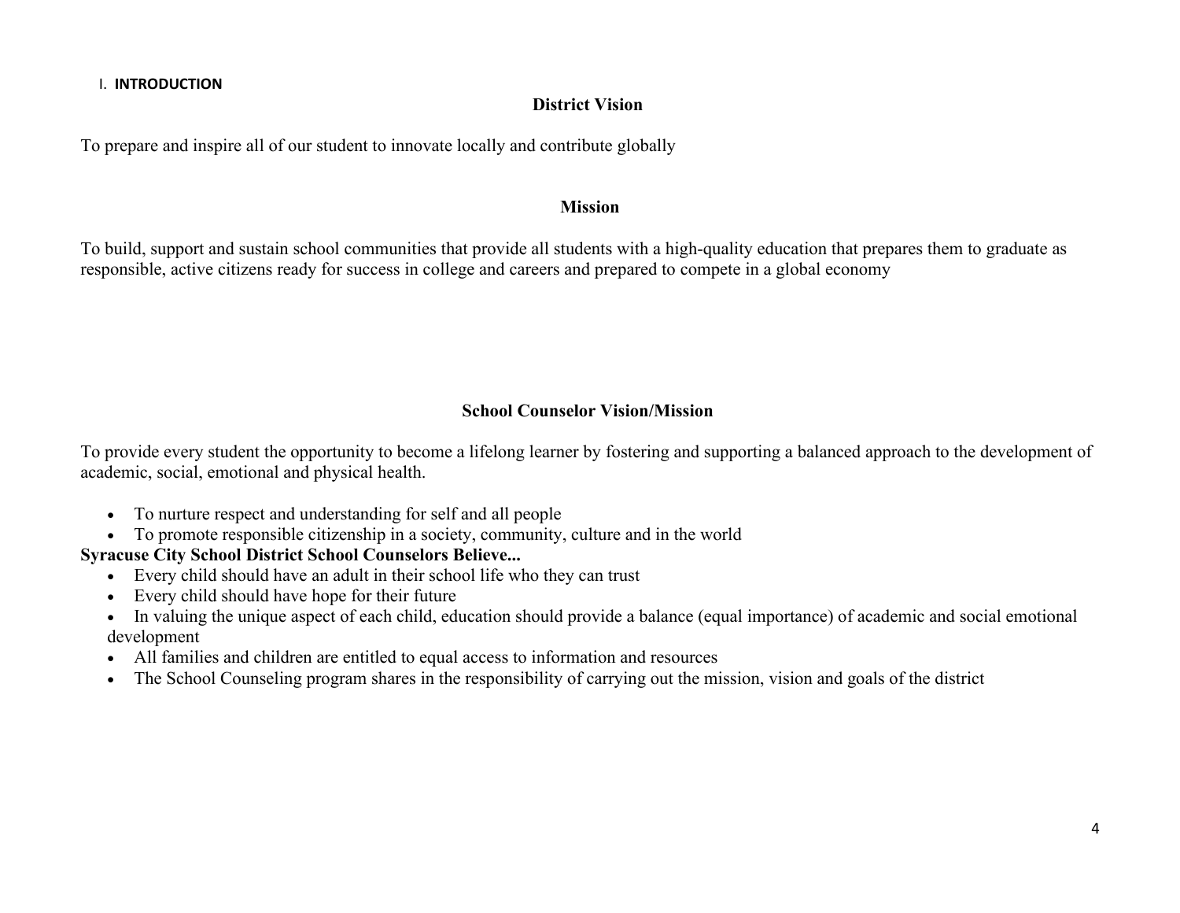## I. INTRODUCTION

### District Vision

To prepare and inspire all of our student to innovate locally and contribute globally

### Mission

To build, support and sustain school communities that provide all students with a high-quality education that prepares them to graduate as responsible, active citizens ready for success in college and careers and prepared to compete in a global economy

### School Counselor Vision/Mission

To provide every student the opportunity to become a lifelong learner by fostering and supporting a balanced approach to the development of academic, social, emotional and physical health.

- To nurture respect and understanding for self and all people
- To promote responsible citizenship in a society, community, culture and in the world

**Syracuse City School District School Counselors Believe...**

- Every child should have an adult in their school life who they can trust
- Every child should have hope for their future
- In valuing the unique aspect of each child, education should provide a balance (equal importance) of academic and social emotional development
- All families and children are entitled to equal access to information and resources
- The School Counseling program shares in the responsibility of carrying out the mission, vision and goals of the district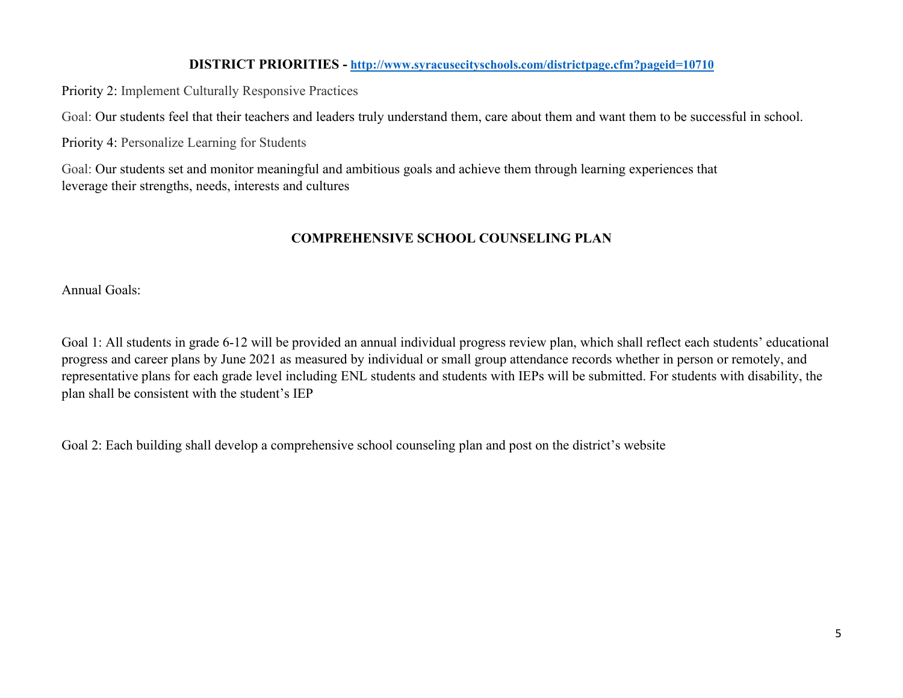## DISTRICT PRIORITIES - [http://www.syracusecityschools.com/districtpage.cfm?pageid=10710](http://www.syracusecityschools.com/districtpage.cfm?pageid=10710)

Priority 2: Implement Culturally Responsive Practices

Goal: Our students feel that their teachers and leaders truly understand them, care about them and want them to be successful in school.

Priority 4: Personalize Learning for Students

Goal: Our students set and monitor meaningful and ambitious goals and achieve them through learning experiences that leverage their strengths, needs, interests and cultures

## COMPREHENSIVE SCHOOL COUNSELING PLAN

Annual Goals:

Goal 1: All students in grade 6-12 will be provided an annual individual progress review plan, which shall reflect each students' educational progress and career plans by June 2021 as measured by individual or small group attendance records whether in person or remotely, and representative plans for each grade level including ENL students and students with IEPs will be submitted. For students with disability, the plan shall be consistent with the student's IEP

Goal 2: Each building shall develop a comprehensive school counseling plan and post on the district's website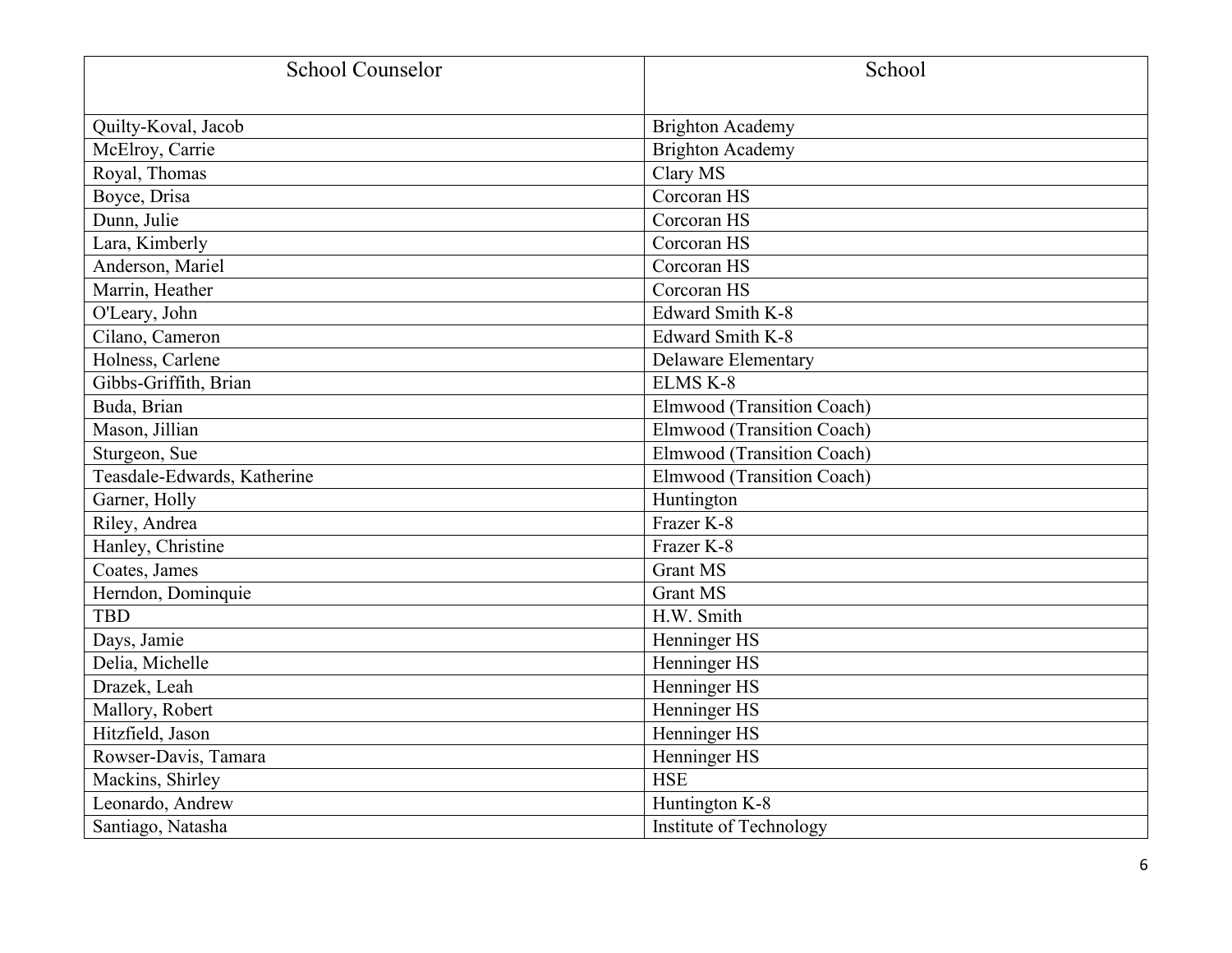| School Counselor | School |
| --- | --- |
| Quilty-Koval, Jacob | Brighton Academy |
| McElroy, Carrie | Brighton Academy |
| Royal, Thomas | Clary MS |
| Boyce, Drisa | Corcoran HS |
| Dunn, Julie | Corcoran HS |
| Lara, Kimberly | Corcoran HS |
| Anderson, Mariel | Corcoran HS |
| Marrin, Heather | Corcoran HS |
| O'Leary, John | Edward Smith K-8 |
| Cilano, Cameron | Edward Smith K-8 |
| Holness, Carlene | Delaware Elementary |
| Gibbs-Griffith, Brian | ELMS K-8 |
| Buda, Brian | Elmwood (Transition Coach) |
| Mason, Jillian | Elmwood (Transition Coach) |
| Sturgeon, Sue | Elmwood (Transition Coach) |
| Teasdale-Edwards, Katherine | Elmwood (Transition Coach) |
| Garner, Holly | Huntington |
| Riley, Andrea | Frazer K-8 |
| Hanley, Christine | Frazer K-8 |
| Coates, James | Grant MS |
| Herndon, Dominquie | Grant MS |
| TBD | H.W. Smith |
| Days, Jamie | Henninger HS |
| Delia, Michelle | Henninger HS |
| Drazek, Leah | Henninger HS |
| Mallory, Robert | Henninger HS |
| Hitzfield, Jason | Henninger HS |
| Rowser-Davis, Tamara | Henninger HS |
| Mackins, Shirley | HSE |
| Leonardo, Andrew | Huntington K-8 |
| Santiago, Natasha | Institute of Technology |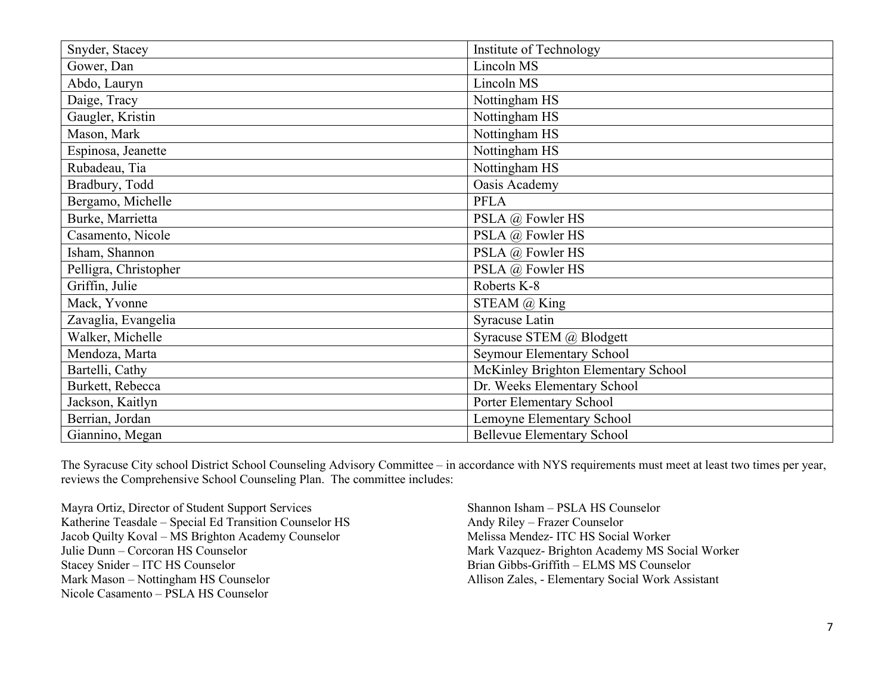| | |
|---|---|
| Snyder, Stacey | Institute of Technology |
| Gower, Dan | Lincoln MS |
| Abdo, Lauryn | Lincoln MS |
| Daige, Tracy | Nottingham HS |
| Gaugler, Kristin | Nottingham HS |
| Mason, Mark | Nottingham HS |
| Espinosa, Jeanette | Nottingham HS |
| Rubadeau, Tia | Nottingham HS |
| Bradbury, Todd | Oasis Academy |
| Bergamo, Michelle | PFLA |
| Burke, Marrietta | PSLA @ Fowler HS |
| Casamento, Nicole | PSLA @ Fowler HS |
| Isham, Shannon | PSLA @ Fowler HS |
| Pelligra, Christopher | PSLA @ Fowler HS |
| Griffin, Julie | Roberts K-8 |
| Mack, Yvonne | STEAM @ King |
| Zavaglia, Evangelia | Syracuse Latin |
| Walker, Michelle | Syracuse STEM @ Blodgett |
| Mendoza, Marta | Seymour Elementary School |
| Bartelli, Cathy | McKinley Brighton Elementary School |
| Burkett, Rebecca | Dr. Weeks Elementary School |
| Jackson, Kaitlyn | Porter Elementary School |
| Berrian, Jordan | Lemoyne Elementary School |
| Giannino, Megan | Bellevue Elementary School |

The Syracuse City school District School Counseling Advisory Committee – in accordance with NYS requirements must meet at least two times per year, reviews the Comprehensive School Counseling Plan. The committee includes:

Mayra Ortiz, Director of Student Support Services
Katherine Teasdale – Special Ed Transition Counselor HS
Jacob Quilty Koval – MS Brighton Academy Counselor
Julie Dunn – Corcoran HS Counselor
Stacey Snider – ITC HS Counselor
Mark Mason – Nottingham HS Counselor
Nicole Casamento – PSLA HS Counselor
Shannon Isham – PSLA HS Counselor
Andy Riley – Frazer Counselor
Melissa Mendez- ITC HS Social Worker
Mark Vazquez- Brighton Academy MS Social Worker
Brian Gibbs-Griffith – ELMS MS Counselor
Allison Zales, - Elementary Social Work Assistant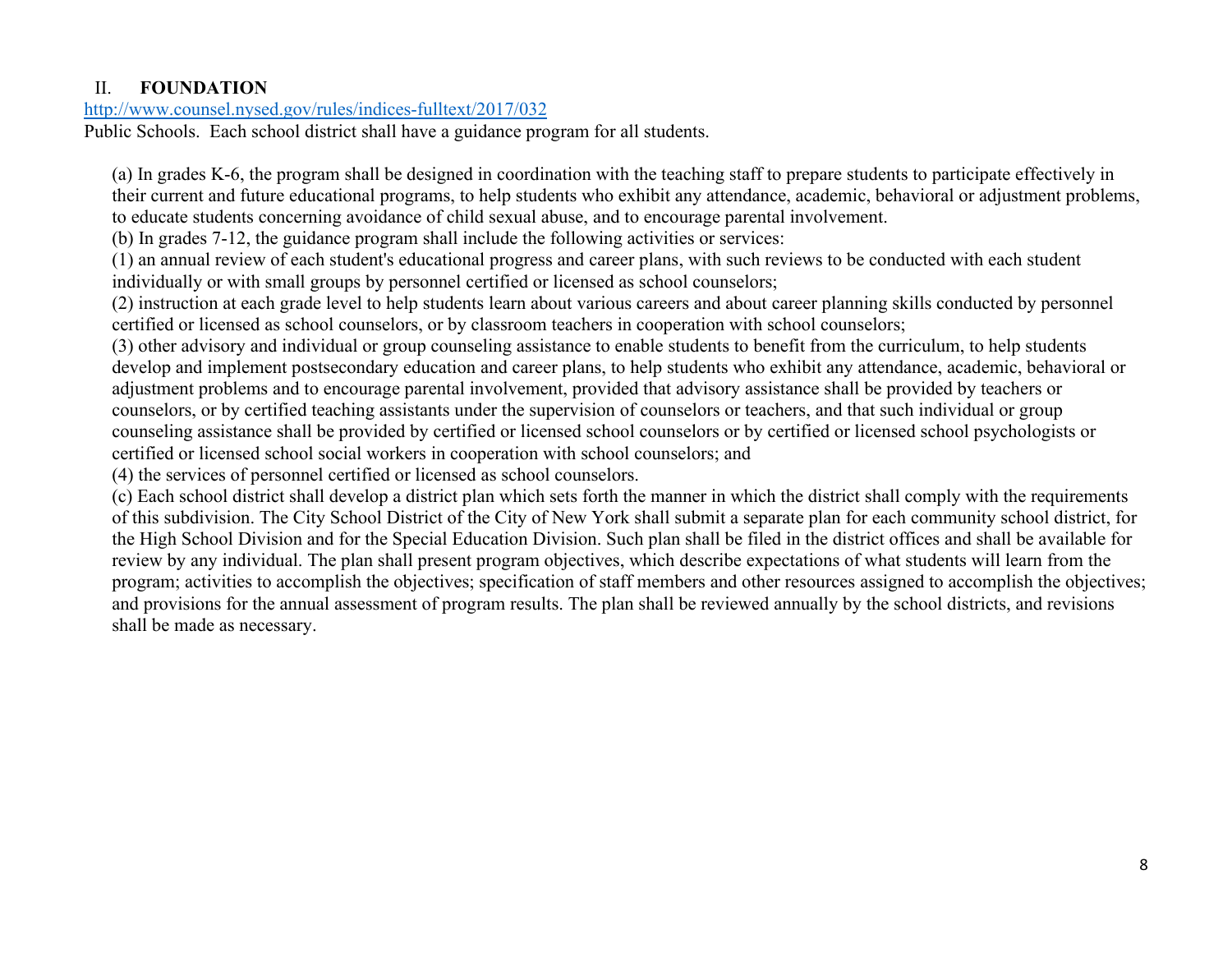## II. FOUNDATION

[http://www.counsel.nysed.gov/rules/indices-fulltext/2017/032](http://www.counsel.nysed.gov/rules/indices-fulltext/2017/032)

Public Schools. Each school district shall have a guidance program for all students.

(a) In grades K-6, the program shall be designed in coordination with the teaching staff to prepare students to participate effectively in their current and future educational programs, to help students who exhibit any attendance, academic, behavioral or adjustment problems, to educate students concerning avoidance of child sexual abuse, and to encourage parental involvement.

(b) In grades 7-12, the guidance program shall include the following activities or services:

(1) an annual review of each student's educational progress and career plans, with such reviews to be conducted with each student individually or with small groups by personnel certified or licensed as school counselors;

(2) instruction at each grade level to help students learn about various careers and about career planning skills conducted by personnel certified or licensed as school counselors, or by classroom teachers in cooperation with school counselors;

(3) other advisory and individual or group counseling assistance to enable students to benefit from the curriculum, to help students develop and implement postsecondary education and career plans, to help students who exhibit any attendance, academic, behavioral or adjustment problems and to encourage parental involvement, provided that advisory assistance shall be provided by teachers or counselors, or by certified teaching assistants under the supervision of counselors or teachers, and that such individual or group counseling assistance shall be provided by certified or licensed school counselors or by certified or licensed school psychologists or certified or licensed school social workers in cooperation with school counselors; and

(4) the services of personnel certified or licensed as school counselors.

(c) Each school district shall develop a district plan which sets forth the manner in which the district shall comply with the requirements of this subdivision. The City School District of the City of New York shall submit a separate plan for each community school district, for the High School Division and for the Special Education Division. Such plan shall be filed in the district offices and shall be available for review by any individual. The plan shall present program objectives, which describe expectations of what students will learn from the program; activities to accomplish the objectives; specification of staff members and other resources assigned to accomplish the objectives; and provisions for the annual assessment of program results. The plan shall be reviewed annually by the school districts, and revisions shall be made as necessary.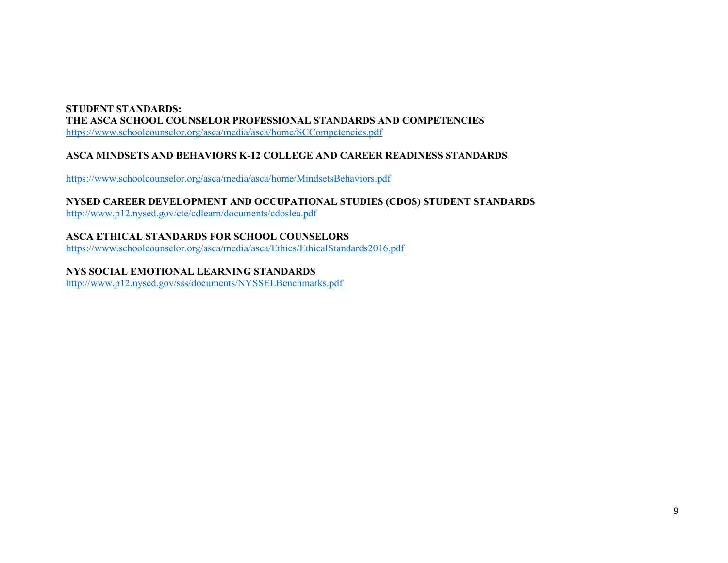**STUDENT STANDARDS:**
**THE ASCA SCHOOL COUNSELOR PROFESSIONAL STANDARDS AND COMPETENCIES**
https://www.schoolcounselor.org/asca/media/asca/home/SCCompetencies.pdf

**ASCA MINDSETS AND BEHAVIORS K-12 COLLEGE AND CAREER READINESS STANDARDS**

https://www.schoolcounselor.org/asca/media/asca/home/MindsetsBehaviors.pdf

**NYSED CAREER DEVELOPMENT AND OCCUPATIONAL STUDIES (CDOS) STUDENT STANDARDS**
http://www.p12.nysed.gov/cte/cdlearn/documents/cdoslea.pdf

**ASCA ETHICAL STANDARDS FOR SCHOOL COUNSELORS**
https://www.schoolcounselor.org/asca/media/asca/Ethics/EthicalStandards2016.pdf

**NYS SOCIAL EMOTIONAL LEARNING STANDARDS**
http://www.p12.nysed.gov/sss/documents/NYSSELBenchmarks.pdf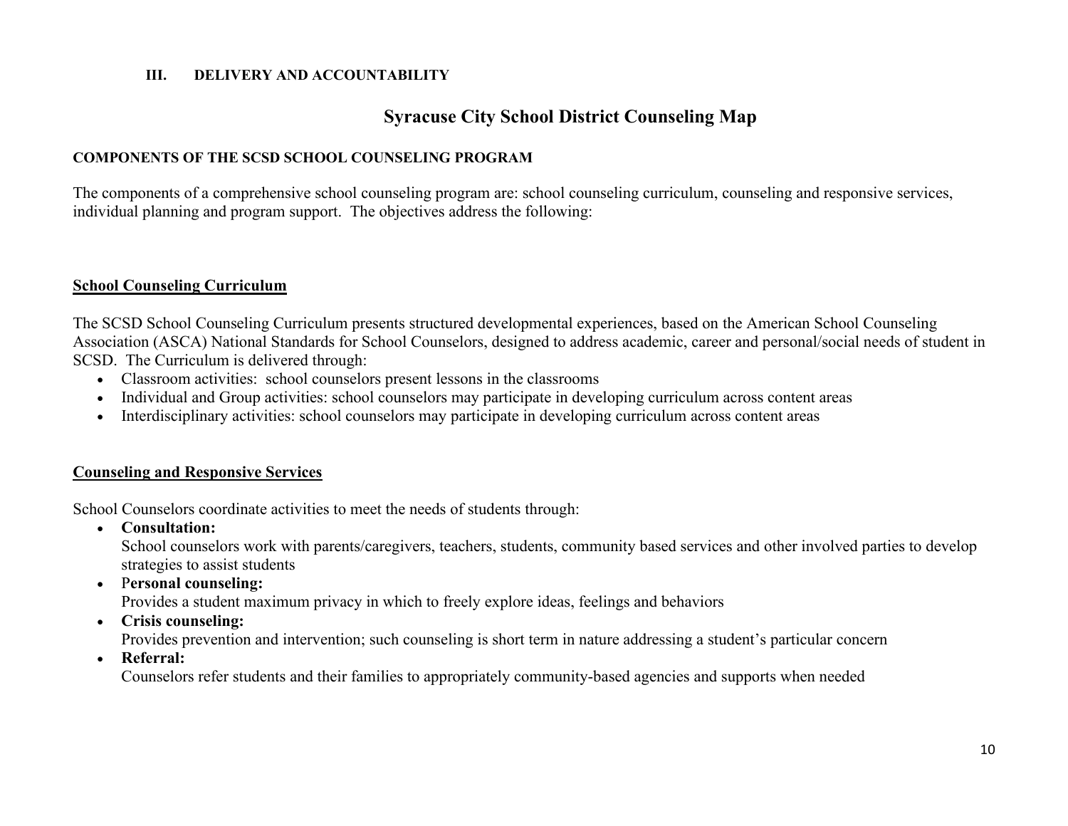### III. DELIVERY AND ACCOUNTABILITY

# Syracuse City School District Counseling Map

**COMPONENTS OF THE SCSD SCHOOL COUNSELING PROGRAM**

The components of a comprehensive school counseling program are: school counseling curriculum, counseling and responsive services, individual planning and program support. The objectives address the following:

## School Counseling Curriculum

The SCSD School Counseling Curriculum presents structured developmental experiences, based on the American School Counseling Association (ASCA) National Standards for School Counselors, designed to address academic, career and personal/social needs of student in SCSD. The Curriculum is delivered through:

- Classroom activities: school counselors present lessons in the classrooms
- Individual and Group activities: school counselors may participate in developing curriculum across content areas
- Interdisciplinary activities: school counselors may participate in developing curriculum across content areas

## Counseling and Responsive Services

School Counselors coordinate activities to meet the needs of students through:

- **Consultation:**
  School counselors work with parents/caregivers, teachers, students, community based services and other involved parties to develop strategies to assist students
- **Personal counseling:**
  Provides a student maximum privacy in which to freely explore ideas, feelings and behaviors
- **Crisis counseling:**
  Provides prevention and intervention; such counseling is short term in nature addressing a student's particular concern
- **Referral:**
  Counselors refer students and their families to appropriately community-based agencies and supports when needed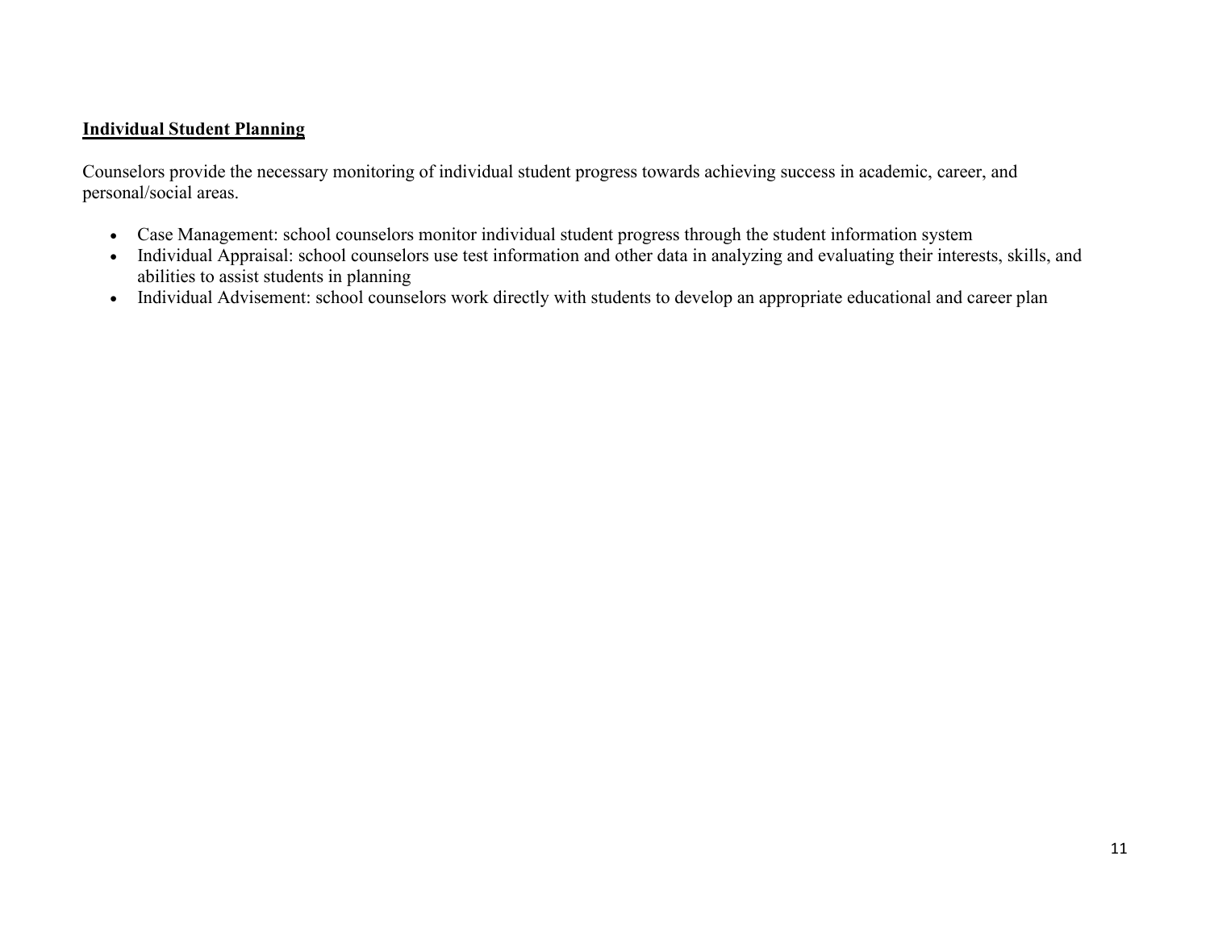## Individual Student Planning

Counselors provide the necessary monitoring of individual student progress towards achieving success in academic, career, and personal/social areas.

- Case Management: school counselors monitor individual student progress through the student information system
- Individual Appraisal: school counselors use test information and other data in analyzing and evaluating their interests, skills, and abilities to assist students in planning
- Individual Advisement: school counselors work directly with students to develop an appropriate educational and career plan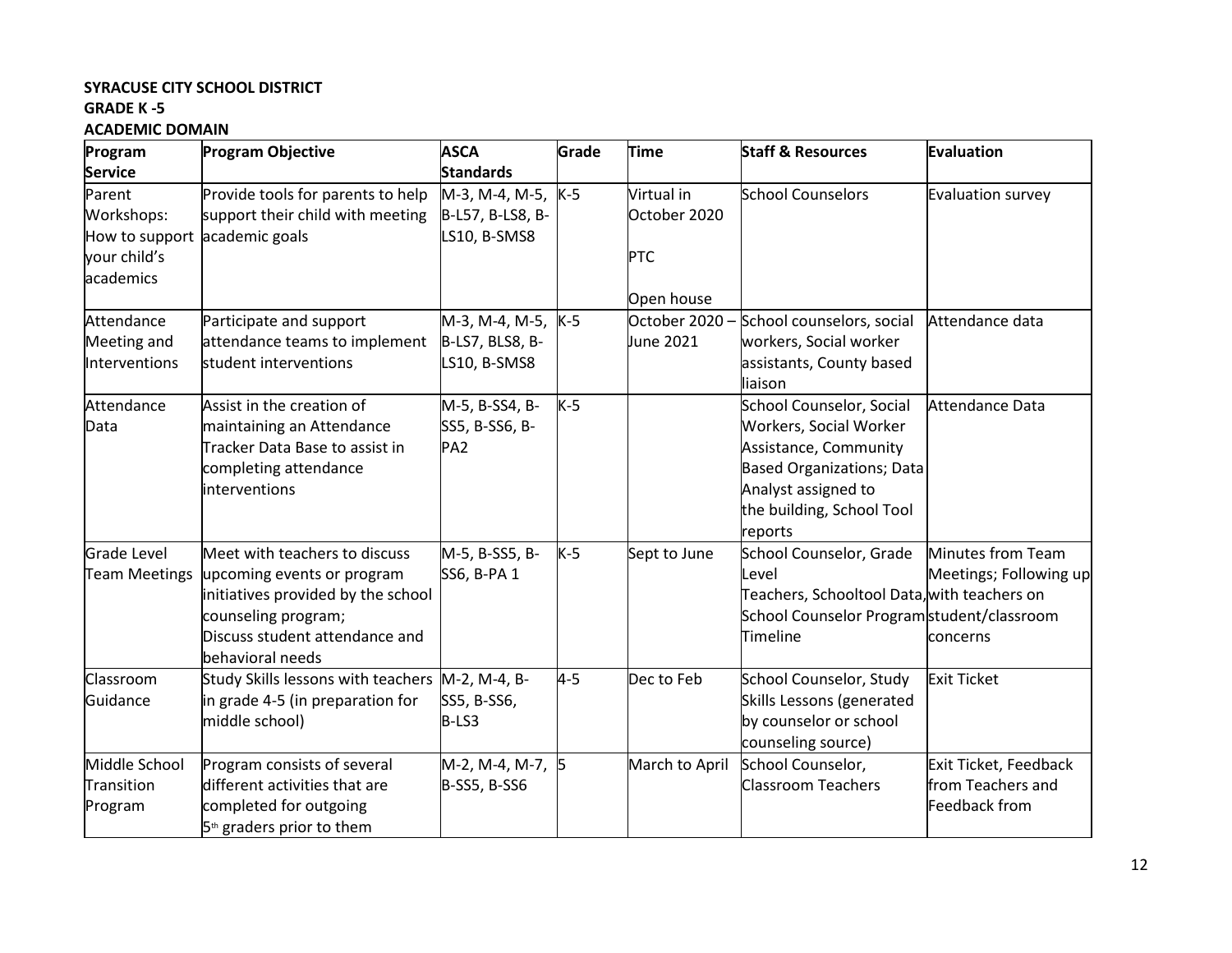**SYRACUSE CITY SCHOOL DISTRICT**
**GRADE K -5**
**ACADEMIC DOMAIN**

| Program Service | Program Objective | ASCA Standards | Grade | Time | Staff & Resources | Evaluation |
|---|---|---|---|---|---|---|
| Parent Workshops: How to support your child's academics | Provide tools for parents to help support their child with meeting academic goals | M-3, M-4, M-5, B-L57, B-LS8, B-LS10, B-SMS8 | K-5 | Virtual in October 2020<br><br>PTC<br><br>Open house | School Counselors | Evaluation survey |
| Attendance Meeting and Interventions | Participate and support attendance teams to implement student interventions | M-3, M-4, M-5, B-LS7, BLS8, B-LS10, B-SMS8 | K-5 | October 2020 – June 2021 | School counselors, social workers, Social worker assistants, County based liaison | Attendance data |
| Attendance Data | Assist in the creation of maintaining an Attendance Tracker Data Base to assist in completing attendance interventions | M-5, B-SS4, B-SS5, B-SS6, B-PA2 | K-5 | | School Counselor, Social Workers, Social Worker Assistance, Community Based Organizations; Data Analyst assigned to the building, School Tool reports | Attendance Data |
| Grade Level Team Meetings | Meet with teachers to discuss upcoming events or program initiatives provided by the school counseling program; Discuss student attendance and behavioral needs | M-5, B-SS5, B-SS6, B-PA 1 | K-5 | Sept to June | School Counselor, Grade Level Teachers, Schooltool Data, School Counselor Program Timeline | Minutes from Team Meetings; Following up with teachers on student/classroom concerns |
| Classroom Guidance | Study Skills lessons with teachers in grade 4-5 (in preparation for middle school) | M-2, M-4, B-SS5, B-SS6, B-LS3 | 4-5 | Dec to Feb | School Counselor, Study Skills Lessons (generated by counselor or school counseling source) | Exit Ticket |
| Middle School Transition Program | Program consists of several different activities that are completed for outgoing 5th graders prior to them | M-2, M-4, M-7, B-SS5, B-SS6 | 5 | March to April | School Counselor, Classroom Teachers | Exit Ticket, Feedback from Teachers and Feedback from |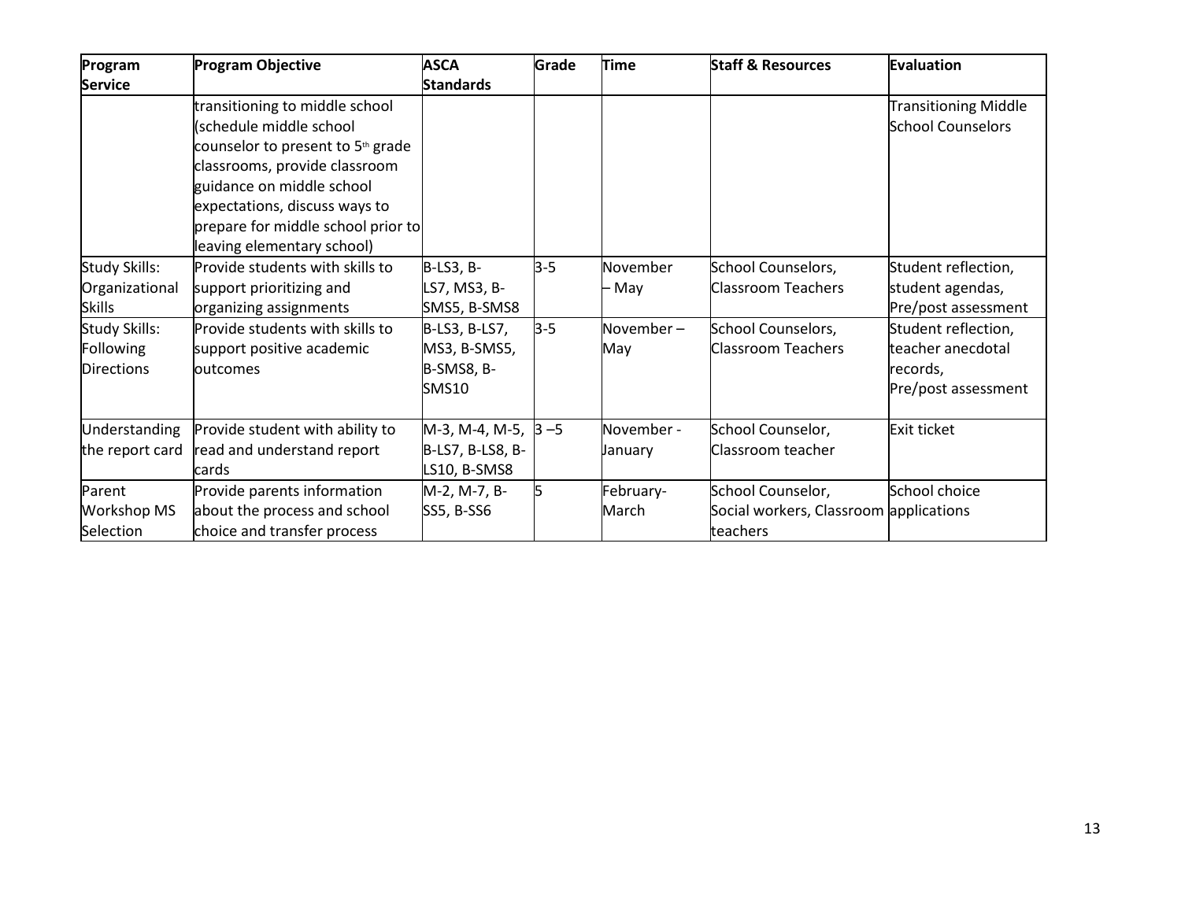| Program Service | Program Objective | ASCA Standards | Grade | Time | Staff & Resources | Evaluation |
|---|---|---|---|---|---|---|
| | transitioning to middle school (schedule middle school counselor to present to 5th grade classrooms, provide classroom guidance on middle school expectations, discuss ways to prepare for middle school prior to leaving elementary school) | | | | | Transitioning Middle School Counselors |
| Study Skills: Organizational Skills | Provide students with skills to support prioritizing and organizing assignments | B-LS3, B-LS7, MS3, B-SMS5, B-SMS8 | 3-5 | November – May | School Counselors, Classroom Teachers | Student reflection, student agendas, Pre/post assessment |
| Study Skills: Following Directions | Provide students with skills to support positive academic outcomes | B-LS3, B-LS7, MS3, B-SMS5, B-SMS8, B-SMS10 | 3-5 | November – May | School Counselors, Classroom Teachers | Student reflection, teacher anecdotal records, Pre/post assessment |
| Understanding the report card | Provide student with ability to read and understand report cards | M-3, M-4, M-5, B-LS7, B-LS8, B-LS10, B-SMS8 | 3 –5 | November - January | School Counselor, Classroom teacher | Exit ticket |
| Parent Workshop MS Selection | Provide parents information about the process and school choice and transfer process | M-2, M-7, B-SS5, B-SS6 | 5 | February-March | School Counselor, Social workers, Classroom teachers | School choice applications |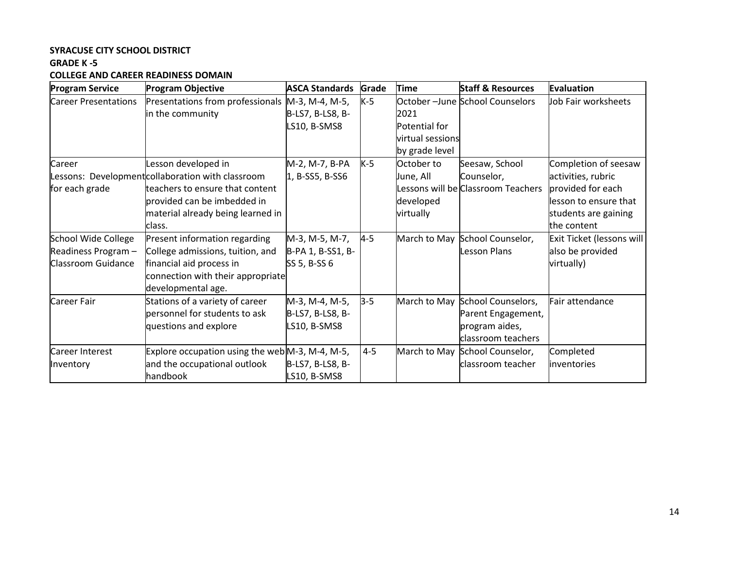**SYRACUSE CITY SCHOOL DISTRICT**

**GRADE K -5**

**COLLEGE AND CAREER READINESS DOMAIN**

| Program Service | Program Objective | ASCA Standards | Grade | Time | Staff & Resources | Evaluation |
|---|---|---|---|---|---|---|
| Career Presentations | Presentations from professionals in the community | M-3, M-4, M-5, B-LS7, B-LS8, B-LS10, B-SMS8 | K-5 | October –June 2021 Potential for virtual sessions by grade level | School Counselors | Job Fair worksheets |
| Career Lessons: Development for each grade | Lesson developed in collaboration with classroom teachers to ensure that content provided can be imbedded in material already being learned in class. | M-2, M-7, B-PA 1, B-SS5, B-SS6 | K-5 | October to June, All Lessons will be developed virtually | Seesaw, School Counselor, Classroom Teachers | Completion of seesaw activities, rubric provided for each lesson to ensure that students are gaining the content |
| School Wide College Readiness Program – Classroom Guidance | Present information regarding College admissions, tuition, and financial aid process in connection with their appropriate developmental age. | M-3, M-5, M-7, B-PA 1, B-SS1, B-SS 5, B-SS 6 | 4-5 | March to May | School Counselor, Lesson Plans | Exit Ticket (lessons will also be provided virtually) |
| Career Fair | Stations of a variety of career personnel for students to ask questions and explore | M-3, M-4, M-5, B-LS7, B-LS8, B-LS10, B-SMS8 | 3-5 | March to May | School Counselors, Parent Engagement, program aides, classroom teachers | Fair attendance |
| Career Interest Inventory | Explore occupation using the web and the occupational outlook handbook | M-3, M-4, M-5, B-LS7, B-LS8, B-LS10, B-SMS8 | 4-5 | March to May | School Counselor, classroom teacher | Completed inventories |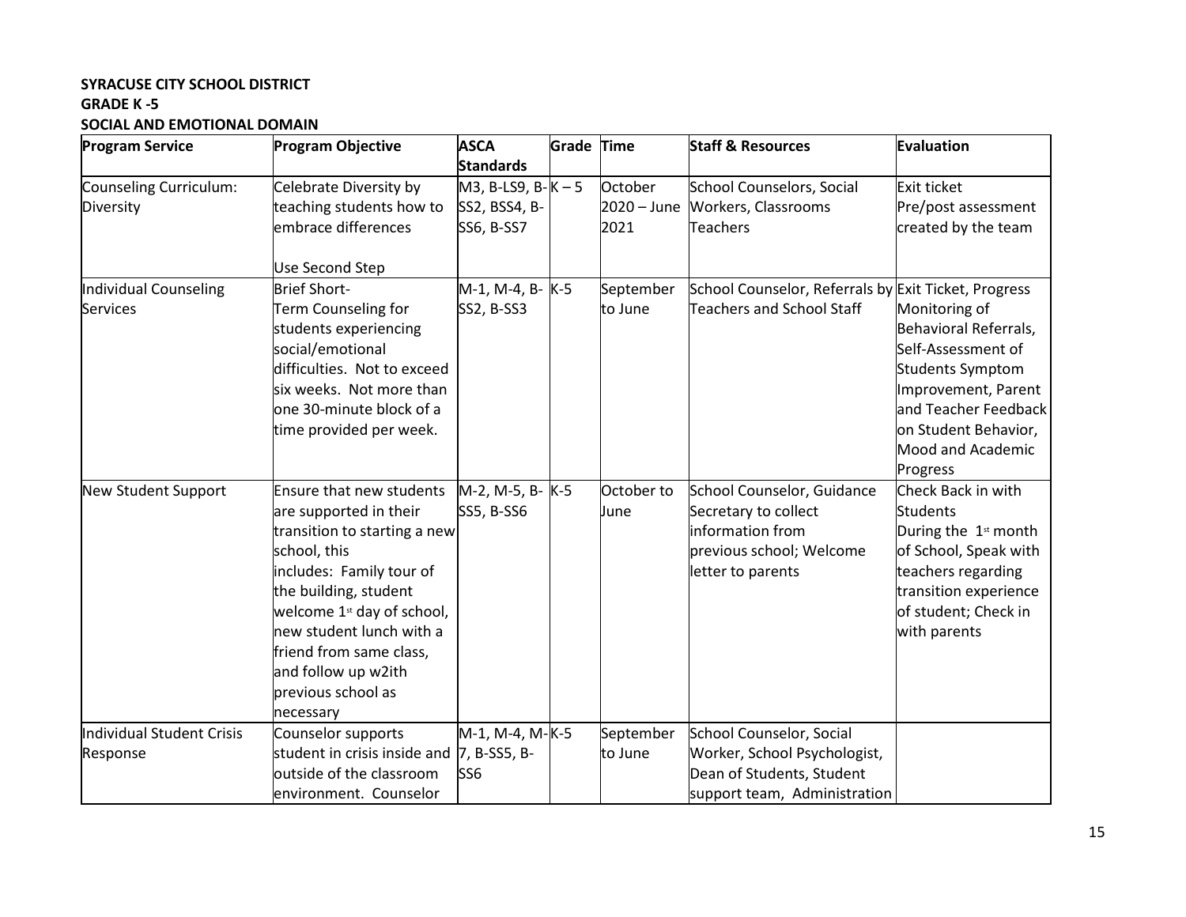**SYRACUSE CITY SCHOOL DISTRICT**
**GRADE K -5**
**SOCIAL AND EMOTIONAL DOMAIN**

| Program Service | Program Objective | ASCA Standards | Grade | Time | Staff & Resources | Evaluation |
|---|---|---|---|---|---|---|
| Counseling Curriculum: Diversity | Celebrate Diversity by teaching students how to embrace differences<br><br>Use Second Step | M3, B-LS9, B-SS2, BSS4, B-SS6, B-SS7 | K – 5 | October 2020 – June 2021 | School Counselors, Social Workers, Classrooms Teachers | Exit ticket Pre/post assessment created by the team |
| Individual Counseling Services | Brief Short-Term Counseling for students experiencing social/emotional difficulties. Not to exceed six weeks. Not more than one 30-minute block of a time provided per week. | M-1, M-4, B-SS2, B-SS3 | K-5 | September to June | School Counselor, Referrals by Teachers and School Staff | Exit Ticket, Progress Monitoring of Behavioral Referrals, Self-Assessment of Students Symptom Improvement, Parent and Teacher Feedback on Student Behavior, Mood and Academic Progress |
| New Student Support | Ensure that new students are supported in their transition to starting a new school, this includes: Family tour of the building, student welcome 1st day of school, new student lunch with a friend from same class, and follow up w2ith previous school as necessary | M-2, M-5, B-SS5, B-SS6 | K-5 | October to June | School Counselor, Guidance Secretary to collect information from previous school; Welcome letter to parents | Check Back in with Students During the 1st month of School, Speak with teachers regarding transition experience of student; Check in with parents |
| Individual Student Crisis Response | Counselor supports student in crisis inside and outside of the classroom environment. Counselor | M-1, M-4, M-7, B-SS5, B-SS6 | K-5 | September to June | School Counselor, Social Worker, School Psychologist, Dean of Students, Student support team, Administration | |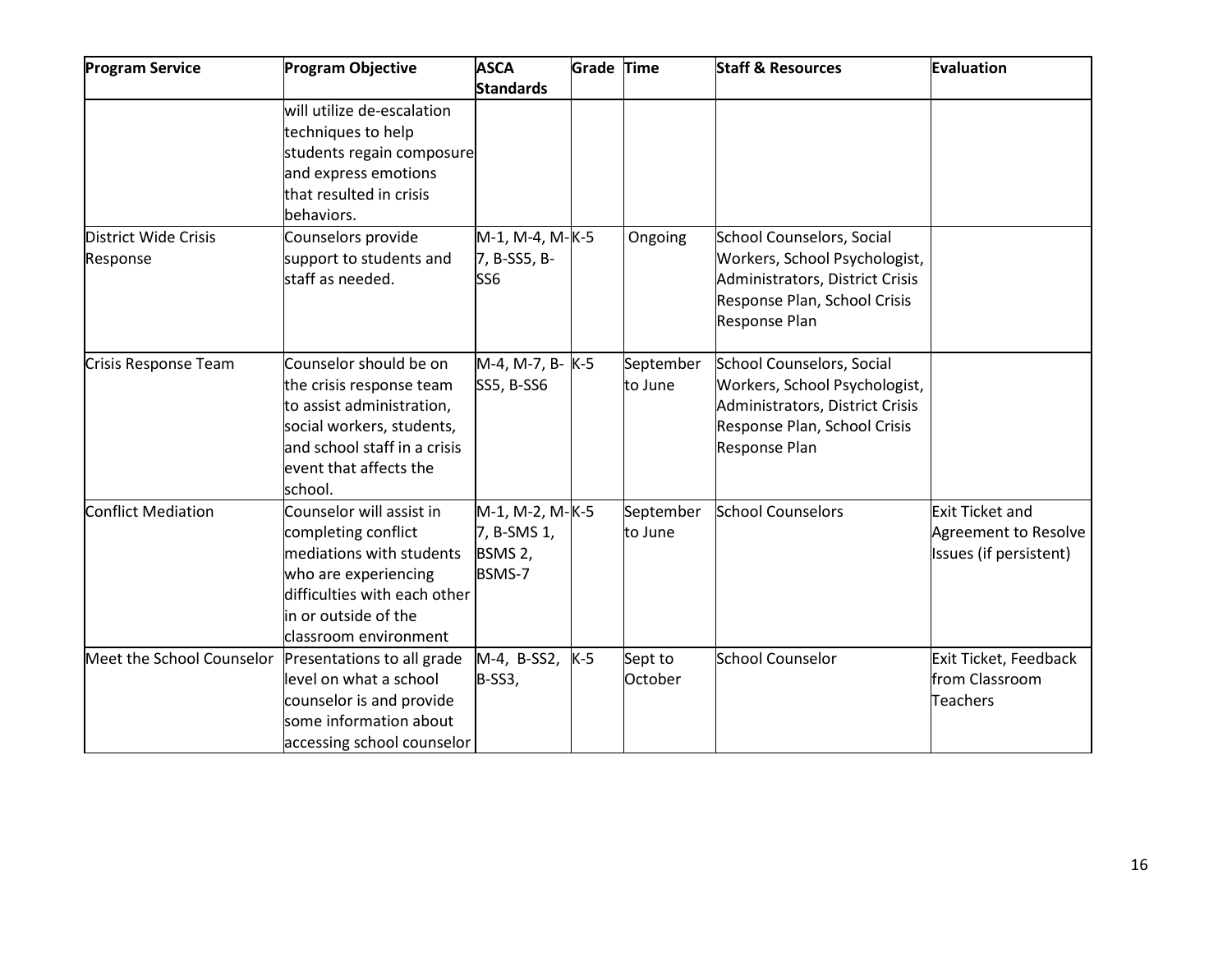| Program Service | Program Objective | ASCA Standards | Grade | Time | Staff & Resources | Evaluation |
|---|---|---|---|---|---|---|
| | will utilize de-escalation techniques to help students regain composure and express emotions that resulted in crisis behaviors. | | | | | |
| District Wide Crisis Response | Counselors provide support to students and staff as needed. | M-1, M-4, M-7, B-SS5, B-SS6 | K-5 | Ongoing | School Counselors, Social Workers, School Psychologist, Administrators, District Crisis Response Plan, School Crisis Response Plan | |
| Crisis Response Team | Counselor should be on the crisis response team to assist administration, social workers, students, and school staff in a crisis event that affects the school. | M-4, M-7, B-SS5, B-SS6 | K-5 | September to June | School Counselors, Social Workers, School Psychologist, Administrators, District Crisis Response Plan, School Crisis Response Plan | |
| Conflict Mediation | Counselor will assist in completing conflict mediations with students who are experiencing difficulties with each other in or outside of the classroom environment | M-1, M-2, M-7, B-SMS 1, BSMS 2, BSMS-7 | K-5 | September to June | School Counselors | Exit Ticket and Agreement to Resolve Issues (if persistent) |
| Meet the School Counselor | Presentations to all grade level on what a school counselor is and provide some information about accessing school counselor | M-4, B-SS2, B-SS3, | K-5 | Sept to October | School Counselor | Exit Ticket, Feedback from Classroom Teachers |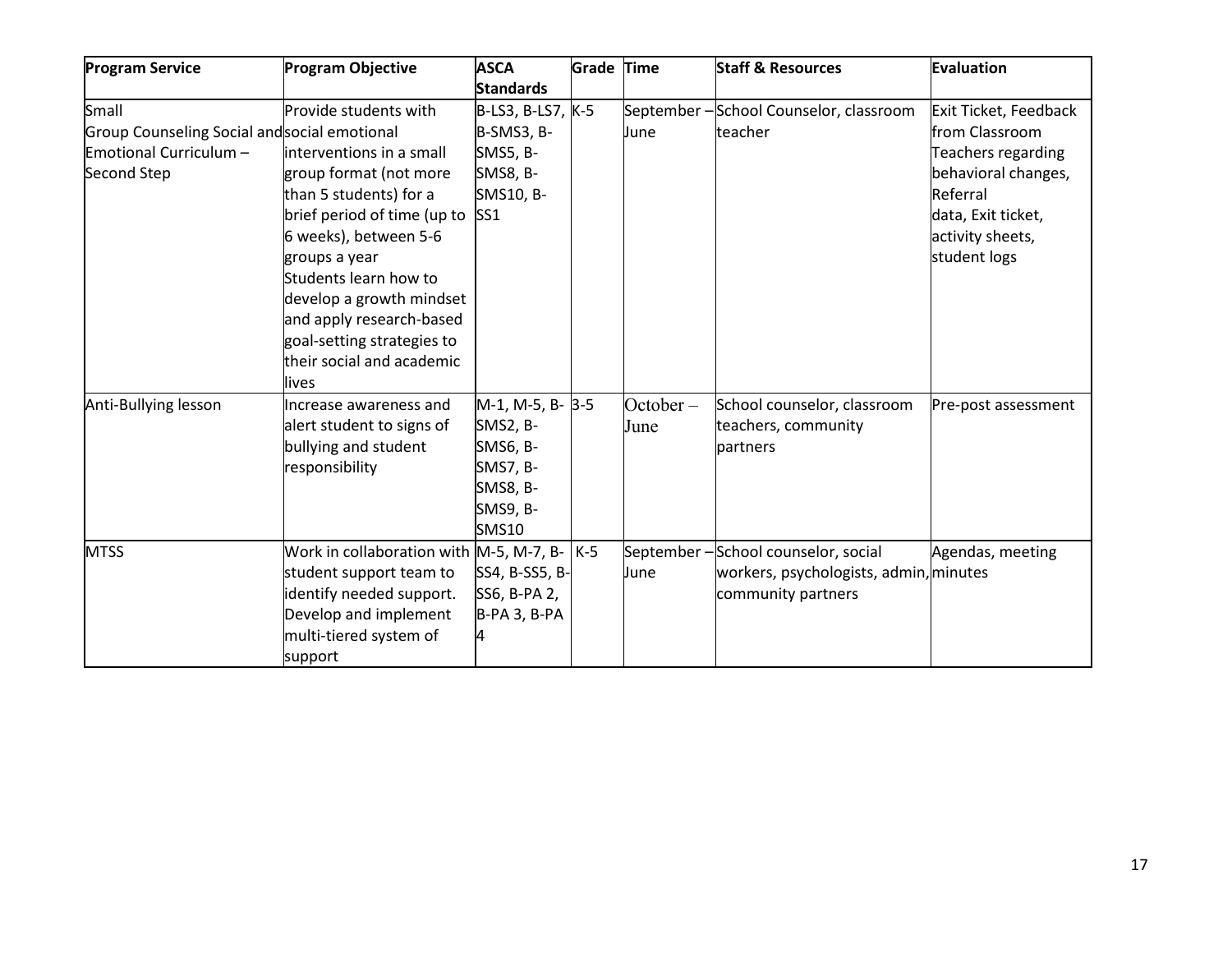| Program Service | Program Objective | ASCA Standards | Grade | Time | Staff & Resources | Evaluation |
|---|---|---|---|---|---|---|
| Small Group Counseling Social and Emotional Curriculum – Second Step | Provide students with social emotional interventions in a small group format (not more than 5 students) for a brief period of time (up to 6 weeks), between 5-6 groups a year Students learn how to develop a growth mindset and apply research-based goal-setting strategies to their social and academic lives | B-LS3, B-LS7, B-SMS3, B-SMS5, B-SMS8, B-SMS10, B-SS1 | K-5 | September – June | School Counselor, classroom teacher | Exit Ticket, Feedback from Classroom Teachers regarding behavioral changes, Referral data, Exit ticket, activity sheets, student logs |
| Anti-Bullying lesson | Increase awareness and alert student to signs of bullying and student responsibility | M-1, M-5, B-SMS2, B-SMS6, B-SMS7, B-SMS8, B-SMS9, B-SMS10 | 3-5 | October – June | School counselor, classroom teachers, community partners | Pre-post assessment |
| MTSS | Work in collaboration with student support team to identify needed support. Develop and implement multi-tiered system of support | M-5, M-7, B-SS4, B-SS5, B-SS6, B-PA 2, B-PA 3, B-PA 4 | K-5 | September – June | School counselor, social workers, psychologists, admin, community partners | Agendas, meeting minutes |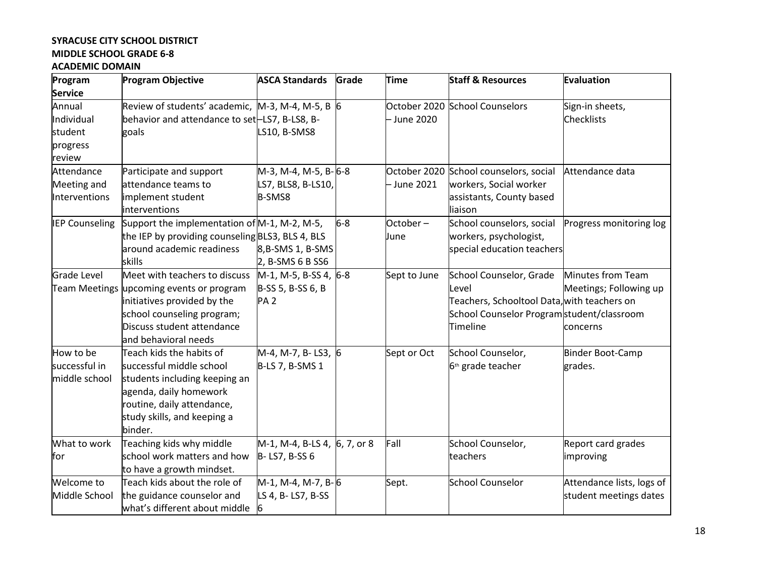**SYRACUSE CITY SCHOOL DISTRICT**
**MIDDLE SCHOOL GRADE 6-8**
**ACADEMIC DOMAIN**

| Program Service | Program Objective | ASCA Standards | Grade | Time | Staff & Resources | Evaluation |
|---|---|---|---|---|---|---|
| Annual Individual student progress review | Review of students' academic, behavior and attendance to set goals | M-3, M-4, M-5, B –LS7, B-LS8, B-LS10, B-SMS8 | 6 | October 2020 – June 2020 | School Counselors | Sign-in sheets, Checklists |
| Attendance Meeting and Interventions | Participate and support attendance teams to implement student interventions | M-3, M-4, M-5, B-LS7, BLS8, B-LS10, B-SMS8 | 6-8 | October 2020 – June 2021 | School counselors, social workers, Social worker assistants, County based liaison | Attendance data |
| IEP Counseling | Support the implementation of the IEP by providing counseling around academic readiness skills | M-1, M-2, M-5, BLS3, BLS 4, BLS 8,B-SMS 1, B-SMS 2, B-SMS 6 B SS6 | 6-8 | October – June | School counselors, social workers, psychologist, special education teachers | Progress monitoring log |
| Grade Level Team Meetings | Meet with teachers to discuss upcoming events or program initiatives provided by the school counseling program; Discuss student attendance and behavioral needs | M-1, M-5, B-SS 4, B-SS 5, B-SS 6, B PA 2 | 6-8 | Sept to June | School Counselor, Grade Level Teachers, Schooltool Data, School Counselor Program Timeline | Minutes from Team Meetings; Following up with teachers on student/classroom concerns |
| How to be successful in middle school | Teach kids the habits of successful middle school students including keeping an agenda, daily homework routine, daily attendance, study skills, and keeping a binder. | M-4, M-7, B- LS3, B-LS 7, B-SMS 1 | 6 | Sept or Oct | School Counselor, 6th grade teacher | Binder Boot-Camp grades. |
| What to work for | Teaching kids why middle school work matters and how to have a growth mindset. | M-1, M-4, B-LS 4, B- LS7, B-SS 6 | 6, 7, or 8 | Fall | School Counselor, teachers | Report card grades improving |
| Welcome to Middle School | Teach kids about the role of the guidance counselor and what's different about middle | M-1, M-4, M-7, B-LS 4, B- LS7, B-SS 6 | 6 | Sept. | School Counselor | Attendance lists, logs of student meetings dates |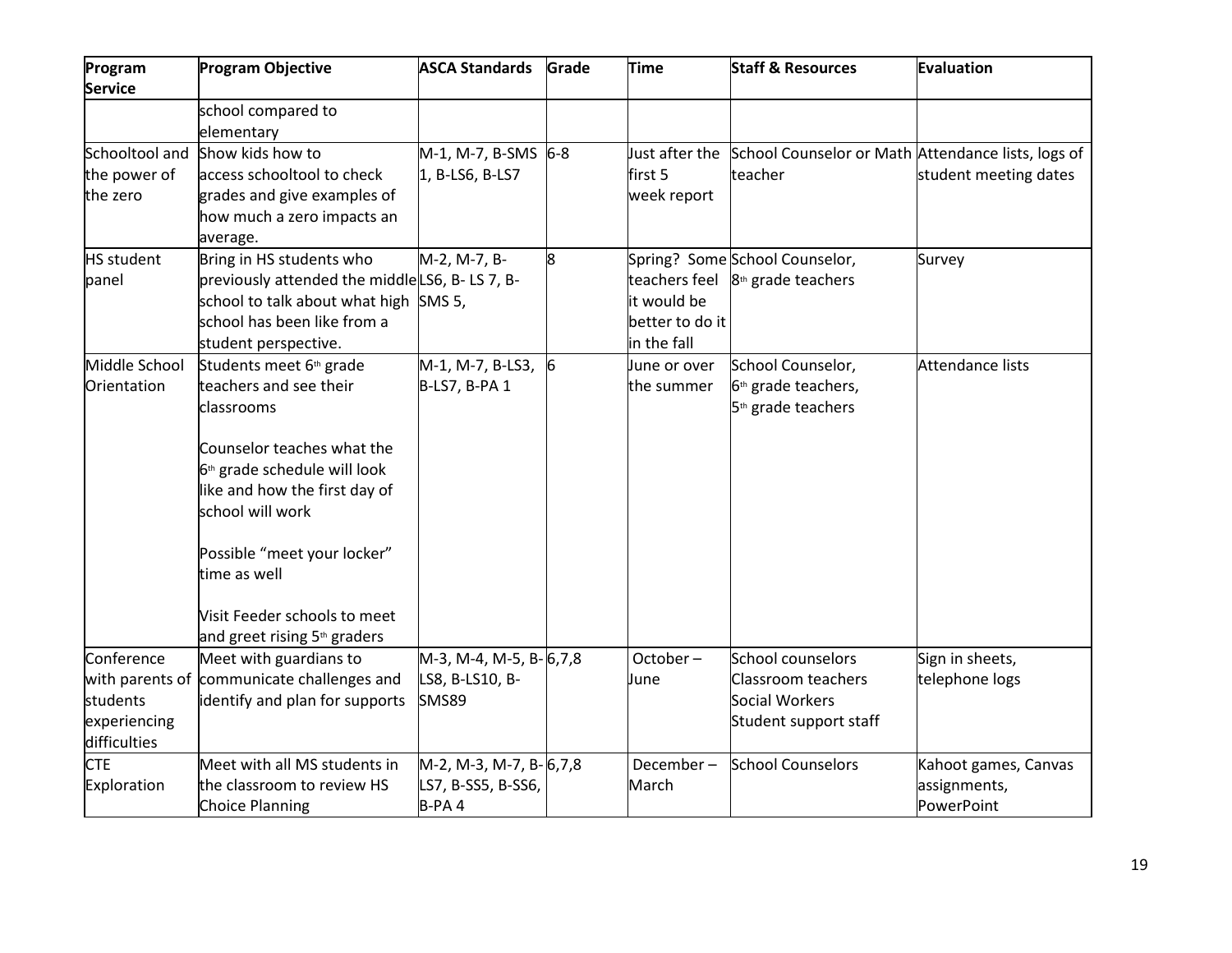| Program Service | Program Objective | ASCA Standards | Grade | Time | Staff & Resources | Evaluation |
|---|---|---|---|---|---|---|
| | school compared to elementary | | | | | |
| Schooltool and the power of the zero | Show kids how to access schooltool to check grades and give examples of how much a zero impacts an average. | M-1, M-7, B-SMS 1, B-LS6, B-LS7 | 6-8 | Just after the first 5 week report | School Counselor or Math teacher | Attendance lists, logs of student meeting dates |
| HS student panel | Bring in HS students who previously attended the middle school to talk about what high school has been like from a student perspective. | M-2, M-7, B-LS6, B- LS 7, B-SMS 5, | 8 | Spring? Some teachers feel it would be better to do it in the fall | School Counselor, 8th grade teachers | Survey |
| Middle School Orientation | Students meet 6th grade teachers and see their classrooms<br><br>Counselor teaches what the 6th grade schedule will look like and how the first day of school will work<br><br>Possible "meet your locker" time as well<br><br>Visit Feeder schools to meet and greet rising 5th graders | M-1, M-7, B-LS3, B-LS7, B-PA 1 | 6 | June or over the summer | School Counselor, 6th grade teachers, 5th grade teachers | Attendance lists |
| Conference with parents of students experiencing difficulties | Meet with guardians to communicate challenges and identify and plan for supports | M-3, M-4, M-5, B-LS8, B-LS10, B-SMS89 | 6,7,8 | October – June | School counselors<br>Classroom teachers<br>Social Workers<br>Student support staff | Sign in sheets, telephone logs |
| CTE Exploration | Meet with all MS students in the classroom to review HS Choice Planning | M-2, M-3, M-7, B-LS7, B-SS5, B-SS6, B-PA 4 | 6,7,8 | December – March | School Counselors | Kahoot games, Canvas assignments, PowerPoint |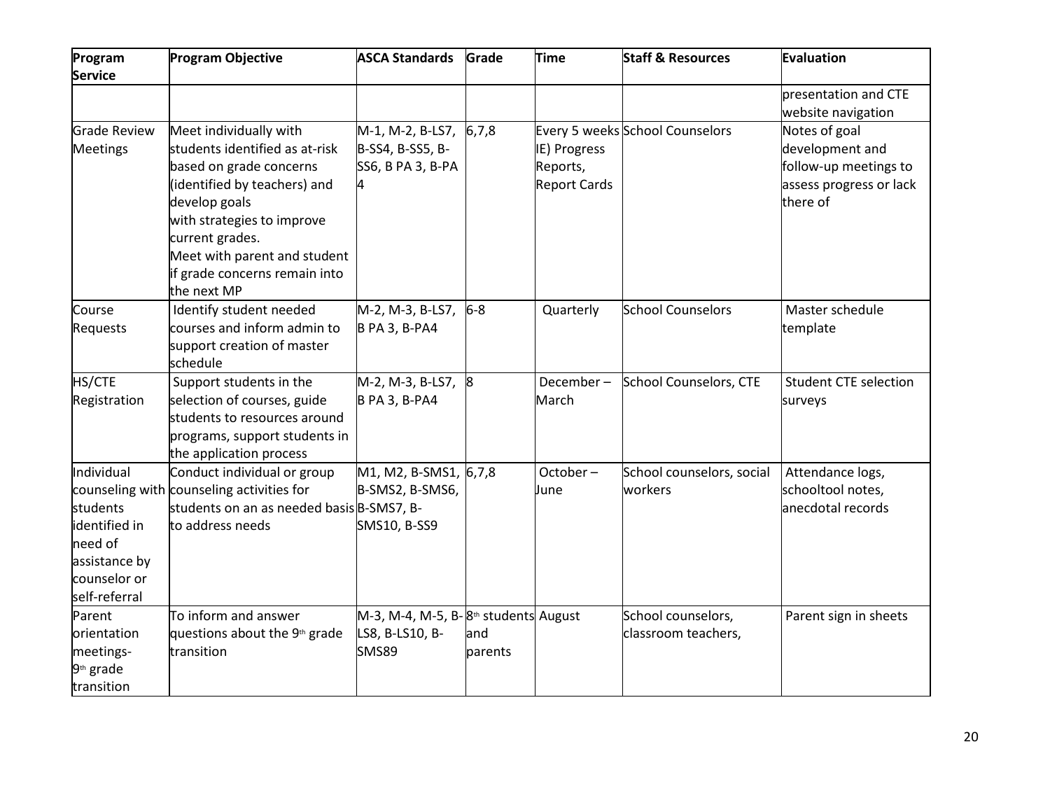| Program Service | Program Objective | ASCA Standards | Grade | Time | Staff & Resources | Evaluation |
|---|---|---|---|---|---|---|
| | | | | | | presentation and CTE website navigation |
| Grade Review Meetings | Meet individually with students identified as at-risk based on grade concerns (identified by teachers) and develop goals with strategies to improve current grades. Meet with parent and student if grade concerns remain into the next MP | M-1, M-2, B-LS7, B-SS4, B-SS5, B-SS6, B PA 3, B-PA 4 | 6,7,8 | Every 5 weeks IE) Progress Reports, Report Cards | School Counselors | Notes of goal development and follow-up meetings to assess progress or lack there of |
| Course Requests | Identify student needed courses and inform admin to support creation of master schedule | M-2, M-3, B-LS7, B PA 3, B-PA4 | 6-8 | Quarterly | School Counselors | Master schedule template |
| HS/CTE Registration | Support students in the selection of courses, guide students to resources around programs, support students in the application process | M-2, M-3, B-LS7, B PA 3, B-PA4 | 8 | December – March | School Counselors, CTE | Student CTE selection surveys |
| Individual counseling with students identified in need of assistance by counselor or self-referral | Conduct individual or group counseling activities for students on an as needed basis to address needs | M1, M2, B-SMS1, B-SMS2, B-SMS6, B-SMS7, B-SMS10, B-SS9 | 6,7,8 | October – June | School counselors, social workers | Attendance logs, schooltool notes, anecdotal records |
| Parent orientation meetings- 9th grade transition | To inform and answer questions about the 9th grade transition | M-3, M-4, M-5, B-LS8, B-LS10, B-SMS89 | 8th students and parents | August | School counselors, classroom teachers, | Parent sign in sheets |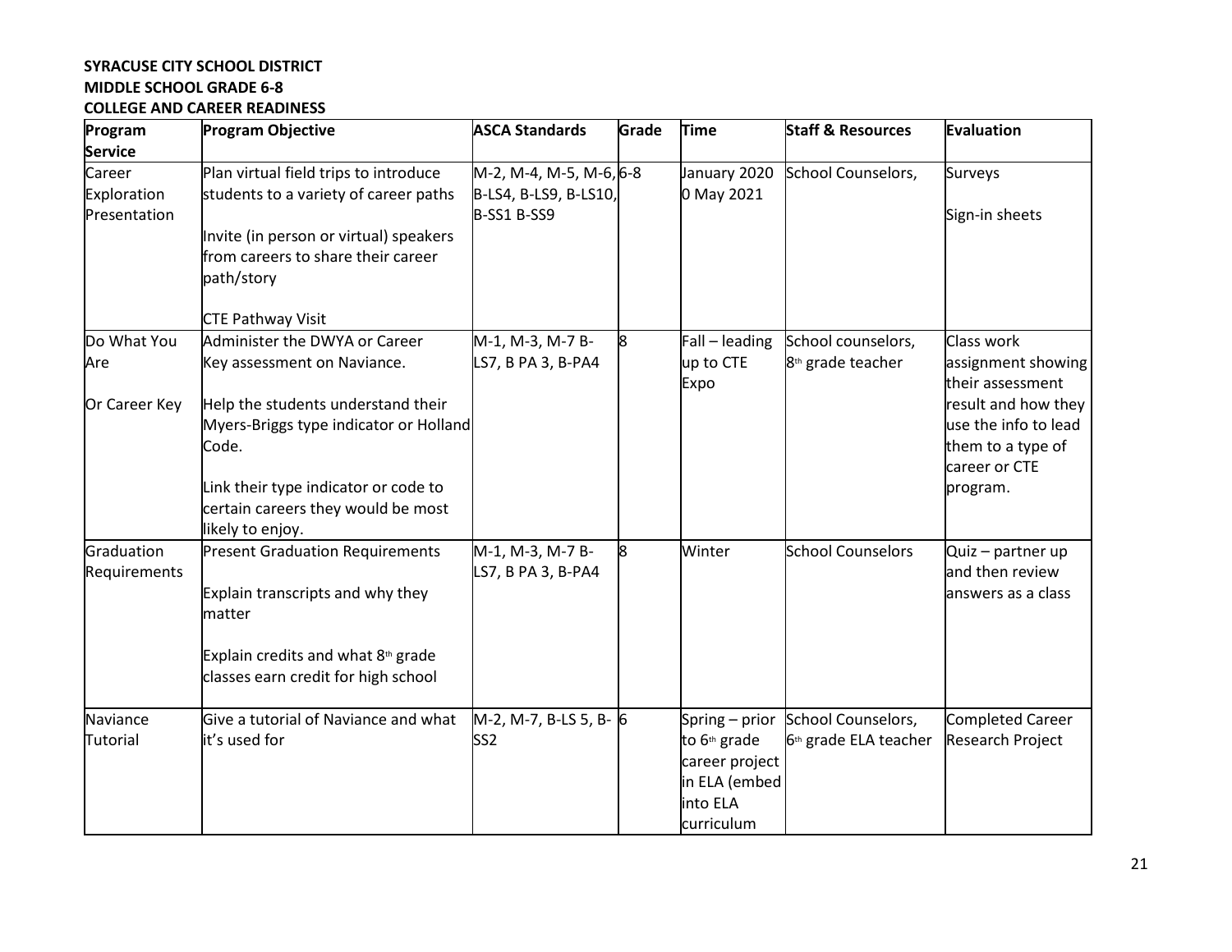**SYRACUSE CITY SCHOOL DISTRICT**
**MIDDLE SCHOOL GRADE 6-8**
**COLLEGE AND CAREER READINESS**

| Program Service | Program Objective | ASCA Standards | Grade | Time | Staff & Resources | Evaluation |
|---|---|---|---|---|---|---|
| Career Exploration Presentation | Plan virtual field trips to introduce students to a variety of career paths<br><br>Invite (in person or virtual) speakers from careers to share their career path/story<br><br>CTE Pathway Visit | M-2, M-4, M-5, M-6, B-LS4, B-LS9, B-LS10, B-SS1 B-SS9 | 6-8 | January 2020 0 May 2021 | School Counselors, | Surveys<br><br>Sign-in sheets |
| Do What You Are<br><br>Or Career Key | Administer the DWYA or Career Key assessment on Naviance.<br><br>Help the students understand their Myers-Briggs type indicator or Holland Code.<br><br>Link their type indicator or code to certain careers they would be most likely to enjoy. | M-1, M-3, M-7 B-LS7, B PA 3, B-PA4 | 8 | Fall – leading up to CTE Expo | School counselors, 8th grade teacher | Class work assignment showing their assessment result and how they use the info to lead them to a type of career or CTE program. |
| Graduation Requirements | Present Graduation Requirements<br><br>Explain transcripts and why they matter<br><br>Explain credits and what 8th grade classes earn credit for high school | M-1, M-3, M-7 B-LS7, B PA 3, B-PA4 | 8 | Winter | School Counselors | Quiz – partner up and then review answers as a class |
| Naviance Tutorial | Give a tutorial of Naviance and what it's used for | M-2, M-7, B-LS 5, B-SS2 | 6 | Spring – prior to 6th grade career project in ELA (embed into ELA curriculum | School Counselors, 6th grade ELA teacher | Completed Career Research Project |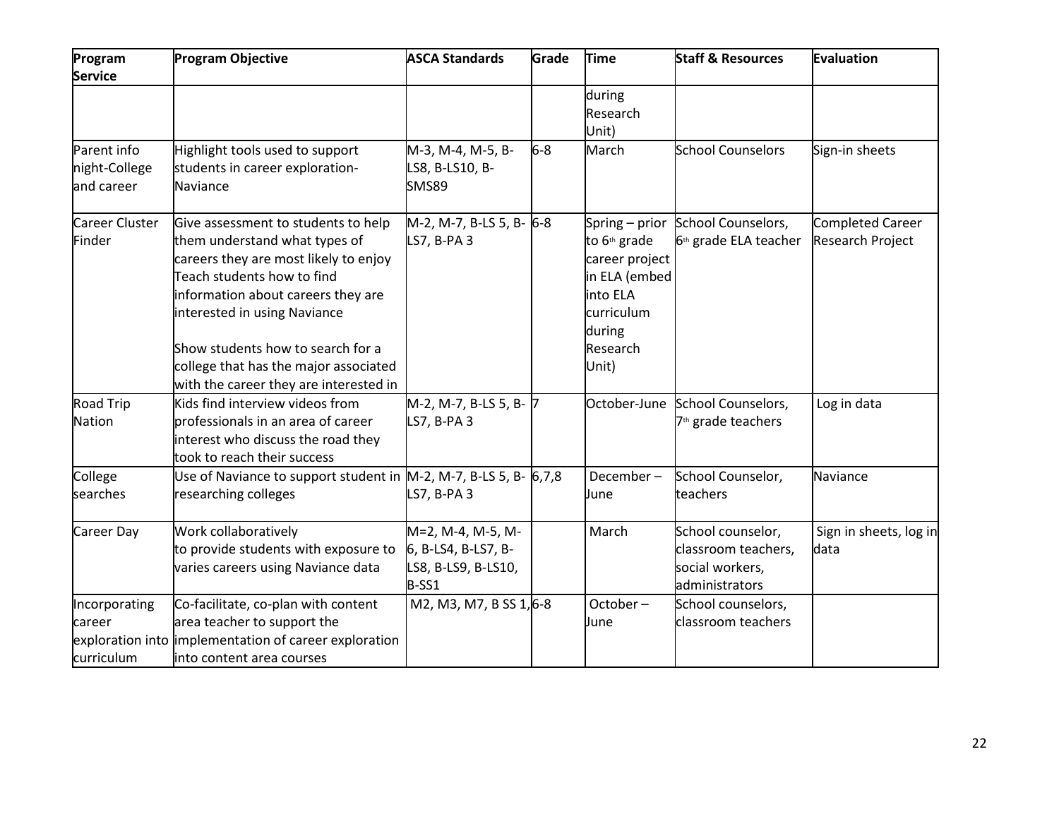| Program Service | Program Objective | ASCA Standards | Grade | Time | Staff & Resources | Evaluation |
|---|---|---|---|---|---|---|
| | | | | during Research Unit) | | |
| Parent info night-College and career | Highlight tools used to support students in career exploration-Naviance | M-3, M-4, M-5, B-LS8, B-LS10, B-SMS89 | 6-8 | March | School Counselors | Sign-in sheets |
| Career Cluster Finder | Give assessment to students to help them understand what types of careers they are most likely to enjoy Teach students how to find information about careers they are interested in using Naviance<br><br>Show students how to search for a college that has the major associated with the career they are interested in | M-2, M-7, B-LS 5, B-LS7, B-PA 3 | 6-8 | Spring – prior to 6th grade career project in ELA (embed into ELA curriculum during Research Unit) | School Counselors, 6th grade ELA teacher | Completed Career Research Project |
| Road Trip Nation | Kids find interview videos from professionals in an area of career interest who discuss the road they took to reach their success | M-2, M-7, B-LS 5, B-LS7, B-PA 3 | 7 | October-June | School Counselors, 7th grade teachers | Log in data |
| College searches | Use of Naviance to support student in researching colleges | M-2, M-7, B-LS 5, B-LS7, B-PA 3 | 6,7,8 | December – June | School Counselor, teachers | Naviance |
| Career Day | Work collaboratively to provide students with exposure to varies careers using Naviance data | M=2, M-4, M-5, M-6, B-LS4, B-LS7, B-LS8, B-LS9, B-LS10, B-SS1 | | March | School counselor, classroom teachers, social workers, administrators | Sign in sheets, log in data |
| Incorporating career exploration into curriculum | Co-facilitate, co-plan with content area teacher to support the implementation of career exploration into content area courses | M2, M3, M7, B SS 1, | 6-8 | October – June | School counselors, classroom teachers | |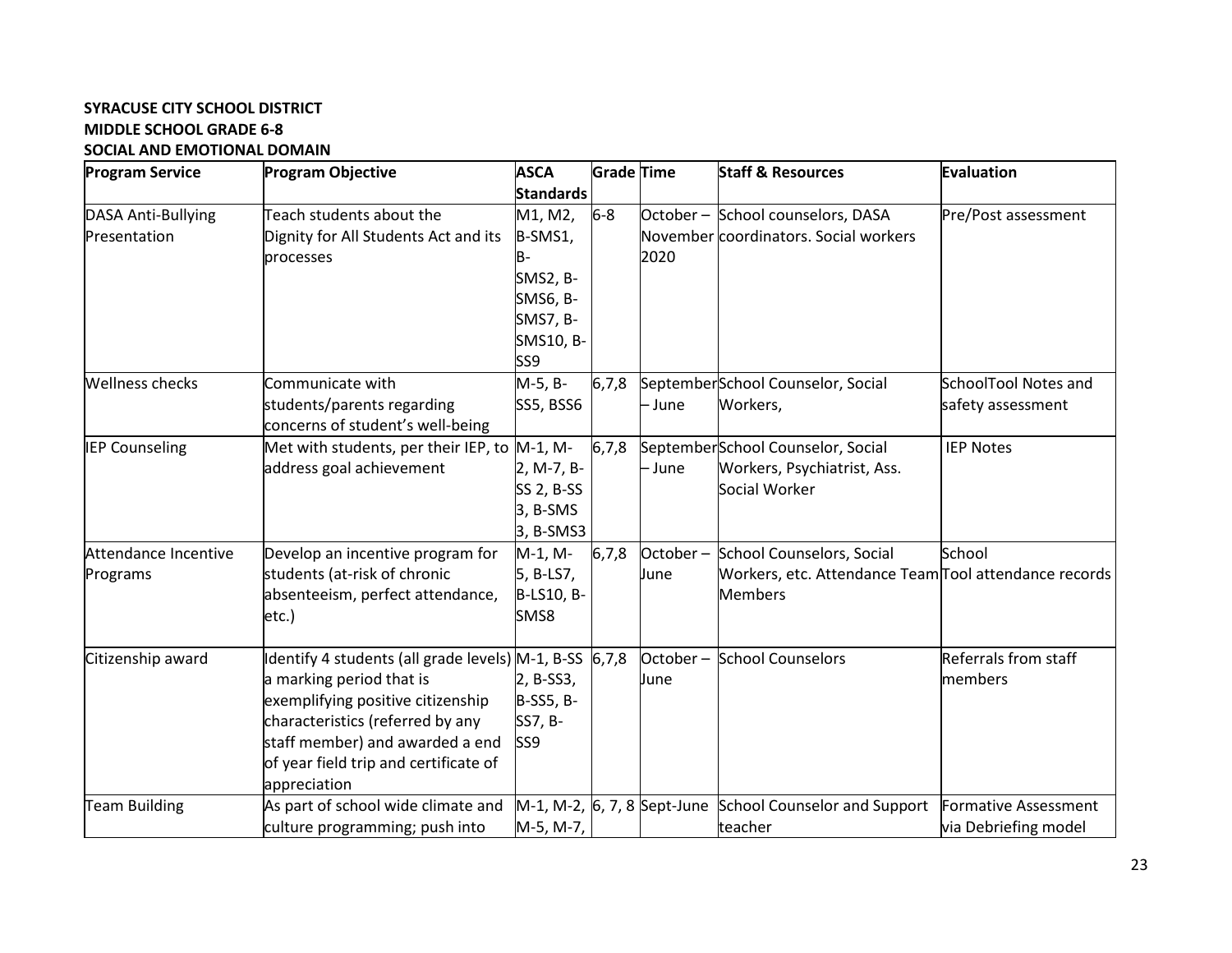**SYRACUSE CITY SCHOOL DISTRICT**
**MIDDLE SCHOOL GRADE 6-8**
**SOCIAL AND EMOTIONAL DOMAIN**

| Program Service | Program Objective | ASCA Standards | Grade | Time | Staff & Resources | Evaluation |
|---|---|---|---|---|---|---|
| DASA Anti-Bullying Presentation | Teach students about the Dignity for All Students Act and its processes | M1, M2, B-SMS1, B-SMS2, B-SMS6, B-SMS7, B-SMS10, B-SS9 | 6-8 | October – November 2020 | School counselors, DASA coordinators. Social workers | Pre/Post assessment |
| Wellness checks | Communicate with students/parents regarding concerns of student's well-being | M-5, B-SS5, BSS6 | 6,7,8 | September – June | School Counselor, Social Workers, | SchoolTool Notes and safety assessment |
| IEP Counseling | Met with students, per their IEP, to address goal achievement | M-1, M-2, M-7, B-SS 2, B-SS 3, B-SMS 3, B-SMS3 | 6,7,8 | September – June | School Counselor, Social Workers, Psychiatrist, Ass. Social Worker | IEP Notes |
| Attendance Incentive Programs | Develop an incentive program for students (at-risk of chronic absenteeism, perfect attendance, etc.) | M-1, M-5, B-LS7, B-LS10, B-SMS8 | 6,7,8 | October – June | School Counselors, Social Workers, etc. Attendance Team Members | School Tool attendance records |
| Citizenship award | Identify 4 students (all grade levels) a marking period that is exemplifying positive citizenship characteristics (referred by any staff member) and awarded a end of year field trip and certificate of appreciation | M-1, B-SS 2, B-SS3, B-SS5, B-SS7, B-SS9 | 6,7,8 | October – June | School Counselors | Referrals from staff members |
| Team Building | As part of school wide climate and culture programming; push into | M-1, M-2, M-5, M-7, | 6, 7, 8 | Sept-June | School Counselor and Support teacher | Formative Assessment via Debriefing model |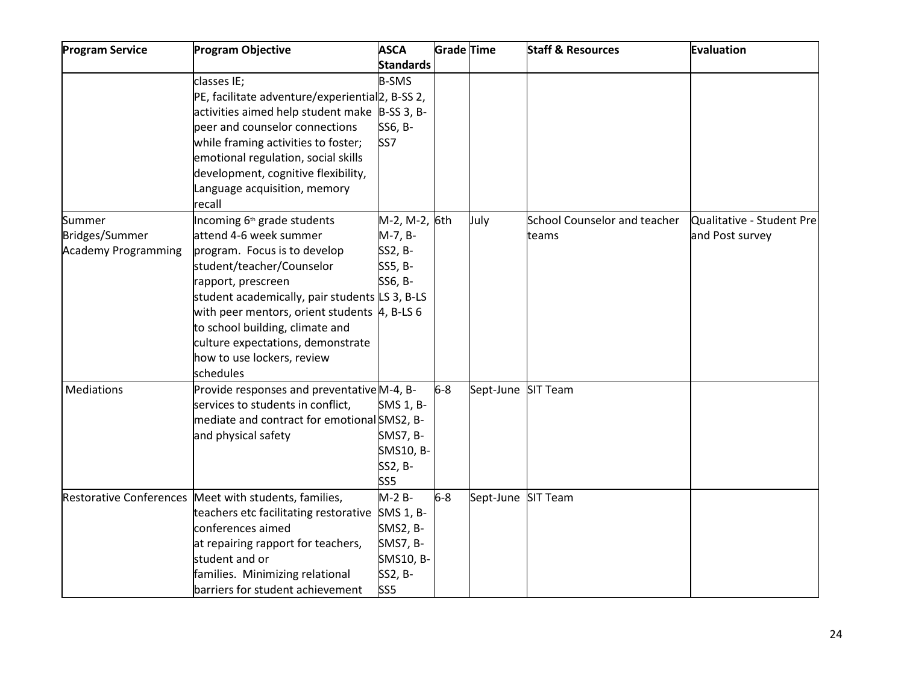| Program Service | Program Objective | ASCA Standards | Grade | Time | Staff & Resources | Evaluation |
|---|---|---|---|---|---|---|
| | classes IE; PE, facilitate adventure/experiential activities aimed help student make peer and counselor connections while framing activities to foster; emotional regulation, social skills development, cognitive flexibility, Language acquisition, memory recall | B-SMS 2, B-SS 2, B-SS 3, B-SS6, B-SS7 | | | | |
| Summer Bridges/Summer Academy Programming | Incoming 6th grade students attend 4-6 week summer program. Focus is to develop student/teacher/Counselor rapport, prescreen student academically, pair students with peer mentors, orient students to school building, climate and culture expectations, demonstrate how to use lockers, review schedules | M-2, M-2, M-7, B-SS2, B-SS5, B-SS6, B-LS 3, B-LS 4, B-LS 6 | 6th | July | School Counselor and teacher teams | Qualitative - Student Pre and Post survey |
| Mediations | Provide responses and preventative services to students in conflict, mediate and contract for emotional and physical safety | M-4, B-SMS 1, B-SMS2, B-SMS7, B-SMS10, B-SS2, B-SS5 | 6-8 | Sept-June | SIT Team | |
| Restorative Conferences | Meet with students, families, teachers etc facilitating restorative conferences aimed at repairing rapport for teachers, student and or families. Minimizing relational barriers for student achievement | M-2 B-SMS 1, B-SMS2, B-SMS7, B-SMS10, B-SS2, B-SS5 | 6-8 | Sept-June | SIT Team | |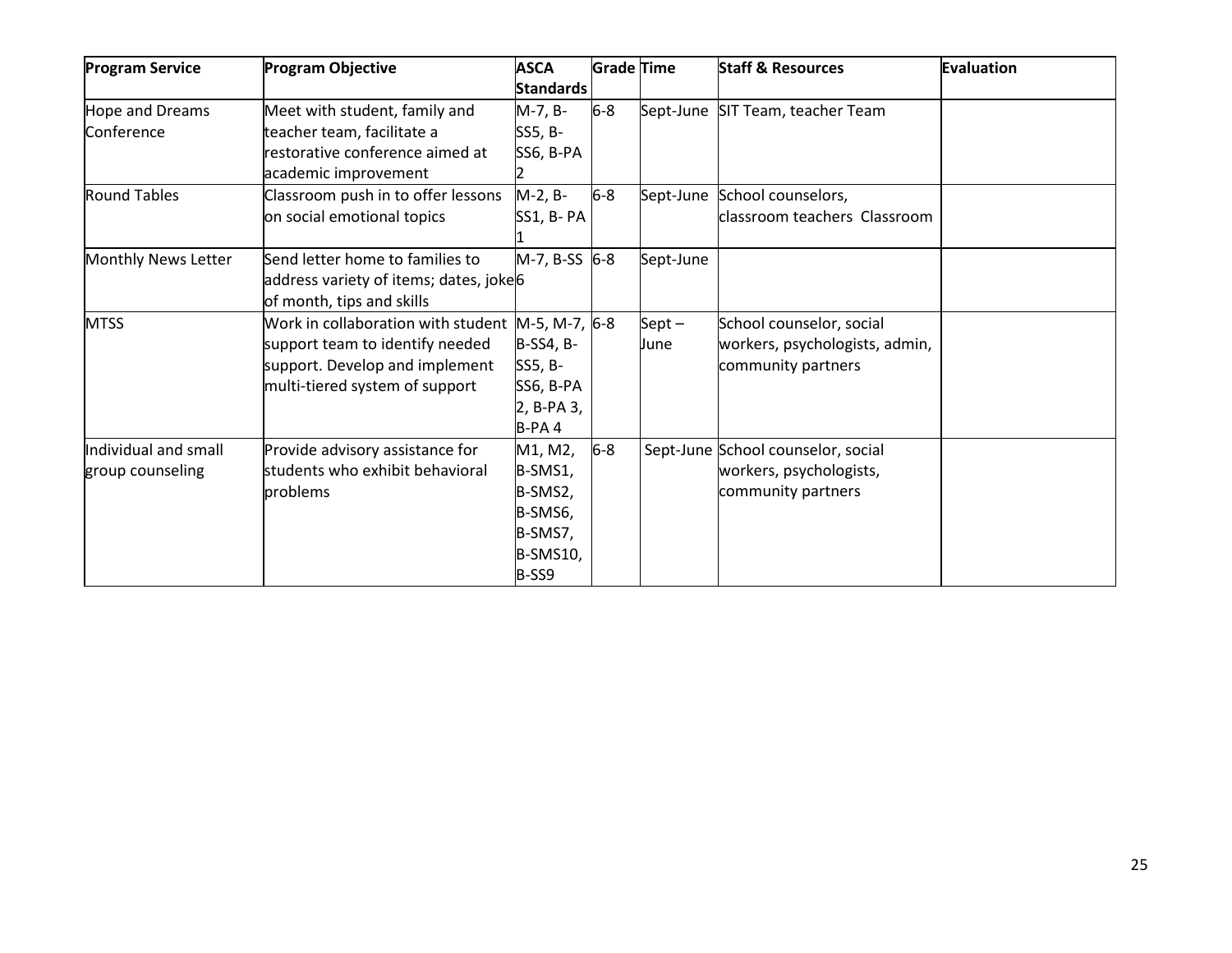| Program Service | Program Objective | ASCA Standards | Grade | Time | Staff & Resources | Evaluation |
|---|---|---|---|---|---|---|
| Hope and Dreams Conference | Meet with student, family and teacher team, facilitate a restorative conference aimed at academic improvement | M-7, B-SS5, B-SS6, B-PA 2 | 6-8 | Sept-June | SIT Team, teacher Team | |
| Round Tables | Classroom push in to offer lessons on social emotional topics | M-2, B-SS1, B- PA 1 | 6-8 | Sept-June | School counselors, classroom teachers Classroom | |
| Monthly News Letter | Send letter home to families to address variety of items; dates, joke of month, tips and skills | M-7, B-SS 6 | 6-8 | Sept-June | | |
| MTSS | Work in collaboration with student support team to identify needed support. Develop and implement multi-tiered system of support | M-5, M-7, B-SS4, B-SS5, B-SS6, B-PA 2, B-PA 3, B-PA 4 | 6-8 | Sept – June | School counselor, social workers, psychologists, admin, community partners | |
| Individual and small group counseling | Provide advisory assistance for students who exhibit behavioral problems | M1, M2, B-SMS1, B-SMS2, B-SMS6, B-SMS7, B-SMS10, B-SS9 | 6-8 | Sept-June | School counselor, social workers, psychologists, community partners | |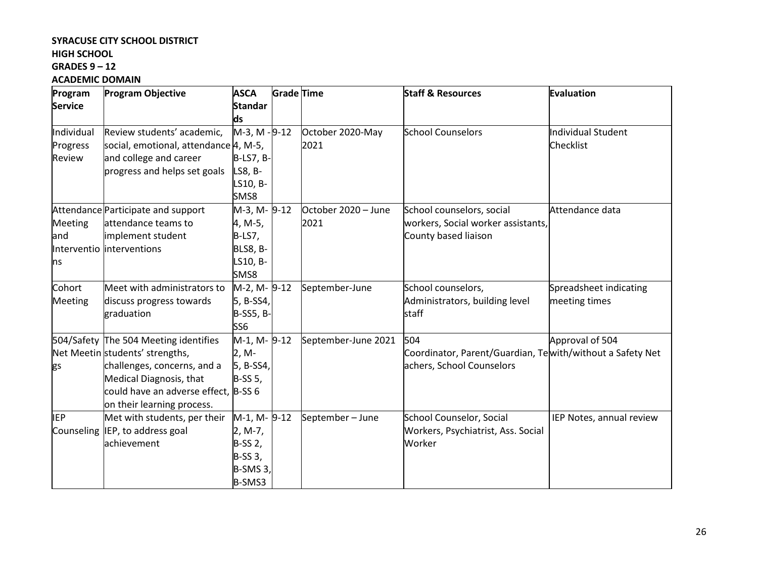**SYRACUSE CITY SCHOOL DISTRICT**
**HIGH SCHOOL**
**GRADES 9 – 12**
**ACADEMIC DOMAIN**

| Program Service | Program Objective | ASCA Standards | Grade | Time | Staff & Resources | Evaluation |
|---|---|---|---|---|---|---|
| Individual Progress Review | Review students' academic, social, emotional, attendance and college and career progress and helps set goals | M-3, M - 4, M-5, B-LS7, B-LS8, B-LS10, B-SMS8 | 9-12 | October 2020-May 2021 | School Counselors | Individual Student Checklist |
| Attendance Meeting and Interventions | Participate and support attendance teams to implement student interventions | M-3, M-4, M-5, B-LS7, BLS8, B-LS10, B-SMS8 | 9-12 | October 2020 – June 2021 | School counselors, social workers, Social worker assistants, County based liaison | Attendance data |
| Cohort Meeting | Meet with administrators to discuss progress towards graduation | M-2, M-5, B-SS4, B-SS5, B-SS6 | 9-12 | September-June | School counselors, Administrators, building level staff | Spreadsheet indicating meeting times |
| 504/Safety Net Meetings | The 504 Meeting identifies students' strengths, challenges, concerns, and a Medical Diagnosis, that could have an adverse effect, on their learning process. | M-1, M-2, M-5, B-SS4, B-SS 5, B-SS 6 | 9-12 | September-June 2021 | 504 Coordinator, Parent/Guardian, Teachers, School Counselors | Approval of 504 with/without a Safety Net |
| IEP Counseling | Met with students, per their IEP, to address goal achievement | M-1, M-2, M-7, B-SS 2, B-SS 3, B-SMS 3, B-SMS3 | 9-12 | September – June | School Counselor, Social Workers, Psychiatrist, Ass. Social Worker | IEP Notes, annual review |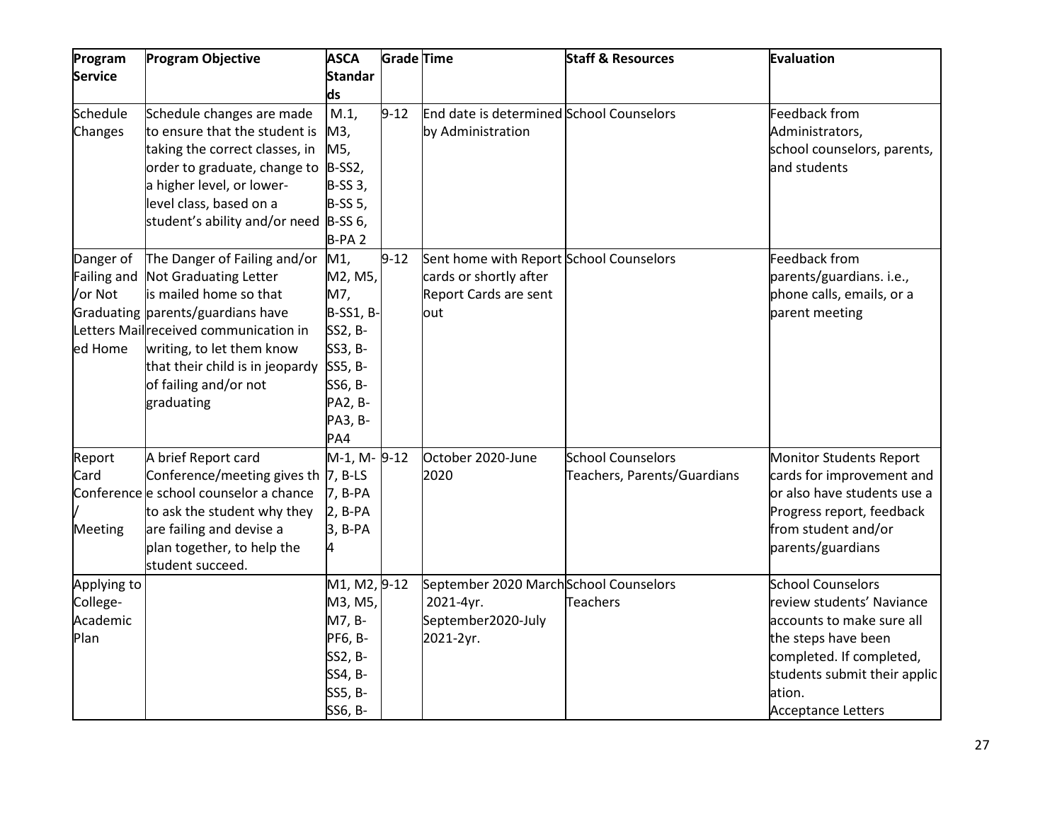| Program Service | Program Objective | ASCA Standards | Grade | Time | Staff & Resources | Evaluation |
|---|---|---|---|---|---|---|
| Schedule Changes | Schedule changes are made to ensure that the student is taking the correct classes, in order to graduate, change to a higher level, or lower-level class, based on a student's ability and/or need | M.1, M3, M5, B-SS2, B-SS 3, B-SS 5, B-SS 6, B-PA 2 | 9-12 | End date is determined by Administration | School Counselors | Feedback from Administrators, school counselors, parents, and students |
| Danger of Failing and /or Not Graduating Letters Mailed Home | The Danger of Failing and/or Not Graduating Letter is mailed home so that parents/guardians have received communication in writing, to let them know that their child is in jeopardy of failing and/or not graduating | M1, M2, M5, M7, B-SS1, B-SS2, B-SS3, B-SS5, B-SS6, B-PA2, B-PA3, B-PA4 | 9-12 | Sent home with Report cards or shortly after Report Cards are sent out | School Counselors | Feedback from parents/guardians. i.e., phone calls, emails, or a parent meeting |
| Report Card Conference/ Meeting | A brief Report card Conference/meeting gives the school counselor a chance to ask the student why they are failing and devise a plan together, to help the student succeed. | M-1, M-7, B-LS 7, B-PA 2, B-PA 3, B-PA 4 | 9-12 | October 2020-June 2020 | School Counselors Teachers, Parents/Guardians | Monitor Students Report cards for improvement and or also have students use a Progress report, feedback from student and/or parents/guardians |
| Applying to College-Academic Plan | | M1, M2, M3, M5, M7, B-PF6, B-SS2, B-SS4, B-SS5, B-SS6, B- | 9-12 | September 2020 March 2021-4yr. September2020-July 2021-2yr. | School Counselors Teachers | School Counselors review students' Naviance accounts to make sure all the steps have been completed. If completed, students submit their application. Acceptance Letters |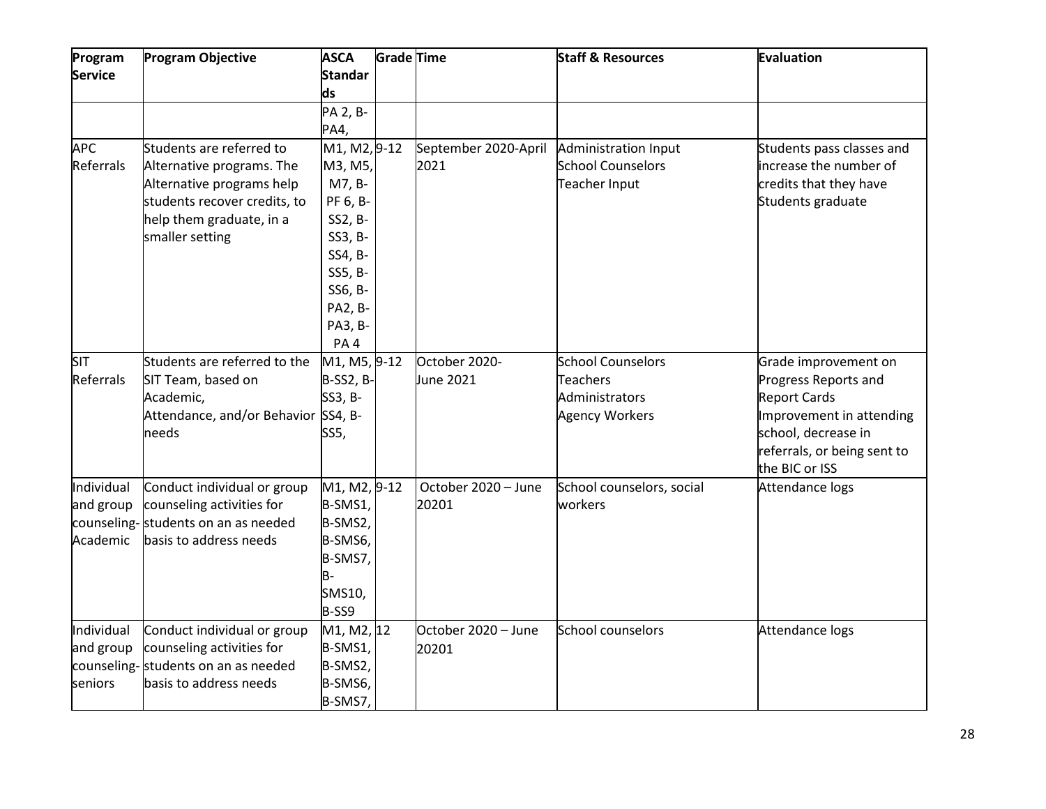| Program Service | Program Objective | ASCA Standards | Grade | Time | Staff & Resources | Evaluation |
|---|---|---|---|---|---|---|
| | | PA 2, B-PA4, | | | | |
| APC Referrals | Students are referred to Alternative programs. The Alternative programs help students recover credits, to help them graduate, in a smaller setting | M1, M2, M3, M5, M7, B-PF 6, B-SS2, B-SS3, B-SS4, B-SS5, B-SS6, B-PA2, B-PA3, B-PA 4 | 9-12 | September 2020-April 2021 | Administration Input<br>School Counselors<br>Teacher Input | Students pass classes and increase the number of credits that they have<br>Students graduate |
| SIT Referrals | Students are referred to the SIT Team, based on Academic, Attendance, and/or Behavior needs | M1, M5, B-SS2, B-SS3, B-SS4, B-SS5, | 9-12 | October 2020-June 2021 | School Counselors<br>Teachers<br>Administrators<br>Agency Workers | Grade improvement on Progress Reports and Report Cards<br>Improvement in attending school, decrease in referrals, or being sent to the BIC or ISS |
| Individual and group counseling-Academic | Conduct individual or group counseling activities for students on an as needed basis to address needs | M1, M2, B-SMS1, B-SMS2, B-SMS6, B-SMS7, B-SMS10, B-SS9 | 9-12 | October 2020 – June 20201 | School counselors, social workers | Attendance logs |
| Individual and group counseling-seniors | Conduct individual or group counseling activities for students on an as needed basis to address needs | M1, M2, B-SMS1, B-SMS2, B-SMS6, B-SMS7, | 12 | October 2020 – June 20201 | School counselors | Attendance logs |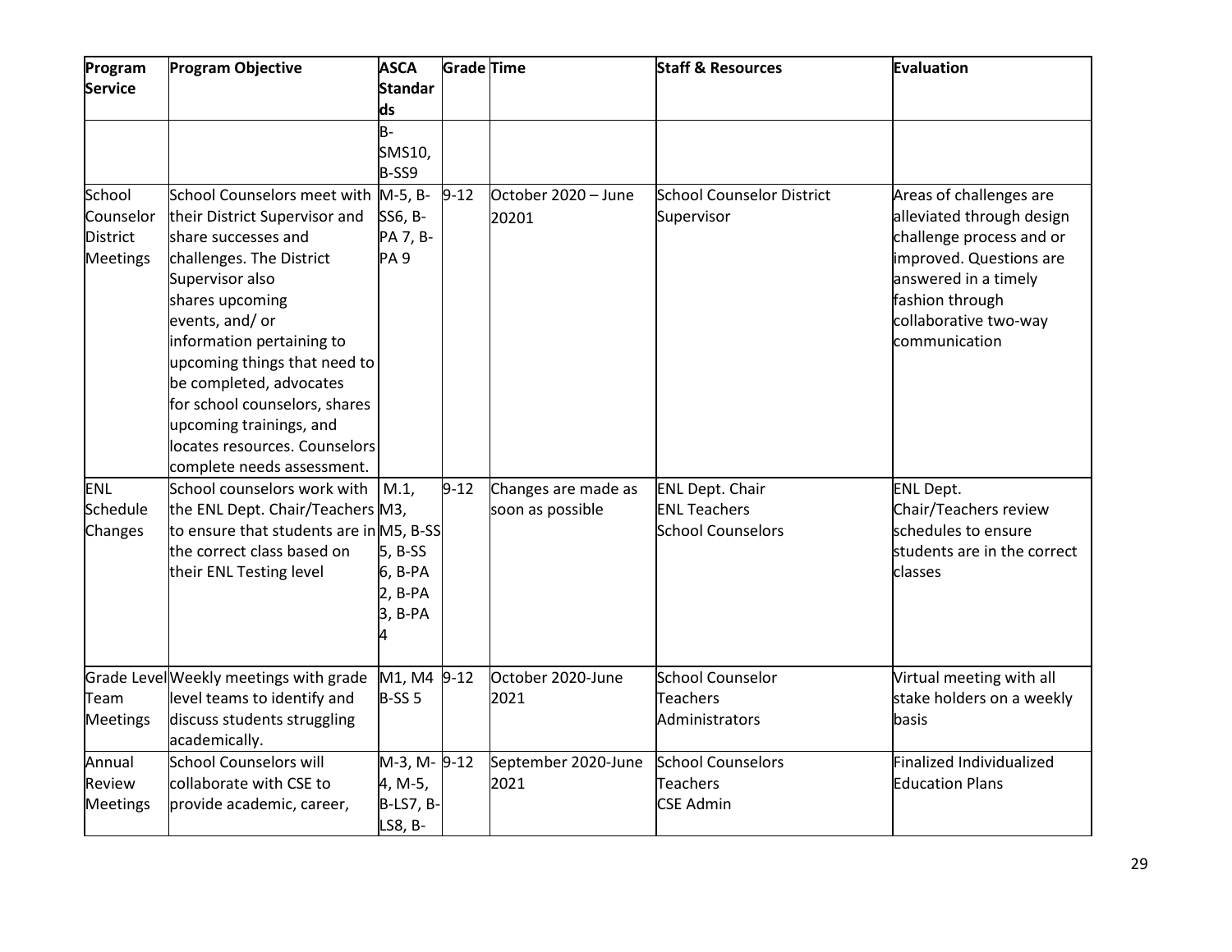| Program Service | Program Objective | ASCA Standards | Grade | Time | Staff & Resources | Evaluation |
|---|---|---|---|---|---|---|
| | | B-SMS10, B-SS9 | | | | |
| School Counselor District Meetings | School Counselors meet with their District Supervisor and share successes and challenges. The District Supervisor also shares upcoming events, and/ or information pertaining to upcoming things that need to be completed, advocates for school counselors, shares upcoming trainings, and locates resources. Counselors complete needs assessment. | M-5, B-SS6, B-PA 7, B-PA 9 | 9-12 | October 2020 – June 20201 | School Counselor District Supervisor | Areas of challenges are alleviated through design challenge process and or improved. Questions are answered in a timely fashion through collaborative two-way communication |
| ENL Schedule Changes | School counselors work with the ENL Dept. Chair/Teachers to ensure that students are in the correct class based on their ENL Testing level | M.1, M3, M5, B-SS 5, B-SS 6, B-PA 2, B-PA 3, B-PA 4 | 9-12 | Changes are made as soon as possible | ENL Dept. Chair<br>ENL Teachers<br>School Counselors | ENL Dept. Chair/Teachers review schedules to ensure students are in the correct classes |
| Grade Level Team Meetings | Weekly meetings with grade level teams to identify and discuss students struggling academically. | M1, M4 B-SS 5 | 9-12 | October 2020-June 2021 | School Counselor<br>Teachers<br>Administrators | Virtual meeting with all stake holders on a weekly basis |
| Annual Review Meetings | School Counselors will collaborate with CSE to provide academic, career, | M-3, M-4, M-5, B-LS7, B-LS8, B- | 9-12 | September 2020-June 2021 | School Counselors<br>Teachers<br>CSE Admin | Finalized Individualized Education Plans |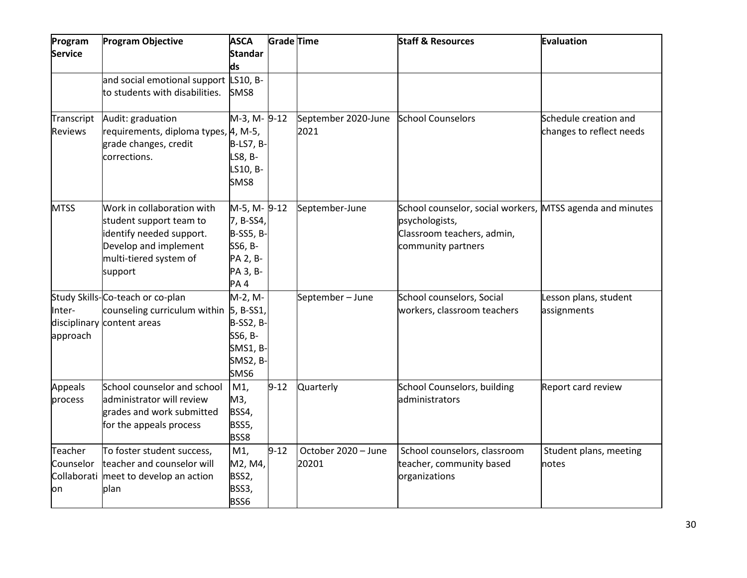| Program Service | Program Objective | ASCA Standards | Grade | Time | Staff & Resources | Evaluation |
| --- | --- | --- | --- | --- | --- | --- |
| | and social emotional support to students with disabilities. | LS10, B-SMS8 | | | | |
| Transcript Reviews | Audit: graduation requirements, diploma types, grade changes, credit corrections. | M-3, M-4, M-5, B-LS7, B-LS8, B-LS10, B-SMS8 | 9-12 | September 2020-June 2021 | School Counselors | Schedule creation and changes to reflect needs |
| MTSS | Work in collaboration with student support team to identify needed support. Develop and implement multi-tiered system of support | M-5, M-7, B-SS4, B-SS5, B-SS6, B-PA 2, B-PA 3, B-PA 4 | 9-12 | September-June | School counselor, social workers, psychologists, Classroom teachers, admin, community partners | MTSS agenda and minutes |
| Study Skills-Inter-disciplinary approach | Co-teach or co-plan counseling curriculum within content areas | M-2, M-5, B-SS1, B-SS2, B-SS6, B-SMS1, B-SMS2, B-SMS6 | | September – June | School counselors, Social workers, classroom teachers | Lesson plans, student assignments |
| Appeals process | School counselor and school administrator will review grades and work submitted for the appeals process | M1, M3, BSS4, BSS5, BSS8 | 9-12 | Quarterly | School Counselors, building administrators | Report card review |
| Teacher Counselor Collaboration | To foster student success, teacher and counselor will meet to develop an action plan | M1, M2, M4, BSS2, BSS3, BSS6 | 9-12 | October 2020 – June 20201 | School counselors, classroom teacher, community based organizations | Student plans, meeting notes |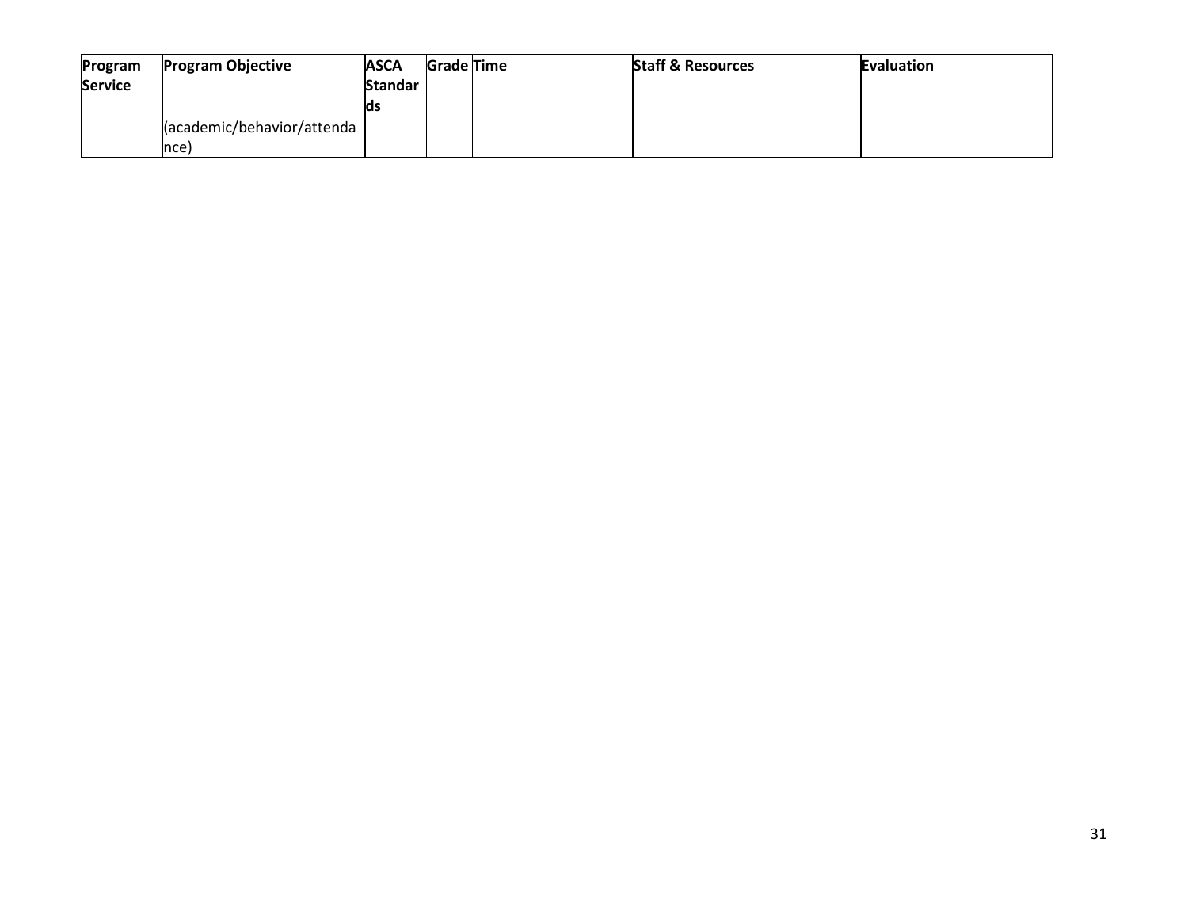| Program Service | Program Objective | ASCA Standards | Grade | Time | Staff & Resources | Evaluation |
|---|---|---|---|---|---|---|
| | (academic/behavior/attendance) | | | | | |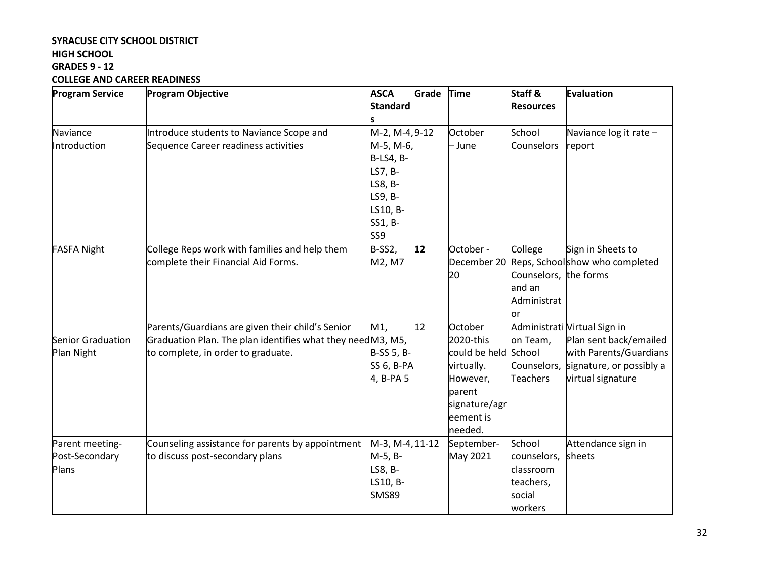**SYRACUSE CITY SCHOOL DISTRICT**
**HIGH SCHOOL**
**GRADES 9 - 12**
**COLLEGE AND CAREER READINESS**

| Program Service | Program Objective | ASCA Standards | Grade | Time | Staff & Resources | Evaluation |
|---|---|---|---|---|---|---|
| Naviance Introduction | Introduce students to Naviance Scope and Sequence Career readiness activities | M-2, M-4, M-5, M-6, B-LS4, B-LS7, B-LS8, B-LS9, B-LS10, B-SS1, B-SS9 | 9-12 | October – June | School Counselors | Naviance log it rate – report |
| FASFA Night | College Reps work with families and help them complete their Financial Aid Forms. | B-SS2, M2, M7 | **12** | October - December 2020 | College Reps, School Counselors, and an Administrator | Sign in Sheets to show who completed the forms |
| Senior Graduation Plan Night | Parents/Guardians are given their child's Senior Graduation Plan. The plan identifies what they need to complete, in order to graduate. | M1, M3, M5, B-SS 5, B-SS 6, B-PA 4, B-PA 5 | 12 | October 2020-this could be held virtually. However, parent signature/agreement is needed. | Administration Team, School Counselors, Teachers | Virtual Sign in Plan sent back/emailed with Parents/Guardians signature, or possibly a virtual signature |
| Parent meeting-Post-Secondary Plans | Counseling assistance for parents by appointment to discuss post-secondary plans | M-3, M-4, M-5, B-LS8, B-LS10, B-SMS89 | 11-12 | September-May 2021 | School counselors, classroom teachers, social workers | Attendance sign in sheets |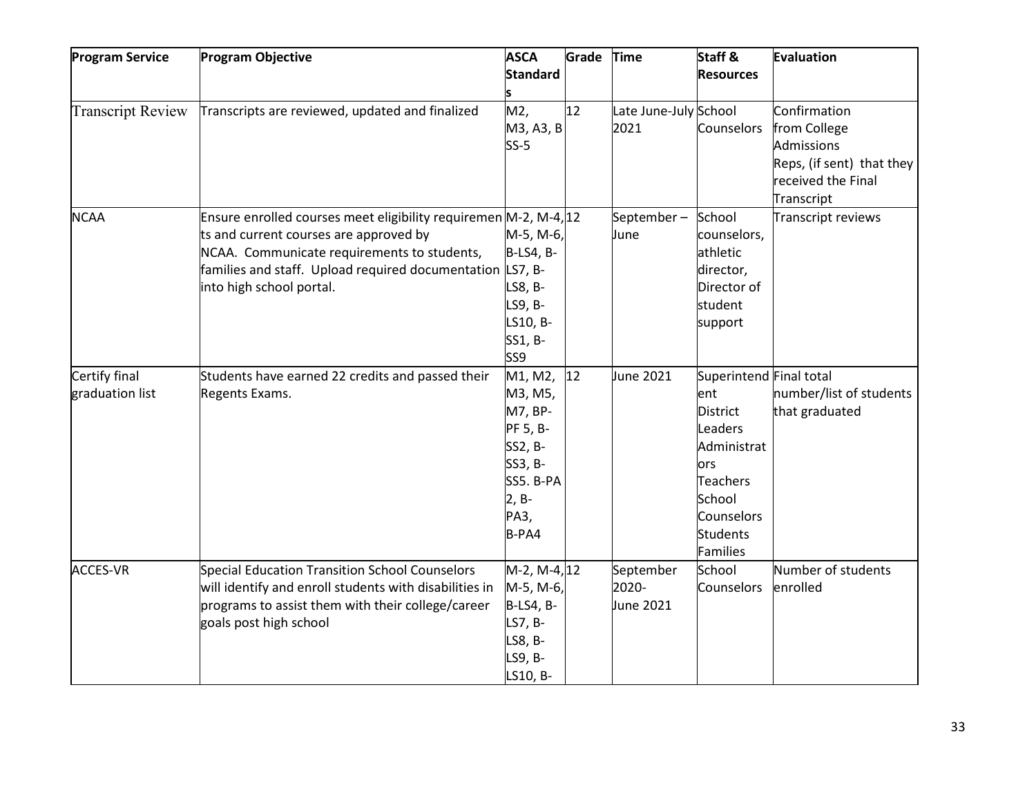| Program Service | Program Objective | ASCA Standards | Grade | Time | Staff & Resources | Evaluation |
|---|---|---|---|---|---|---|
| Transcript Review | Transcripts are reviewed, updated and finalized | M2, M3, A3, B SS-5 | 12 | Late June-July 2021 | School Counselors | Confirmation from College Admissions Reps, (if sent) that they received the Final Transcript |
| NCAA | Ensure enrolled courses meet eligibility requirements and current courses are approved by NCAA. Communicate requirements to students, families and staff. Upload required documentation into high school portal. | M-2, M-4, M-5, M-6, B-LS4, B-LS7, B-LS8, B-LS9, B-LS10, B-SS1, B-SS9 | 12 | September – June | School counselors, athletic director, Director of student support | Transcript reviews |
| Certify final graduation list | Students have earned 22 credits and passed their Regents Exams. | M1, M2, M3, M5, M7, BP-PF 5, B-SS2, B-SS3, B-SS5. B-PA 2, B-PA3, B-PA4 | 12 | June 2021 | Superintendent District Leaders Administrators Teachers School Counselors Students Families | Final total number/list of students that graduated |
| ACCES-VR | Special Education Transition School Counselors will identify and enroll students with disabilities in programs to assist them with their college/career goals post high school | M-2, M-4, M-5, M-6, B-LS4, B-LS7, B-LS8, B-LS9, B-LS10, B- | 12 | September 2020-June 2021 | School Counselors | Number of students enrolled |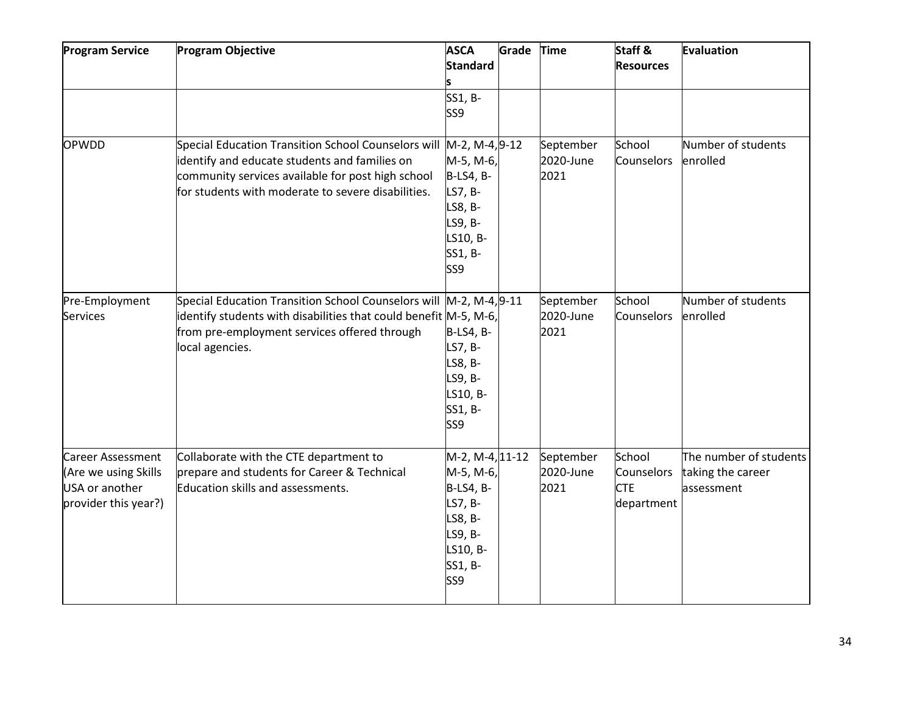| Program Service | Program Objective | ASCA Standards | Grade | Time | Staff & Resources | Evaluation |
|---|---|---|---|---|---|---|
| | | SS1, B-SS9 | | | | |
| OPWDD | Special Education Transition School Counselors will identify and educate students and families on community services available for post high school for students with moderate to severe disabilities. | M-2, M-4, M-5, M-6, B-LS4, B-LS7, B-LS8, B-LS9, B-LS10, B-SS1, B-SS9 | 9-12 | September 2020-June 2021 | School Counselors | Number of students enrolled |
| Pre-Employment Services | Special Education Transition School Counselors will identify students with disabilities that could benefit from pre-employment services offered through local agencies. | M-2, M-4, M-5, M-6, B-LS4, B-LS7, B-LS8, B-LS9, B-LS10, B-SS1, B-SS9 | 9-11 | September 2020-June 2021 | School Counselors | Number of students enrolled |
| Career Assessment (Are we using Skills USA or another provider this year?) | Collaborate with the CTE department to prepare and students for Career & Technical Education skills and assessments. | M-2, M-4, M-5, M-6, B-LS4, B-LS7, B-LS8, B-LS9, B-LS10, B-SS1, B-SS9 | 11-12 | September 2020-June 2021 | School Counselors CTE department | The number of students taking the career assessment |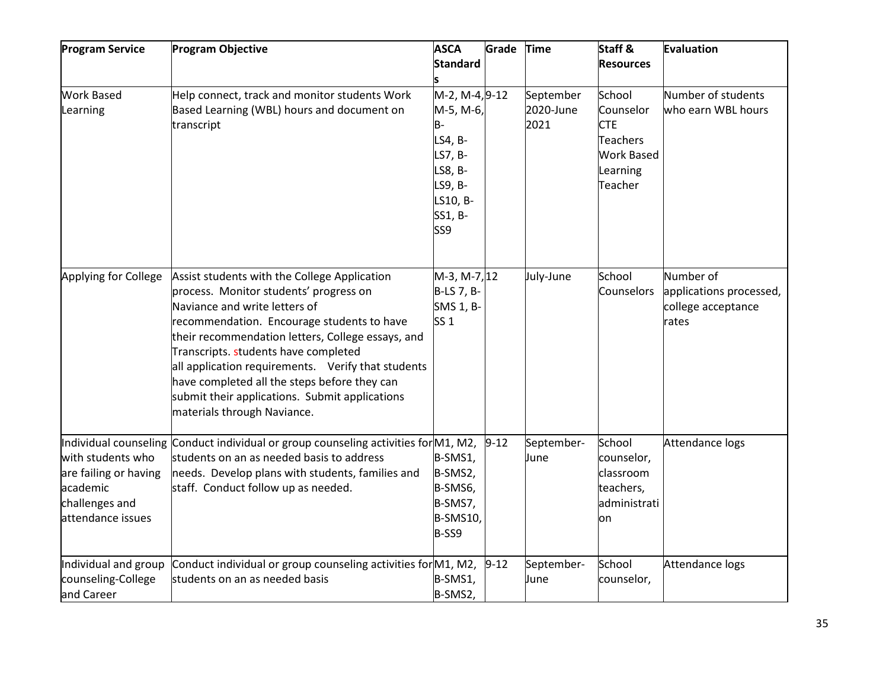| Program Service | Program Objective | ASCA Standards | Grade | Time | Staff & Resources | Evaluation |
|---|---|---|---|---|---|---|
| Work Based Learning | Help connect, track and monitor students Work Based Learning (WBL) hours and document on transcript | M-2, M-4, M-5, M-6, B-LS4, B-LS7, B-LS8, B-LS9, B-LS10, B-SS1, B-SS9 | 9-12 | September 2020-June 2021 | School Counselor CTE Teachers Work Based Learning Teacher | Number of students who earn WBL hours |
| Applying for College | Assist students with the College Application process. Monitor students' progress on Naviance and write letters of recommendation. Encourage students to have their recommendation letters, College essays, and Transcripts. students have completed all application requirements. Verify that students have completed all the steps before they can submit their applications. Submit applications materials through Naviance. | M-3, M-7, B-LS 7, B-SMS 1, B-SS 1 | 12 | July-June | School Counselors | Number of applications processed, college acceptance rates |
| Individual counseling with students who are failing or having academic challenges and attendance issues | Conduct individual or group counseling activities for students on an as needed basis to address needs. Develop plans with students, families and staff. Conduct follow up as needed. | M1, M2, B-SMS1, B-SMS2, B-SMS6, B-SMS7, B-SMS10, B-SS9 | 9-12 | September-June | School counselor, classroom teachers, administration | Attendance logs |
| Individual and group counseling-College and Career | Conduct individual or group counseling activities for students on an as needed basis | M1, M2, B-SMS1, B-SMS2, | 9-12 | September-June | School counselor, | Attendance logs |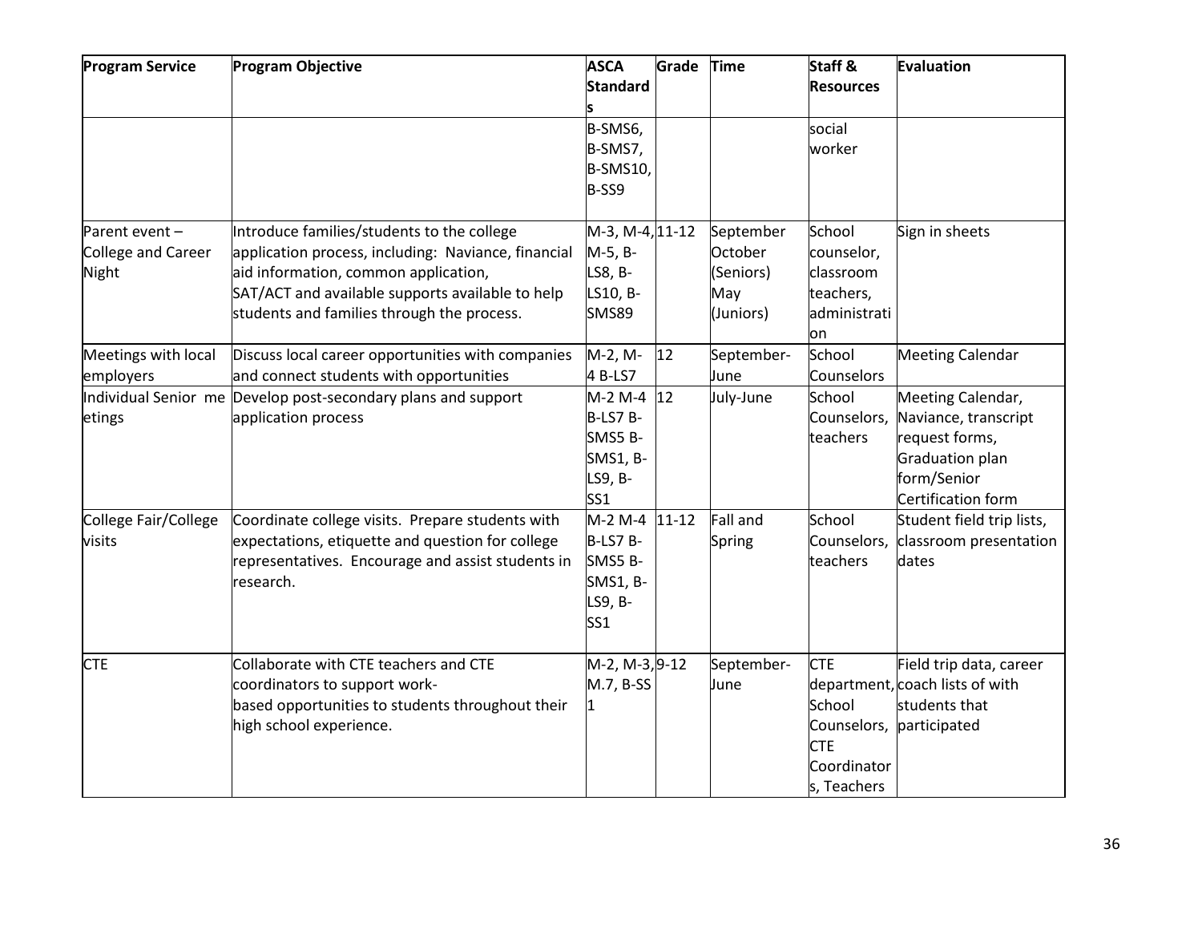| Program Service | Program Objective | ASCA Standards | Grade | Time | Staff & Resources | Evaluation |
|---|---|---|---|---|---|---|
| | | B-SMS6, B-SMS7, B-SMS10, B-SS9 | | | social worker | |
| Parent event – College and Career Night | Introduce families/students to the college application process, including: Naviance, financial aid information, common application, SAT/ACT and available supports available to help students and families through the process. | M-3, M-4, M-5, B-LS8, B-LS10, B-SMS89 | 11-12 | September October (Seniors) May (Juniors) | School counselor, classroom teachers, administration | Sign in sheets |
| Meetings with local employers | Discuss local career opportunities with companies and connect students with opportunities | M-2, M-4 B-LS7 | 12 | September-June | School Counselors | Meeting Calendar |
| Individual Senior meetings | Develop post-secondary plans and support application process | M-2 M-4 B-LS7 B-SMS5 B-SMS1, B-LS9, B-SS1 | 12 | July-June | School Counselors, teachers | Meeting Calendar, Naviance, transcript request forms, Graduation plan form/Senior Certification form |
| College Fair/College visits | Coordinate college visits. Prepare students with expectations, etiquette and question for college representatives. Encourage and assist students in research. | M-2 M-4 B-LS7 B-SMS5 B-SMS1, B-LS9, B-SS1 | 11-12 | Fall and Spring | School Counselors, teachers | Student field trip lists, classroom presentation dates |
| CTE | Collaborate with CTE teachers and CTE coordinators to support work-based opportunities to students throughout their high school experience. | M-2, M-3, M.7, B-SS 1 | 9-12 | September-June | CTE department, School Counselors, CTE Coordinators, Teachers | Field trip data, career coach lists of with students that participated |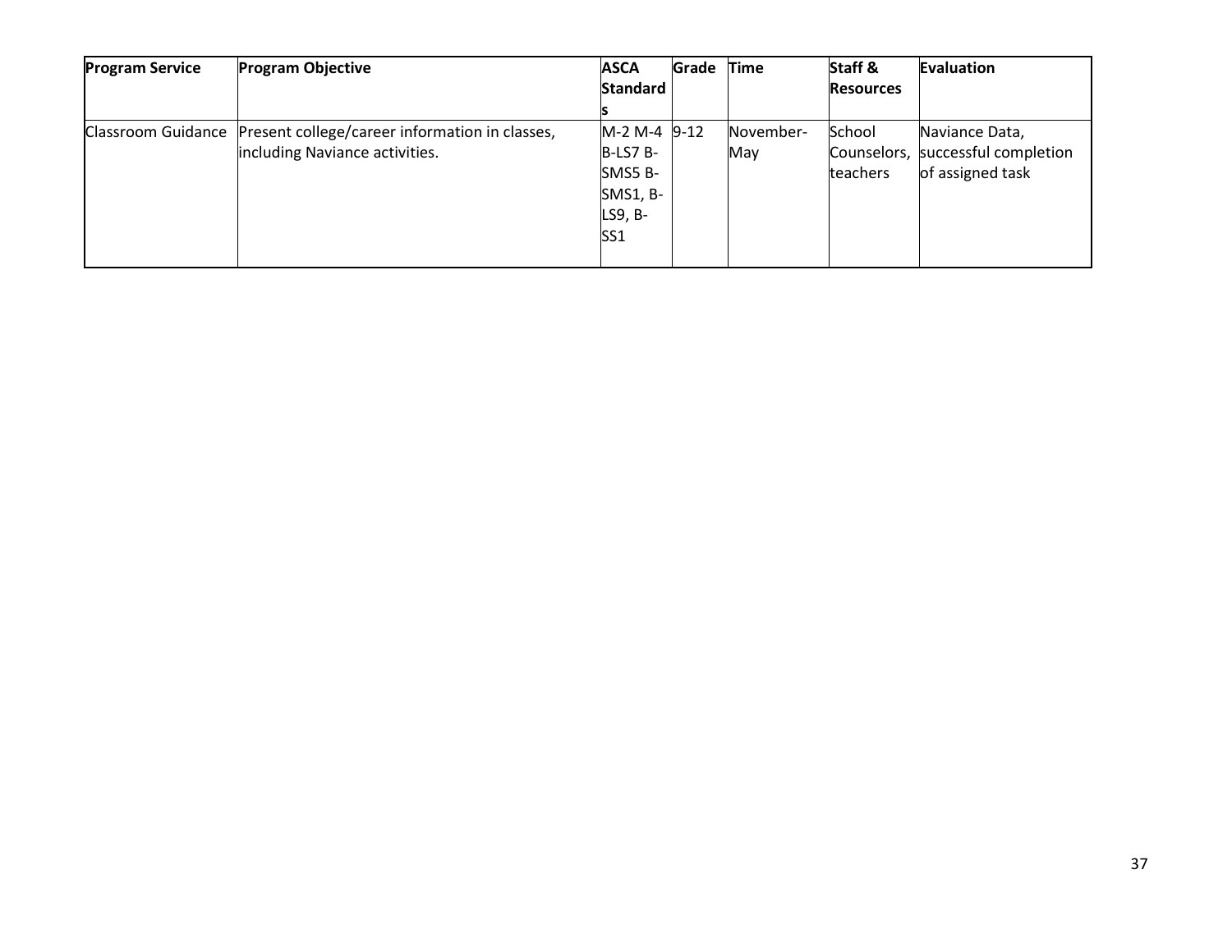| **Program Service** | **Program Objective** | **ASCA Standards** | **Grade** | **Time** | **Staff & Resources** | **Evaluation** |
|---|---|---|---|---|---|---|
| Classroom Guidance | Present college/career information in classes, including Naviance activities. | M-2 M-4 B-LS7 B-SMS5 B-SMS1, B-LS9, B-SS1 | 9-12 | November-May | School Counselors, teachers | Naviance Data, successful completion of assigned task |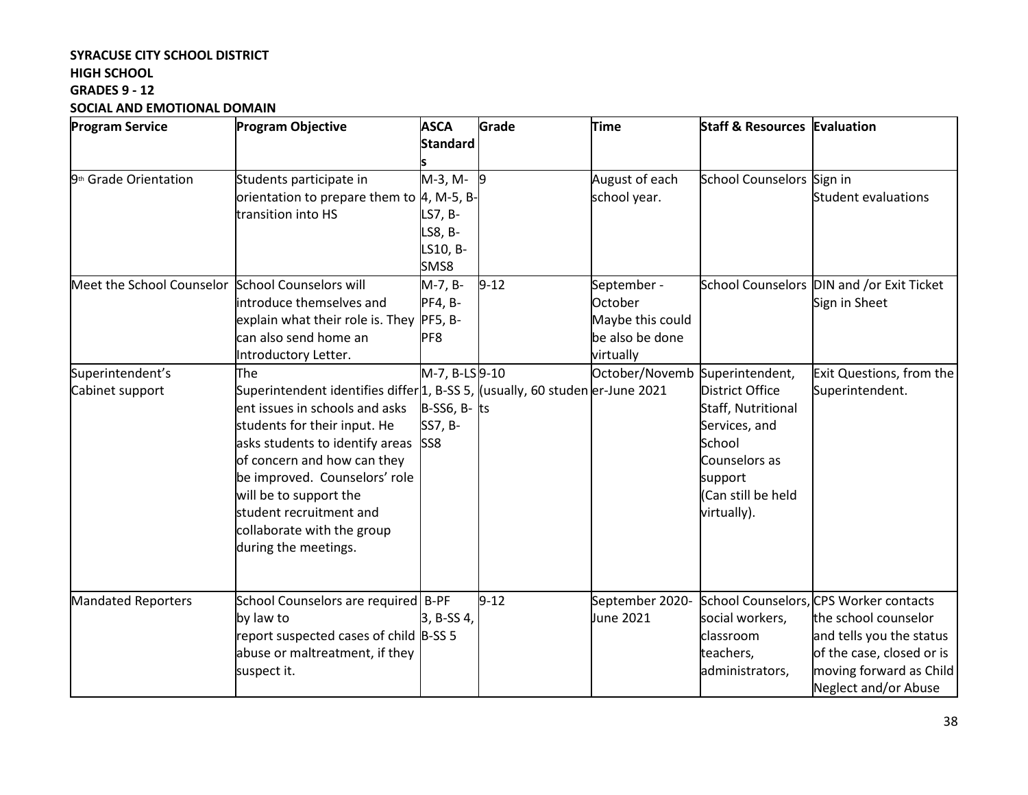**SYRACUSE CITY SCHOOL DISTRICT**
**HIGH SCHOOL**
**GRADES 9 - 12**
**SOCIAL AND EMOTIONAL DOMAIN**

| Program Service | Program Objective | ASCA Standards | Grade | Time | Staff & Resources | Evaluation |
|---|---|---|---|---|---|---|
| 9th Grade Orientation | Students participate in orientation to prepare them to transition into HS | M-3, M-4, M-5, B-LS7, B-LS8, B-LS10, B-SMS8 | 9 | August of each school year. | School Counselors | Sign in<br>Student evaluations |
| Meet the School Counselor | School Counselors will introduce themselves and explain what their role is. They can also send home an Introductory Letter. | M-7, B-PF4, B-PF5, B-PF8 | 9-12 | September - October<br>Maybe this could be also be done virtually | School Counselors | DIN and /or Exit Ticket<br>Sign in Sheet |
| Superintendent's Cabinet support | The Superintendent identifies different issues in schools and asks students for their input. He asks students to identify areas of concern and how can they be improved. Counselors' role will be to support the student recruitment and collaborate with the group during the meetings. | M-7, B-LS 1, B-SS 5, B-SS6, B-SS7, B-SS8 | 9-10 (usually, 60 students | October/November-June 2021 | Superintendent, District Office Staff, Nutritional Services, and School Counselors as support<br>(Can still be held virtually). | Exit Questions, from the Superintendent. |
| Mandated Reporters | School Counselors are required by law to report suspected cases of child abuse or maltreatment, if they suspect it. | B-PF 3, B-SS 4, B-SS 5 | 9-12 | September 2020-June 2021 | School Counselors, social workers, classroom teachers, administrators, | CPS Worker contacts the school counselor and tells you the status of the case, closed or is moving forward as Child Neglect and/or Abuse |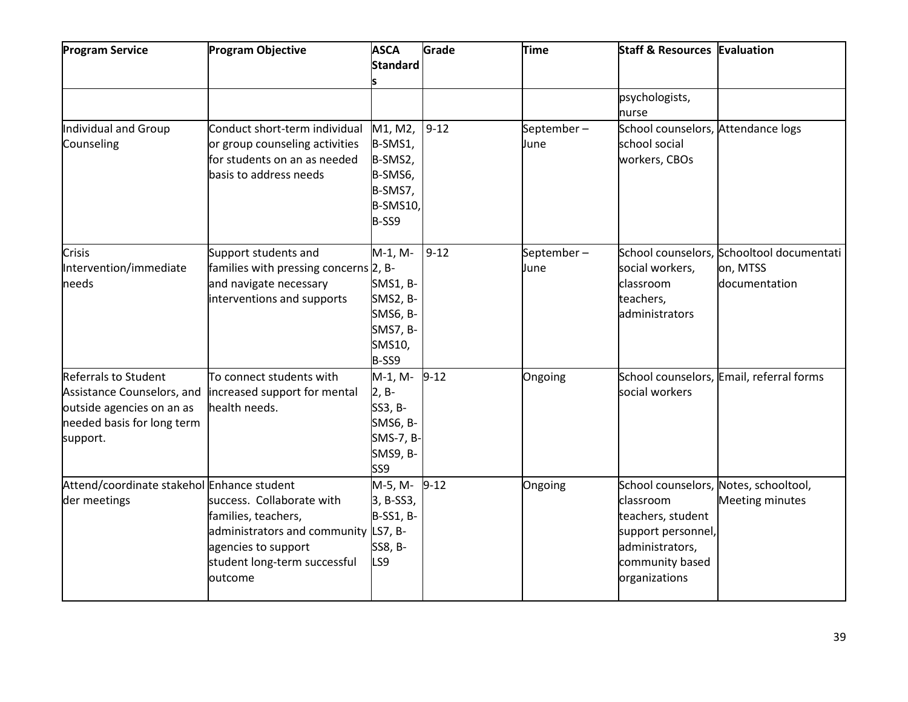| Program Service | Program Objective | ASCA Standards | Grade | Time | Staff & Resources | Evaluation |
|---|---|---|---|---|---|---|
| | | | | | psychologists, nurse | |
| Individual and Group Counseling | Conduct short-term individual or group counseling activities for students on an as needed basis to address needs | M1, M2, B-SMS1, B-SMS2, B-SMS6, B-SMS7, B-SMS10, B-SS9 | 9-12 | September – June | School counselors, school social workers, CBOs | Attendance logs |
| Crisis Intervention/immediate needs | Support students and families with pressing concerns and navigate necessary interventions and supports | M-1, M-2, B-SMS1, B-SMS2, B-SMS6, B-SMS7, B-SMS10, B-SS9 | 9-12 | September – June | School counselors, social workers, classroom teachers, administrators | Schooltool documentation, MTSS documentation |
| Referrals to Student Assistance Counselors, and outside agencies on an as needed basis for long term support. | To connect students with increased support for mental health needs. | M-1, M-2, B-SS3, B-SMS6, B-SMS-7, B-SMS9, B-SS9 | 9-12 | Ongoing | School counselors, social workers | Email, referral forms |
| Attend/coordinate stakeholder meetings | Enhance student success. Collaborate with families, teachers, administrators and community agencies to support student long-term successful outcome | M-5, M-3, B-SS3, B-SS1, B-LS7, B-SS8, B-LS9 | 9-12 | Ongoing | School counselors, classroom teachers, student support personnel, administrators, community based organizations | Notes, schooltool, Meeting minutes |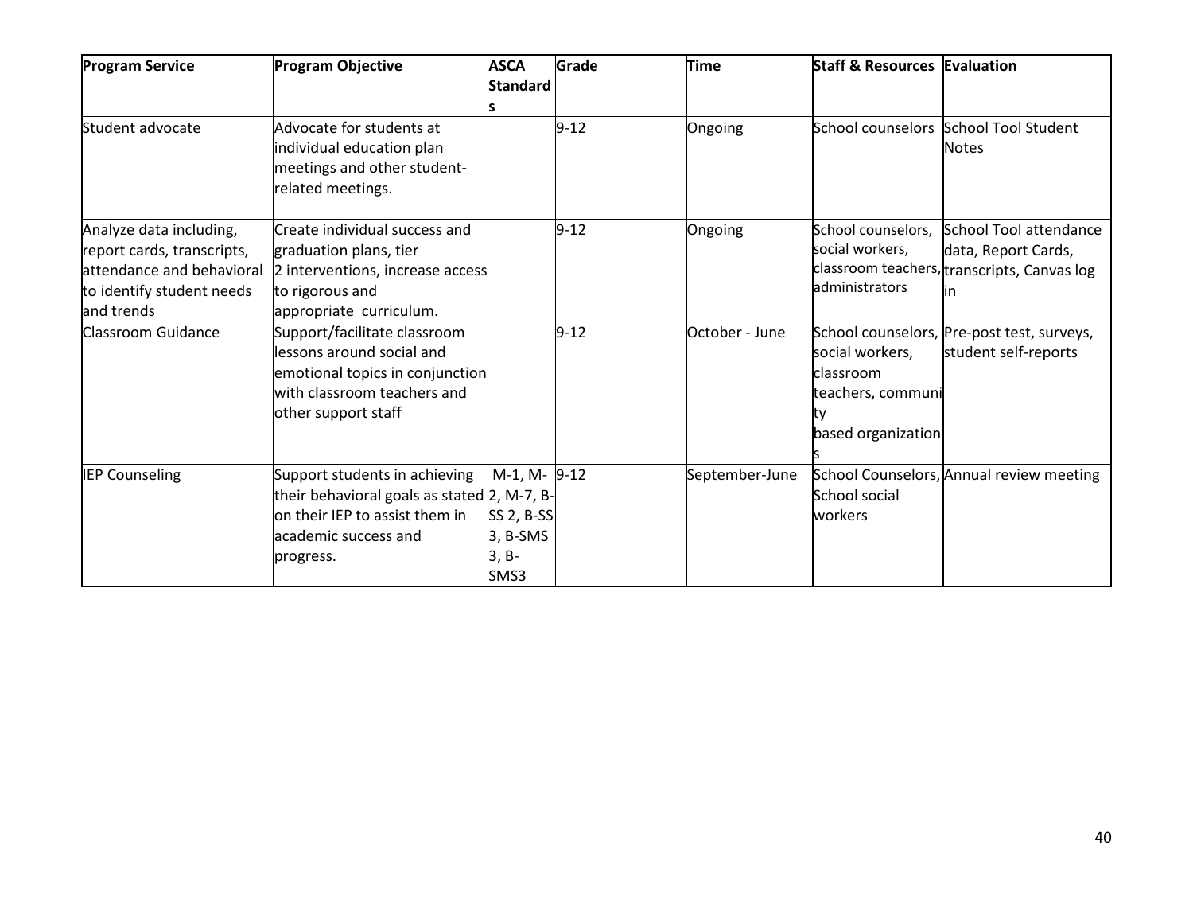| Program Service | Program Objective | ASCA Standards | Grade | Time | Staff & Resources | Evaluation |
|---|---|---|---|---|---|---|
| Student advocate | Advocate for students at individual education plan meetings and other student-related meetings. | | 9-12 | Ongoing | School counselors | School Tool Student Notes |
| Analyze data including, report cards, transcripts, attendance and behavioral to identify student needs and trends | Create individual success and graduation plans, tier 2 interventions, increase access to rigorous and appropriate curriculum. | | 9-12 | Ongoing | School counselors, social workers, classroom teachers, administrators | School Tool attendance data, Report Cards, transcripts, Canvas log in |
| Classroom Guidance | Support/facilitate classroom lessons around social and emotional topics in conjunction with classroom teachers and other support staff | | 9-12 | October - June | School counselors, social workers, classroom teachers, community based organizations | Pre-post test, surveys, student self-reports |
| IEP Counseling | Support students in achieving their behavioral goals as stated on their IEP to assist them in academic success and progress. | M-1, M-2, M-7, B-SS 2, B-SS 3, B-SMS 3, B-SMS3 | 9-12 | September-June | School Counselors, School social workers | Annual review meeting |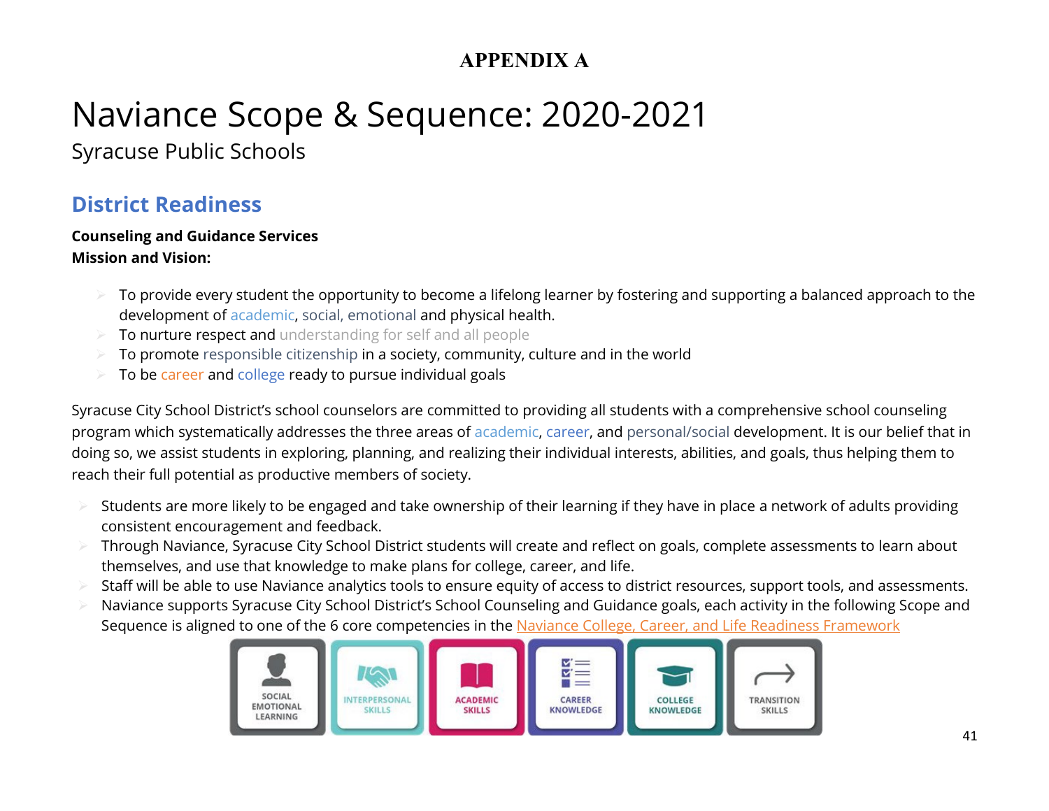**APPENDIX A**

# Naviance Scope & Sequence: 2020-2021

Syracuse Public Schools

## District Readiness

**Counseling and Guidance Services**
**Mission and Vision:**

- To provide every student the opportunity to become a lifelong learner by fostering and supporting a balanced approach to the development of academic, social, emotional and physical health.
- To nurture respect and understanding for self and all people
- To promote responsible citizenship in a society, community, culture and in the world
- To be career and college ready to pursue individual goals

Syracuse City School District's school counselors are committed to providing all students with a comprehensive school counseling program which systematically addresses the three areas of academic, career, and personal/social development. It is our belief that in doing so, we assist students in exploring, planning, and realizing their individual interests, abilities, and goals, thus helping them to reach their full potential as productive members of society.

- Students are more likely to be engaged and take ownership of their learning if they have in place a network of adults providing consistent encouragement and feedback.
- Through Naviance, Syracuse City School District students will create and reflect on goals, complete assessments to learn about themselves, and use that knowledge to make plans for college, career, and life.
- Staff will be able to use Naviance analytics tools to ensure equity of access to district resources, support tools, and assessments.
- Naviance supports Syracuse City School District's School Counseling and Guidance goals, each activity in the following Scope and Sequence is aligned to one of the 6 core competencies in the Naviance College, Career, and Life Readiness Framework

SOCIAL EMOTIONAL LEARNING | INTERPERSONAL SKILLS | ACADEMIC SKILLS | CAREER KNOWLEDGE | COLLEGE KNOWLEDGE | TRANSITION SKILLS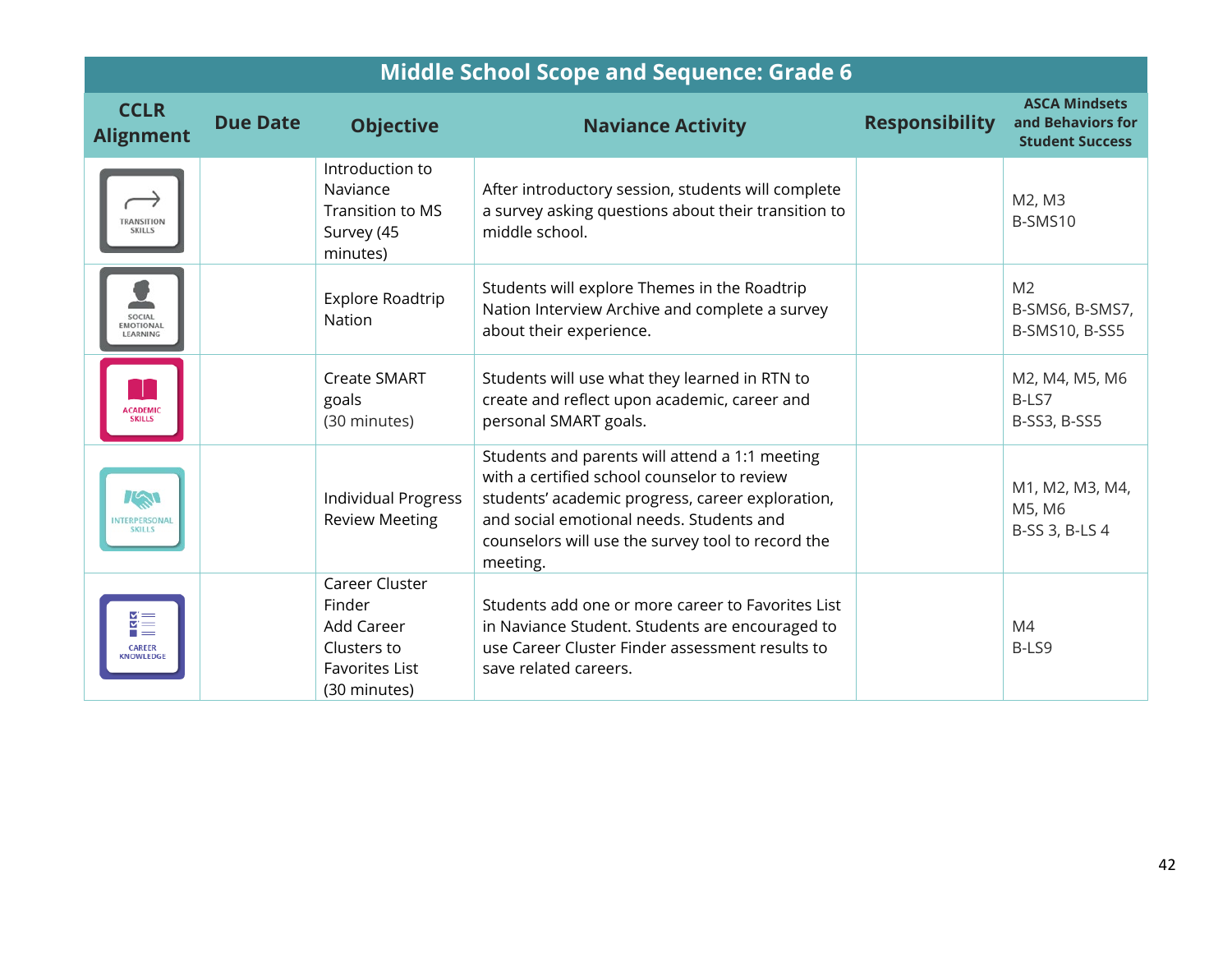## Middle School Scope and Sequence: Grade 6

| CCLR Alignment | Due Date | Objective | Naviance Activity | Responsibility | ASCA Mindsets and Behaviors for Student Success |
|---|---|---|---|---|---|
| TRANSITION SKILLS | | Introduction to Naviance Transition to MS Survey (45 minutes) | After introductory session, students will complete a survey asking questions about their transition to middle school. | | M2, M3<br>B-SMS10 |
| SOCIAL EMOTIONAL LEARNING | | Explore Roadtrip Nation | Students will explore Themes in the Roadtrip Nation Interview Archive and complete a survey about their experience. | | M2<br>B-SMS6, B-SMS7, B-SMS10, B-SS5 |
| ACADEMIC SKILLS | | Create SMART goals<br>(30 minutes) | Students will use what they learned in RTN to create and reflect upon academic, career and personal SMART goals. | | M2, M4, M5, M6<br>B-LS7<br>B-SS3, B-SS5 |
| INTERPERSONAL SKILLS | | Individual Progress Review Meeting | Students and parents will attend a 1:1 meeting with a certified school counselor to review students' academic progress, career exploration, and social emotional needs. Students and counselors will use the survey tool to record the meeting. | | M1, M2, M3, M4, M5, M6<br>B-SS 3, B-LS 4 |
| CAREER KNOWLEDGE | | Career Cluster Finder<br>Add Career Clusters to Favorites List<br>(30 minutes) | Students add one or more career to Favorites List in Naviance Student. Students are encouraged to use Career Cluster Finder assessment results to save related careers. | | M4<br>B-LS9 |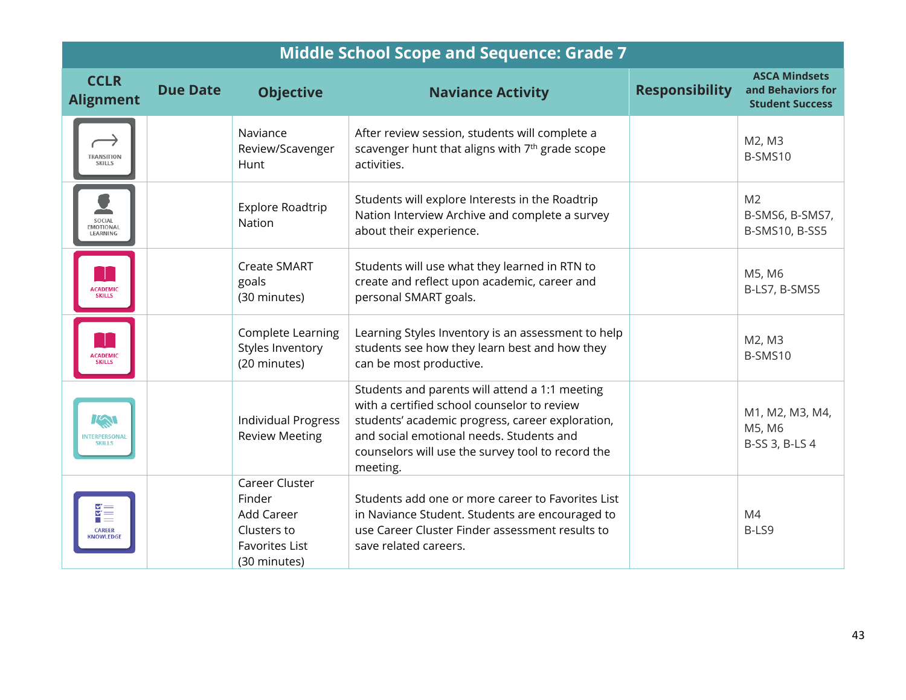| Middle School Scope and Sequence: Grade 7 | | | | | |
|---|---|---|---|---|---|
| **CCLR Alignment** | **Due Date** | **Objective** | **Naviance Activity** | **Responsibility** | **ASCA Mindsets and Behaviors for Student Success** |
| TRANSITION SKILLS | | Naviance Review/Scavenger Hunt | After review session, students will complete a scavenger hunt that aligns with 7th grade scope activities. | | M2, M3<br>B-SMS10 |
| SOCIAL EMOTIONAL LEARNING | | Explore Roadtrip Nation | Students will explore Interests in the Roadtrip Nation Interview Archive and complete a survey about their experience. | | M2<br>B-SMS6, B-SMS7, B-SMS10, B-SS5 |
| ACADEMIC SKILLS | | Create SMART goals (30 minutes) | Students will use what they learned in RTN to create and reflect upon academic, career and personal SMART goals. | | M5, M6<br>B-LS7, B-SMS5 |
| ACADEMIC SKILLS | | Complete Learning Styles Inventory (20 minutes) | Learning Styles Inventory is an assessment to help students see how they learn best and how they can be most productive. | | M2, M3<br>B-SMS10 |
| INTERPERSONAL SKILLS | | Individual Progress Review Meeting | Students and parents will attend a 1:1 meeting with a certified school counselor to review students' academic progress, career exploration, and social emotional needs. Students and counselors will use the survey tool to record the meeting. | | M1, M2, M3, M4, M5, M6<br>B-SS 3, B-LS 4 |
| CAREER KNOWLEDGE | | Career Cluster Finder<br>Add Career Clusters to Favorites List<br>(30 minutes) | Students add one or more career to Favorites List in Naviance Student. Students are encouraged to use Career Cluster Finder assessment results to save related careers. | | M4<br>B-LS9 |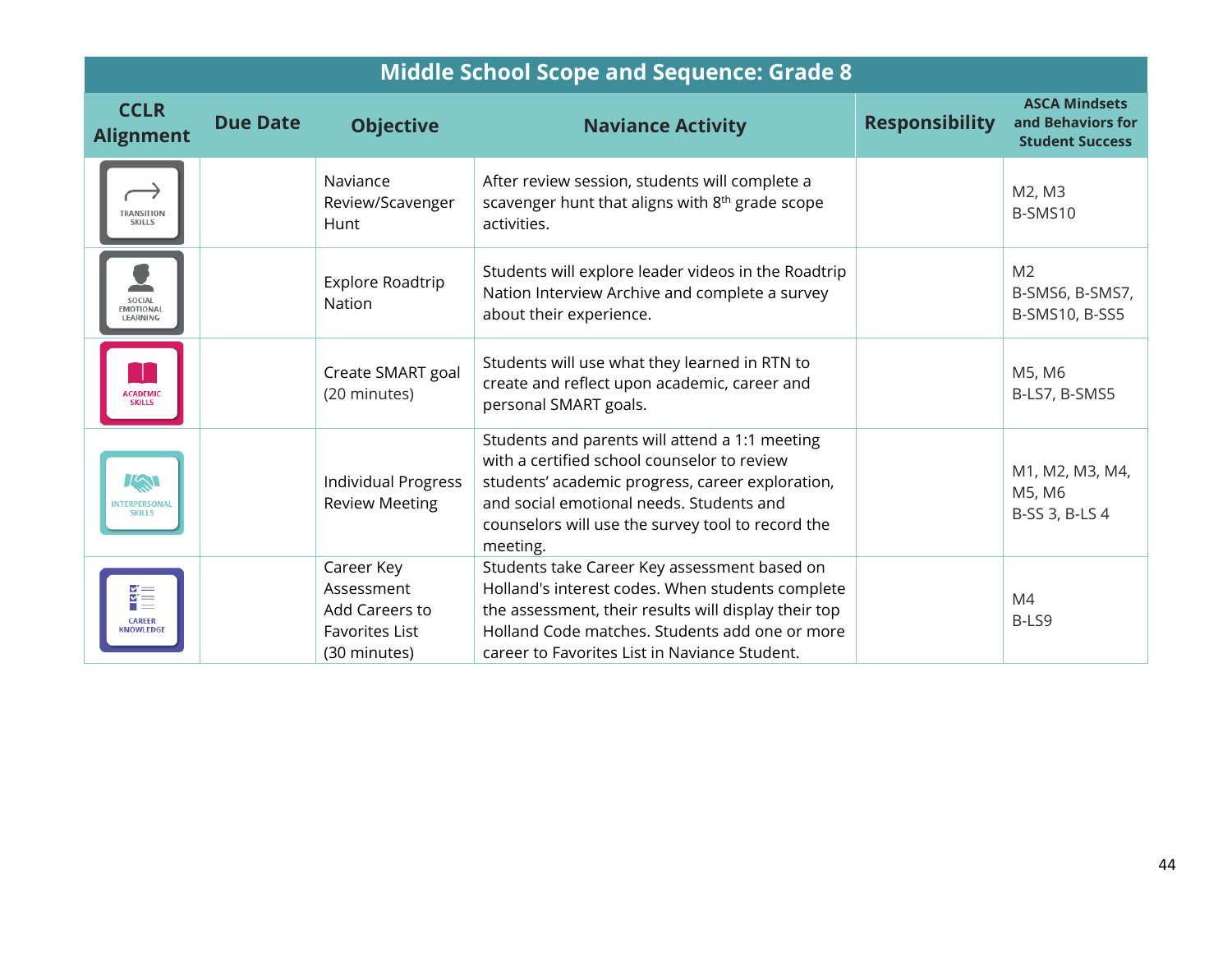| Middle School Scope and Sequence: Grade 8 | | | | | |
|---|---|---|---|---|---|
| **CCLR Alignment** | **Due Date** | **Objective** | **Naviance Activity** | **Responsibility** | **ASCA Mindsets and Behaviors for Student Success** |
| TRANSITION SKILLS | | Naviance Review/Scavenger Hunt | After review session, students will complete a scavenger hunt that aligns with 8th grade scope activities. | | M2, M3<br>B-SMS10 |
| SOCIAL EMOTIONAL LEARNING | | Explore Roadtrip Nation | Students will explore leader videos in the Roadtrip Nation Interview Archive and complete a survey about their experience. | | M2<br>B-SMS6, B-SMS7, B-SMS10, B-SS5 |
| ACADEMIC SKILLS | | Create SMART goal (20 minutes) | Students will use what they learned in RTN to create and reflect upon academic, career and personal SMART goals. | | M5, M6<br>B-LS7, B-SMS5 |
| INTERPERSONAL SKILLS | | Individual Progress Review Meeting | Students and parents will attend a 1:1 meeting with a certified school counselor to review students' academic progress, career exploration, and social emotional needs. Students and counselors will use the survey tool to record the meeting. | | M1, M2, M3, M4, M5, M6<br>B-SS 3, B-LS 4 |
| CAREER KNOWLEDGE | | Career Key Assessment<br>Add Careers to Favorites List<br>(30 minutes) | Students take Career Key assessment based on Holland's interest codes. When students complete the assessment, their results will display their top Holland Code matches. Students add one or more career to Favorites List in Naviance Student. | | M4<br>B-LS9 |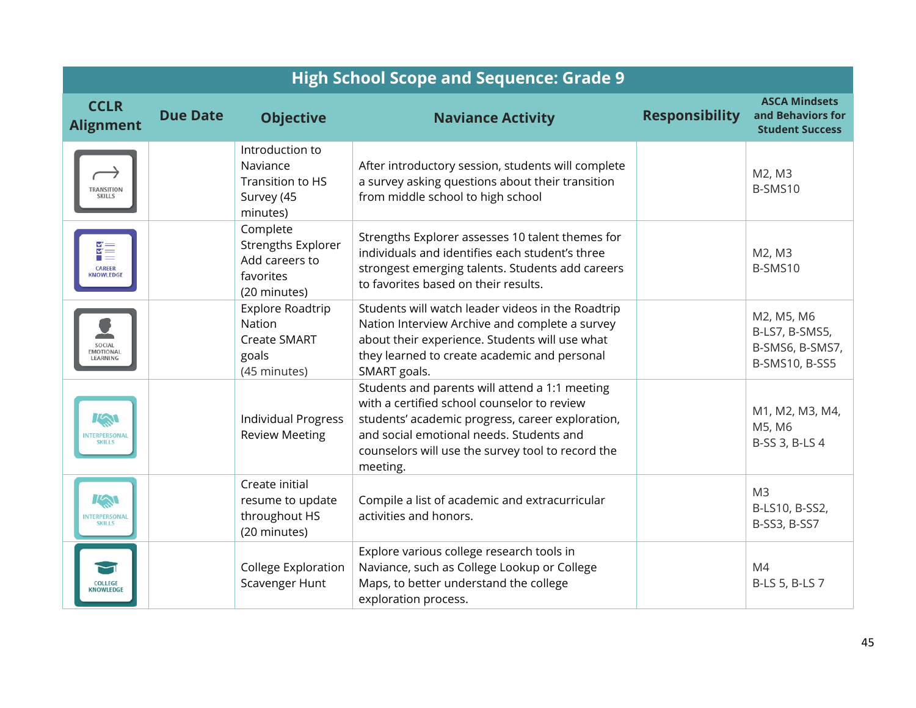| High School Scope and Sequence: Grade 9 | | | | | |
|---|---|---|---|---|---|
| **CCLR Alignment** | **Due Date** | **Objective** | **Naviance Activity** | **Responsibility** | **ASCA Mindsets and Behaviors for Student Success** |
| TRANSITION SKILLS | | Introduction to Naviance Transition to HS Survey (45 minutes) | After introductory session, students will complete a survey asking questions about their transition from middle school to high school | | M2, M3<br>B-SMS10 |
| CAREER KNOWLEDGE | | Complete Strengths Explorer Add careers to favorites (20 minutes) | Strengths Explorer assesses 10 talent themes for individuals and identifies each student's three strongest emerging talents. Students add careers to favorites based on their results. | | M2, M3<br>B-SMS10 |
| SOCIAL EMOTIONAL LEARNING | | Explore Roadtrip Nation Create SMART goals (45 minutes) | Students will watch leader videos in the Roadtrip Nation Interview Archive and complete a survey about their experience. Students will use what they learned to create academic and personal SMART goals. | | M2, M5, M6<br>B-LS7, B-SMS5, B-SMS6, B-SMS7, B-SMS10, B-SS5 |
| INTERPERSONAL SKILLS | | Individual Progress Review Meeting | Students and parents will attend a 1:1 meeting with a certified school counselor to review students' academic progress, career exploration, and social emotional needs. Students and counselors will use the survey tool to record the meeting. | | M1, M2, M3, M4, M5, M6<br>B-SS 3, B-LS 4 |
| INTERPERSONAL SKILLS | | Create initial resume to update throughout HS (20 minutes) | Compile a list of academic and extracurricular activities and honors. | | M3<br>B-LS10, B-SS2, B-SS3, B-SS7 |
| COLLEGE KNOWLEDGE | | College Exploration Scavenger Hunt | Explore various college research tools in Naviance, such as College Lookup or College Maps, to better understand the college exploration process. | | M4<br>B-LS 5, B-LS 7 |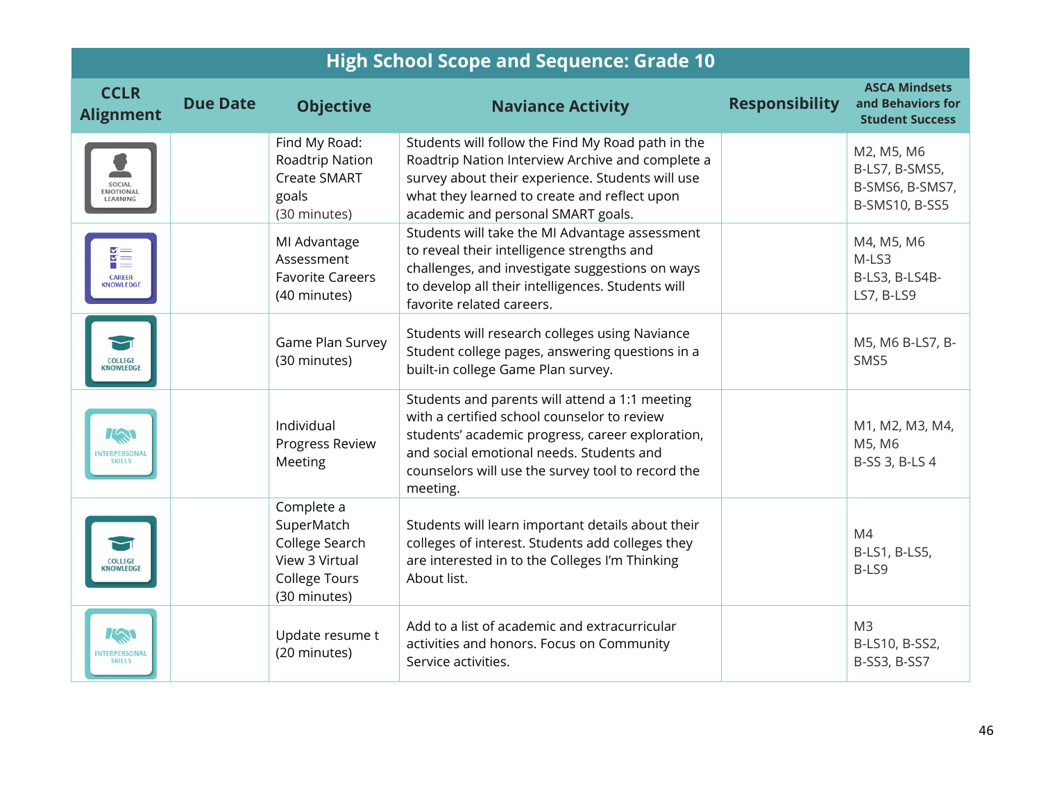## High School Scope and Sequence: Grade 10

| CCLR Alignment | Due Date | Objective | Naviance Activity | Responsibility | ASCA Mindsets and Behaviors for Student Success |
|---|---|---|---|---|---|
| SOCIAL EMOTIONAL LEARNING | | Find My Road: Roadtrip Nation Create SMART goals (30 minutes) | Students will follow the Find My Road path in the Roadtrip Nation Interview Archive and complete a survey about their experience. Students will use what they learned to create and reflect upon academic and personal SMART goals. | | M2, M5, M6 B-LS7, B-SMS5, B-SMS6, B-SMS7, B-SMS10, B-SS5 |
| CAREER KNOWLEDGE | | MI Advantage Assessment Favorite Careers (40 minutes) | Students will take the MI Advantage assessment to reveal their intelligence strengths and challenges, and investigate suggestions on ways to develop all their intelligences. Students will favorite related careers. | | M4, M5, M6 M-LS3 B-LS3, B-LS4B-LS7, B-LS9 |
| COLLEGE KNOWLEDGE | | Game Plan Survey (30 minutes) | Students will research colleges using Naviance Student college pages, answering questions in a built-in college Game Plan survey. | | M5, M6 B-LS7, B-SMS5 |
| INTERPERSONAL SKILLS | | Individual Progress Review Meeting | Students and parents will attend a 1:1 meeting with a certified school counselor to review students' academic progress, career exploration, and social emotional needs. Students and counselors will use the survey tool to record the meeting. | | M1, M2, M3, M4, M5, M6 B-SS 3, B-LS 4 |
| COLLEGE KNOWLEDGE | | Complete a SuperMatch College Search View 3 Virtual College Tours (30 minutes) | Students will learn important details about their colleges of interest. Students add colleges they are interested in to the Colleges I'm Thinking About list. | | M4 B-LS1, B-LS5, B-LS9 |
| INTERPERSONAL SKILLS | | Update resume t (20 minutes) | Add to a list of academic and extracurricular activities and honors. Focus on Community Service activities. | | M3 B-LS10, B-SS2, B-SS3, B-SS7 |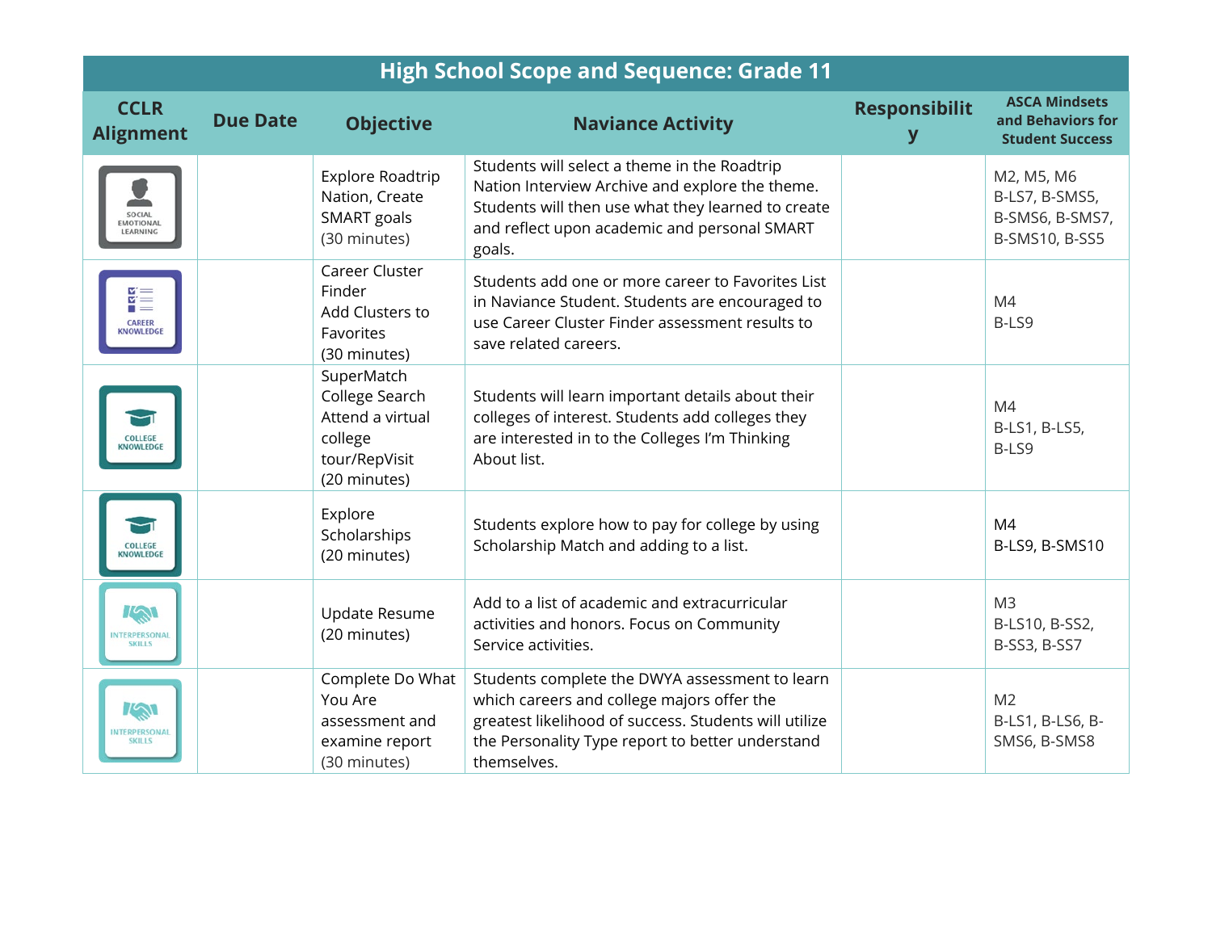## High School Scope and Sequence: Grade 11

| CCLR Alignment | Due Date | Objective | Naviance Activity | Responsibility | ASCA Mindsets and Behaviors for Student Success |
|---|---|---|---|---|---|
| SOCIAL EMOTIONAL LEARNING | | Explore Roadtrip Nation, Create SMART goals (30 minutes) | Students will select a theme in the Roadtrip Nation Interview Archive and explore the theme. Students will then use what they learned to create and reflect upon academic and personal SMART goals. | | M2, M5, M6 B-LS7, B-SMS5, B-SMS6, B-SMS7, B-SMS10, B-SS5 |
| CAREER KNOWLEDGE | | Career Cluster Finder Add Clusters to Favorites (30 minutes) | Students add one or more career to Favorites List in Naviance Student. Students are encouraged to use Career Cluster Finder assessment results to save related careers. | | M4 B-LS9 |
| COLLEGE KNOWLEDGE | | SuperMatch College Search Attend a virtual college tour/RepVisit (20 minutes) | Students will learn important details about their colleges of interest. Students add colleges they are interested in to the Colleges I'm Thinking About list. | | M4 B-LS1, B-LS5, B-LS9 |
| COLLEGE KNOWLEDGE | | Explore Scholarships (20 minutes) | Students explore how to pay for college by using Scholarship Match and adding to a list. | | M4 B-LS9, B-SMS10 |
| INTERPERSONAL SKILLS | | Update Resume (20 minutes) | Add to a list of academic and extracurricular activities and honors. Focus on Community Service activities. | | M3 B-LS10, B-SS2, B-SS3, B-SS7 |
| INTERPERSONAL SKILLS | | Complete Do What You Are assessment and examine report (30 minutes) | Students complete the DWYA assessment to learn which careers and college majors offer the greatest likelihood of success. Students will utilize the Personality Type report to better understand themselves. | | M2 B-LS1, B-LS6, B-SMS6, B-SMS8 |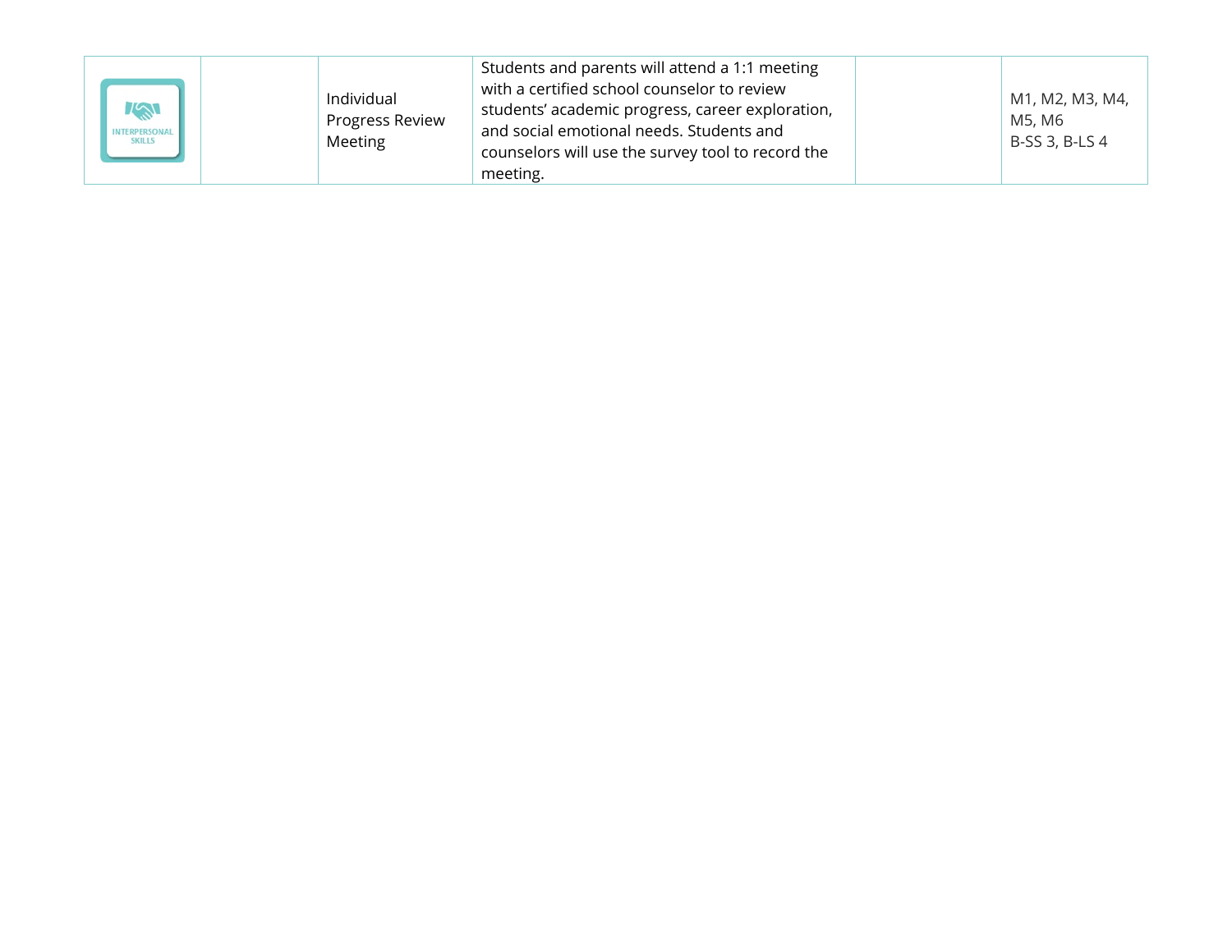| | | | | | |
|---|---|---|---|---|---|
| INTERPERSONAL SKILLS | | Individual Progress Review Meeting | Students and parents will attend a 1:1 meeting with a certified school counselor to review students' academic progress, career exploration, and social emotional needs. Students and counselors will use the survey tool to record the meeting. | | M1, M2, M3, M4, M5, M6<br>B-SS 3, B-LS 4 |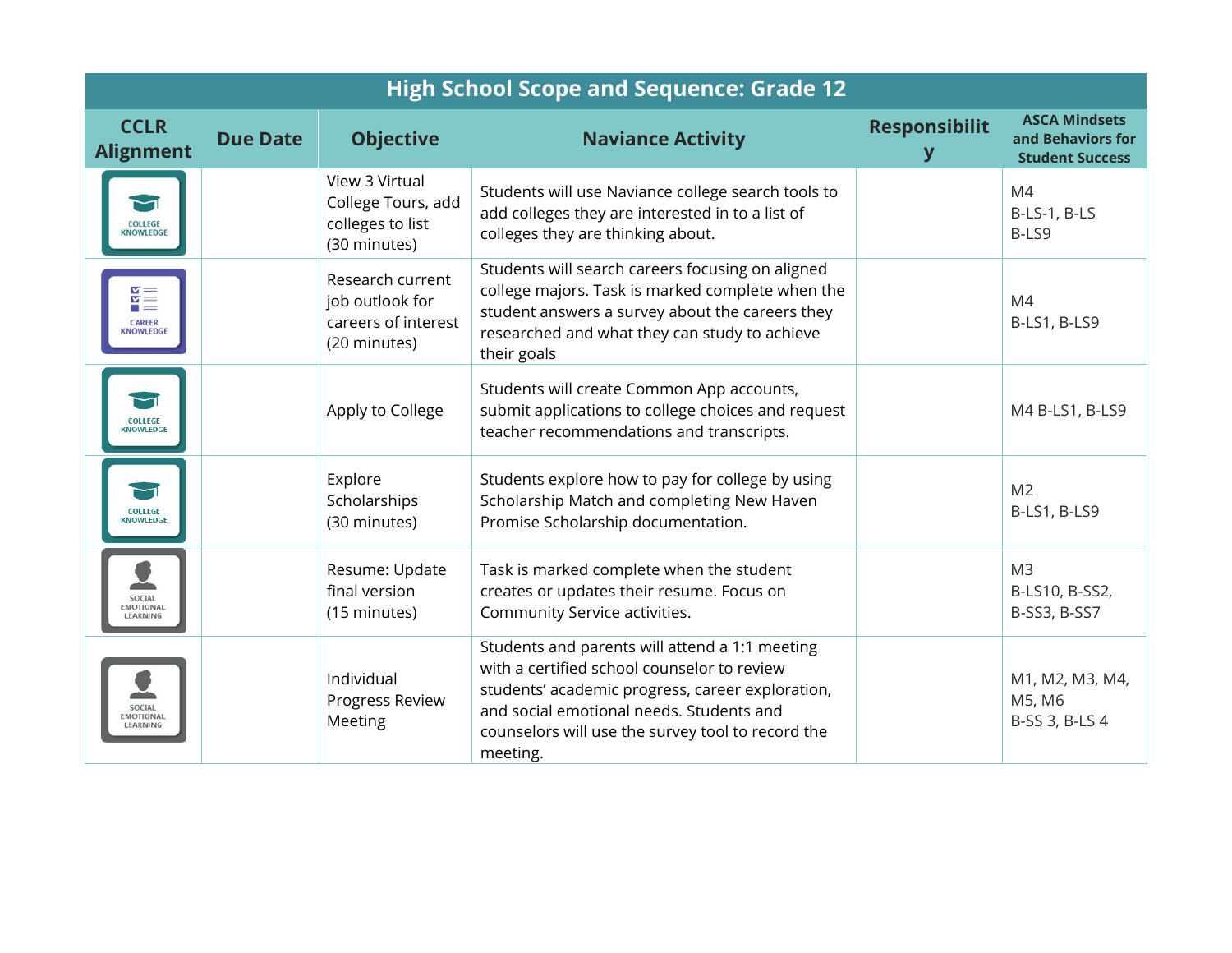| High School Scope and Sequence: Grade 12 | | | | | |
|---|---|---|---|---|---|
| **CCLR Alignment** | **Due Date** | **Objective** | **Naviance Activity** | **Responsibility** | **ASCA Mindsets and Behaviors for Student Success** |
| COLLEGE KNOWLEDGE | | View 3 Virtual College Tours, add colleges to list (30 minutes) | Students will use Naviance college search tools to add colleges they are interested in to a list of colleges they are thinking about. | | M4<br>B-LS-1, B-LS<br>B-LS9 |
| CAREER KNOWLEDGE | | Research current job outlook for careers of interest (20 minutes) | Students will search careers focusing on aligned college majors. Task is marked complete when the student answers a survey about the careers they researched and what they can study to achieve their goals | | M4<br>B-LS1, B-LS9 |
| COLLEGE KNOWLEDGE | | Apply to College | Students will create Common App accounts, submit applications to college choices and request teacher recommendations and transcripts. | | M4 B-LS1, B-LS9 |
| COLLEGE KNOWLEDGE | | Explore Scholarships (30 minutes) | Students explore how to pay for college by using Scholarship Match and completing New Haven Promise Scholarship documentation. | | M2<br>B-LS1, B-LS9 |
| SOCIAL EMOTIONAL LEARNING | | Resume: Update final version (15 minutes) | Task is marked complete when the student creates or updates their resume. Focus on Community Service activities. | | M3<br>B-LS10, B-SS2, B-SS3, B-SS7 |
| SOCIAL EMOTIONAL LEARNING | | Individual Progress Review Meeting | Students and parents will attend a 1:1 meeting with a certified school counselor to review students' academic progress, career exploration, and social emotional needs. Students and counselors will use the survey tool to record the meeting. | | M1, M2, M3, M4, M5, M6<br>B-SS 3, B-LS 4 |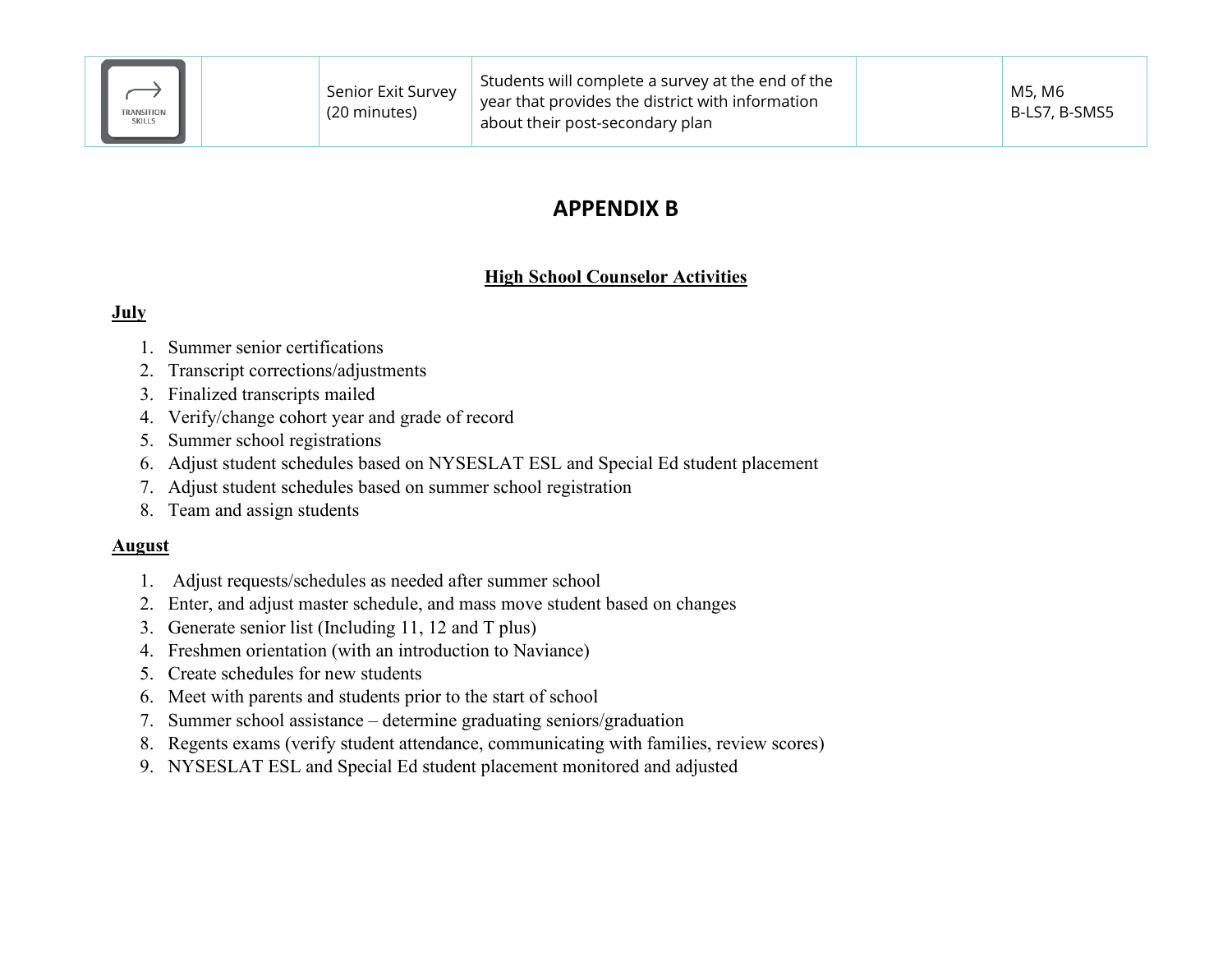| TRANSITION SKILLS | | Senior Exit Survey (20 minutes) | Students will complete a survey at the end of the year that provides the district with information about their post-secondary plan | | M5, M6<br>B-LS7, B-SMS5 |
|---|---|---|---|---|---|

## APPENDIX B

### High School Counselor Activities

**July**

1. Summer senior certifications
2. Transcript corrections/adjustments
3. Finalized transcripts mailed
4. Verify/change cohort year and grade of record
5. Summer school registrations
6. Adjust student schedules based on NYSESLAT ESL and Special Ed student placement
7. Adjust student schedules based on summer school registration
8. Team and assign students

**August**

1. Adjust requests/schedules as needed after summer school
2. Enter, and adjust master schedule, and mass move student based on changes
3. Generate senior list (Including 11, 12 and T plus)
4. Freshmen orientation (with an introduction to Naviance)
5. Create schedules for new students
6. Meet with parents and students prior to the start of school
7. Summer school assistance – determine graduating seniors/graduation
8. Regents exams (verify student attendance, communicating with families, review scores)
9. NYSESLAT ESL and Special Ed student placement monitored and adjusted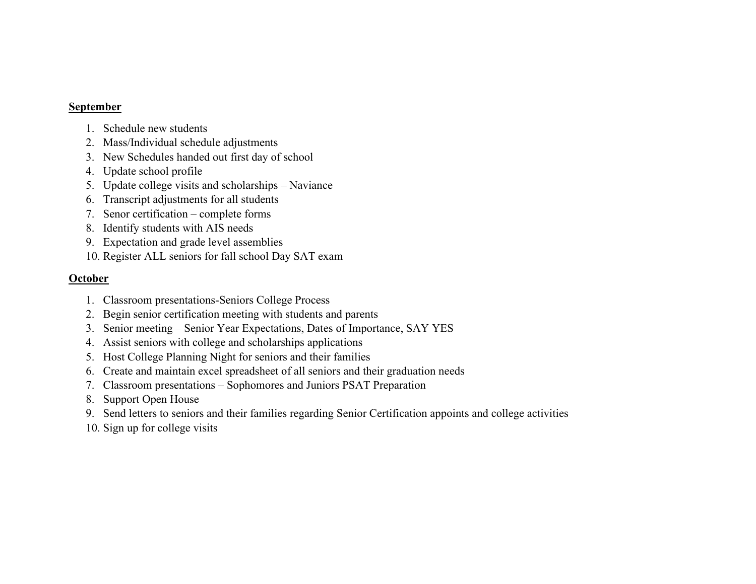**September**

1. Schedule new students
2. Mass/Individual schedule adjustments
3. New Schedules handed out first day of school
4. Update school profile
5. Update college visits and scholarships – Naviance
6. Transcript adjustments for all students
7. Senor certification – complete forms
8. Identify students with AIS needs
9. Expectation and grade level assemblies
10. Register ALL seniors for fall school Day SAT exam

**October**

1. Classroom presentations-Seniors College Process
2. Begin senior certification meeting with students and parents
3. Senior meeting – Senior Year Expectations, Dates of Importance, SAY YES
4. Assist seniors with college and scholarships applications
5. Host College Planning Night for seniors and their families
6. Create and maintain excel spreadsheet of all seniors and their graduation needs
7. Classroom presentations – Sophomores and Juniors PSAT Preparation
8. Support Open House
9. Send letters to seniors and their families regarding Senior Certification appoints and college activities
10. Sign up for college visits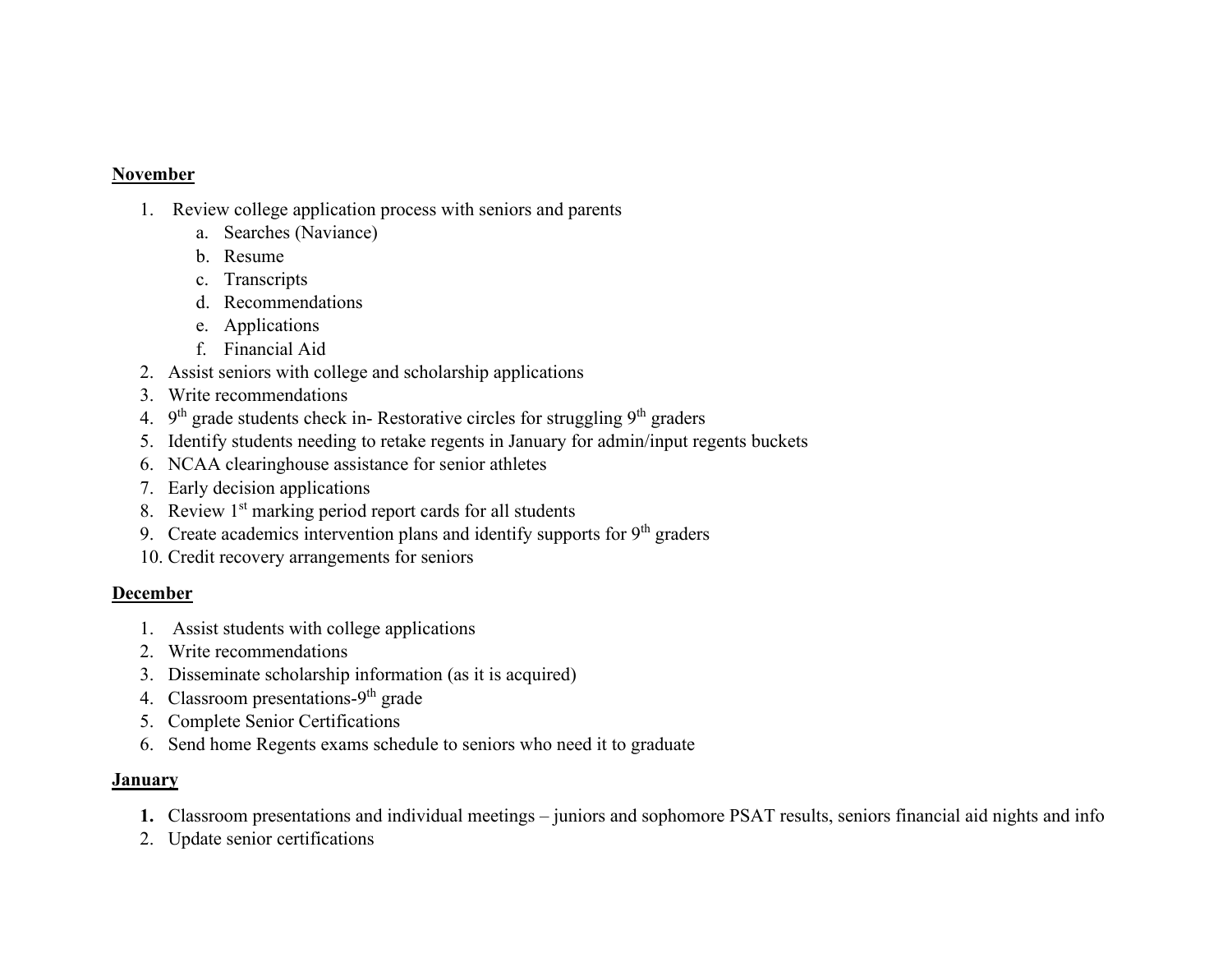**November**

1. Review college application process with seniors and parents
   a. Searches (Naviance)
   b. Resume
   c. Transcripts
   d. Recommendations
   e. Applications
   f. Financial Aid
2. Assist seniors with college and scholarship applications
3. Write recommendations
4. 9th grade students check in- Restorative circles for struggling 9th graders
5. Identify students needing to retake regents in January for admin/input regents buckets
6. NCAA clearinghouse assistance for senior athletes
7. Early decision applications
8. Review 1st marking period report cards for all students
9. Create academics intervention plans and identify supports for 9th graders
10. Credit recovery arrangements for seniors

**December**

1. Assist students with college applications
2. Write recommendations
3. Disseminate scholarship information (as it is acquired)
4. Classroom presentations-9th grade
5. Complete Senior Certifications
6. Send home Regents exams schedule to seniors who need it to graduate

**January**

1. Classroom presentations and individual meetings – juniors and sophomore PSAT results, seniors financial aid nights and info
2. Update senior certifications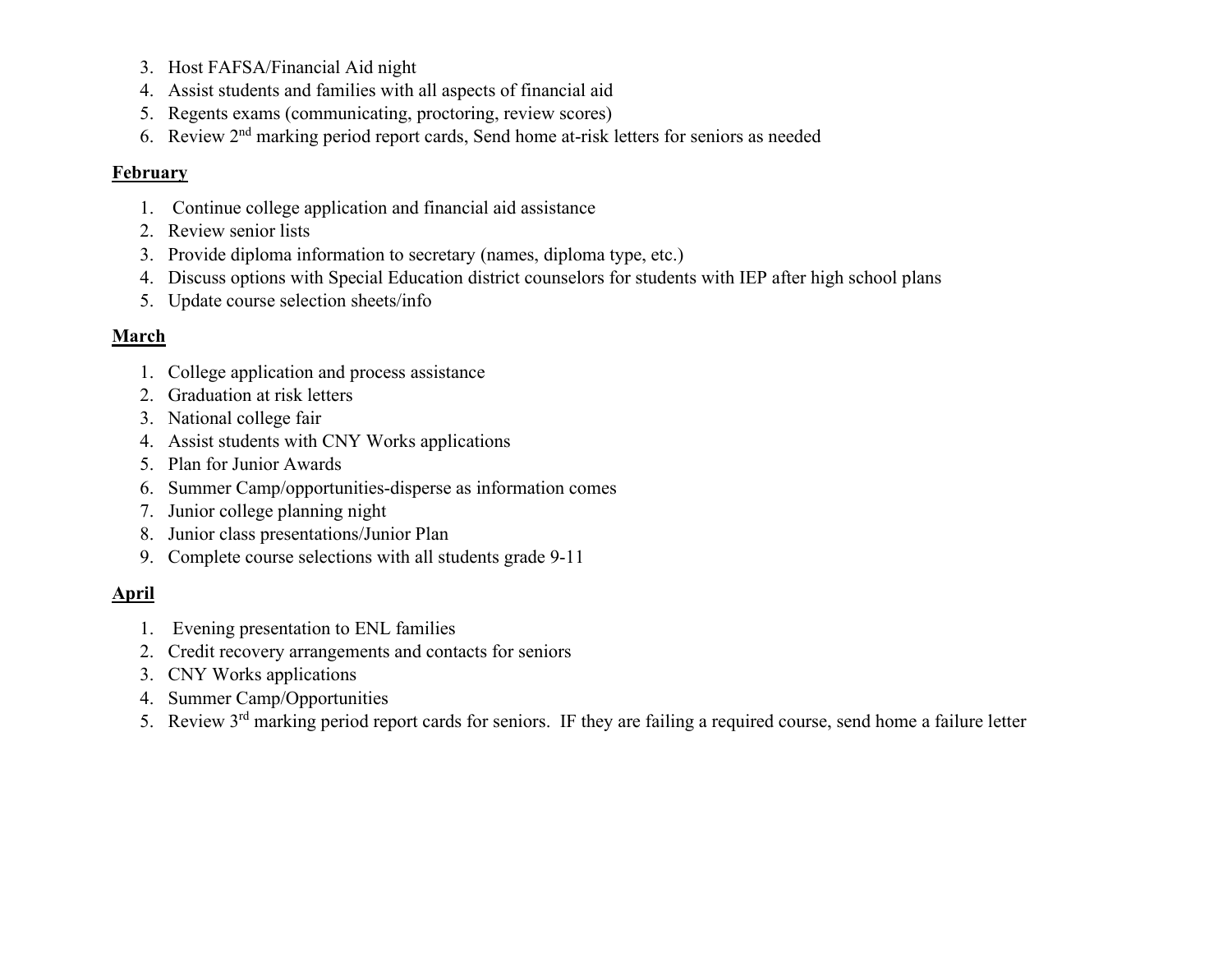3. Host FAFSA/Financial Aid night
4. Assist students and families with all aspects of financial aid
5. Regents exams (communicating, proctoring, review scores)
6. Review 2nd marking period report cards, Send home at-risk letters for seniors as needed

**February**

1. Continue college application and financial aid assistance
2. Review senior lists
3. Provide diploma information to secretary (names, diploma type, etc.)
4. Discuss options with Special Education district counselors for students with IEP after high school plans
5. Update course selection sheets/info

**March**

1. College application and process assistance
2. Graduation at risk letters
3. National college fair
4. Assist students with CNY Works applications
5. Plan for Junior Awards
6. Summer Camp/opportunities-disperse as information comes
7. Junior college planning night
8. Junior class presentations/Junior Plan
9. Complete course selections with all students grade 9-11

**April**

1. Evening presentation to ENL families
2. Credit recovery arrangements and contacts for seniors
3. CNY Works applications
4. Summer Camp/Opportunities
5. Review 3rd marking period report cards for seniors. IF they are failing a required course, send home a failure letter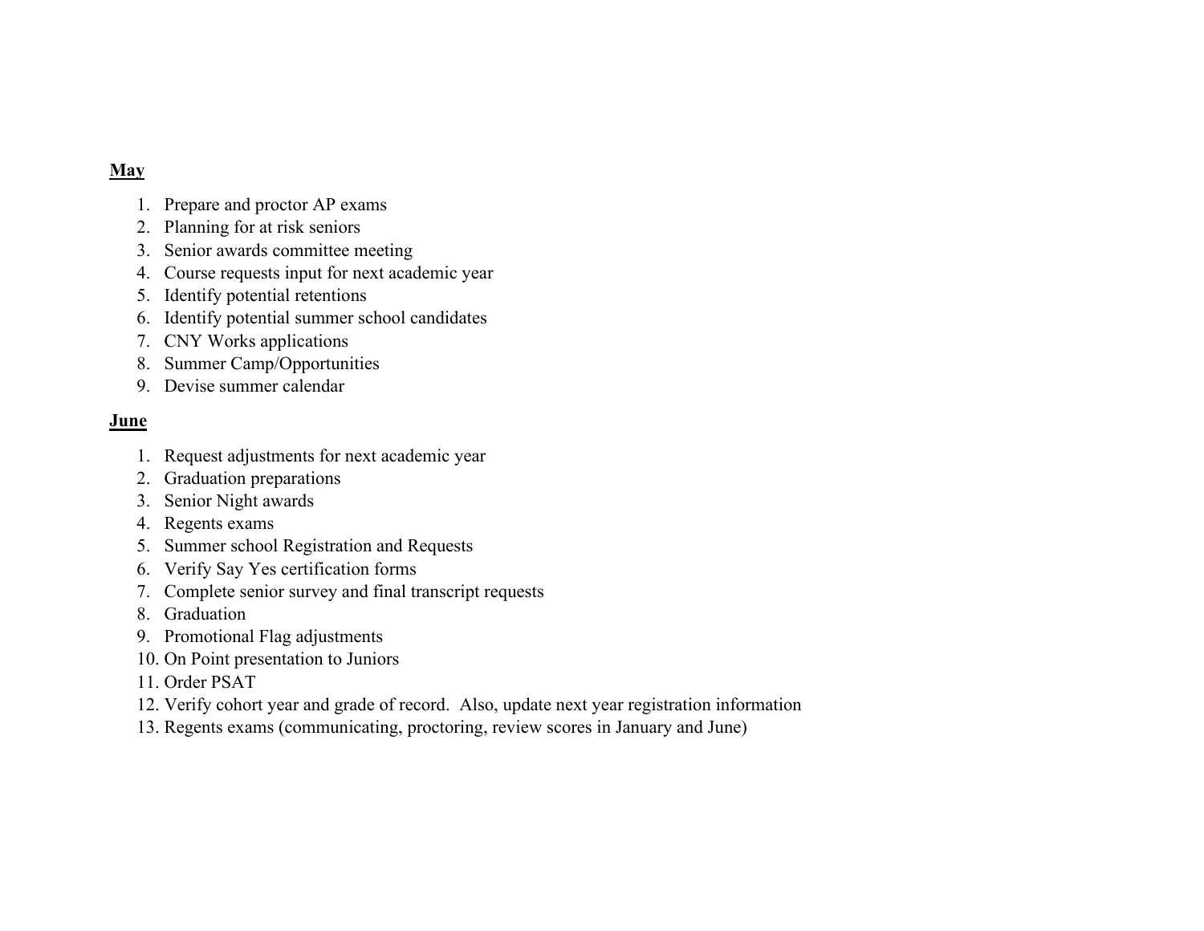**May**

1. Prepare and proctor AP exams
2. Planning for at risk seniors
3. Senior awards committee meeting
4. Course requests input for next academic year
5. Identify potential retentions
6. Identify potential summer school candidates
7. CNY Works applications
8. Summer Camp/Opportunities
9. Devise summer calendar

**June**

1. Request adjustments for next academic year
2. Graduation preparations
3. Senior Night awards
4. Regents exams
5. Summer school Registration and Requests
6. Verify Say Yes certification forms
7. Complete senior survey and final transcript requests
8. Graduation
9. Promotional Flag adjustments
10. On Point presentation to Juniors
11. Order PSAT
12. Verify cohort year and grade of record. Also, update next year registration information
13. Regents exams (communicating, proctoring, review scores in January and June)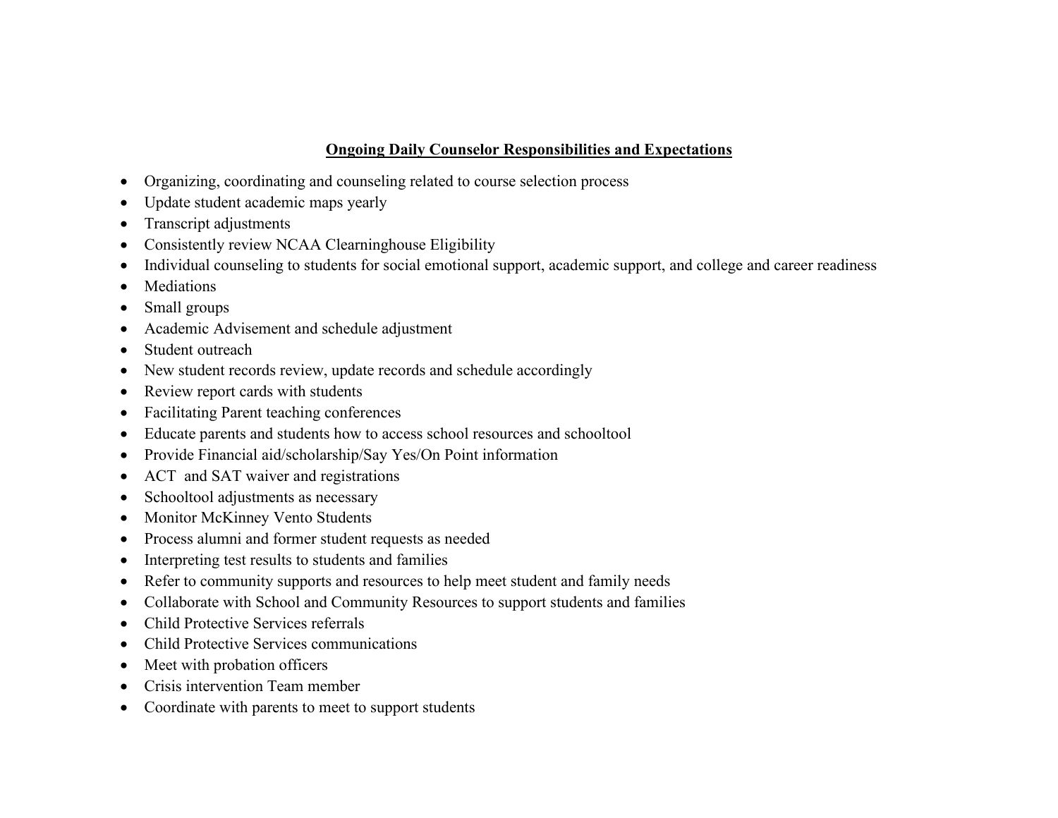## Ongoing Daily Counselor Responsibilities and Expectations

- Organizing, coordinating and counseling related to course selection process
- Update student academic maps yearly
- Transcript adjustments
- Consistently review NCAA Clearninghouse Eligibility
- Individual counseling to students for social emotional support, academic support, and college and career readiness
- Mediations
- Small groups
- Academic Advisement and schedule adjustment
- Student outreach
- New student records review, update records and schedule accordingly
- Review report cards with students
- Facilitating Parent teaching conferences
- Educate parents and students how to access school resources and schooltool
- Provide Financial aid/scholarship/Say Yes/On Point information
- ACT and SAT waiver and registrations
- Schooltool adjustments as necessary
- Monitor McKinney Vento Students
- Process alumni and former student requests as needed
- Interpreting test results to students and families
- Refer to community supports and resources to help meet student and family needs
- Collaborate with School and Community Resources to support students and families
- Child Protective Services referrals
- Child Protective Services communications
- Meet with probation officers
- Crisis intervention Team member
- Coordinate with parents to meet to support students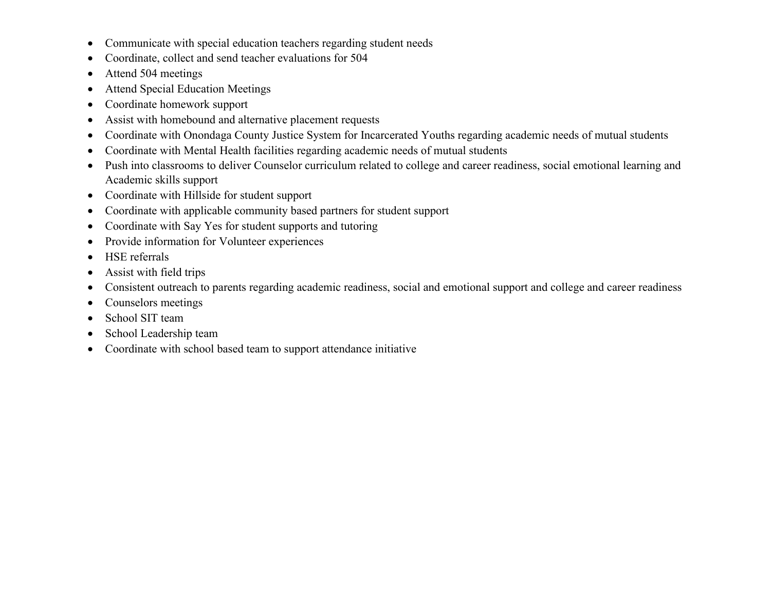- Communicate with special education teachers regarding student needs
- Coordinate, collect and send teacher evaluations for 504
- Attend 504 meetings
- Attend Special Education Meetings
- Coordinate homework support
- Assist with homebound and alternative placement requests
- Coordinate with Onondaga County Justice System for Incarcerated Youths regarding academic needs of mutual students
- Coordinate with Mental Health facilities regarding academic needs of mutual students
- Push into classrooms to deliver Counselor curriculum related to college and career readiness, social emotional learning and Academic skills support
- Coordinate with Hillside for student support
- Coordinate with applicable community based partners for student support
- Coordinate with Say Yes for student supports and tutoring
- Provide information for Volunteer experiences
- HSE referrals
- Assist with field trips
- Consistent outreach to parents regarding academic readiness, social and emotional support and college and career readiness
- Counselors meetings
- School SIT team
- School Leadership team
- Coordinate with school based team to support attendance initiative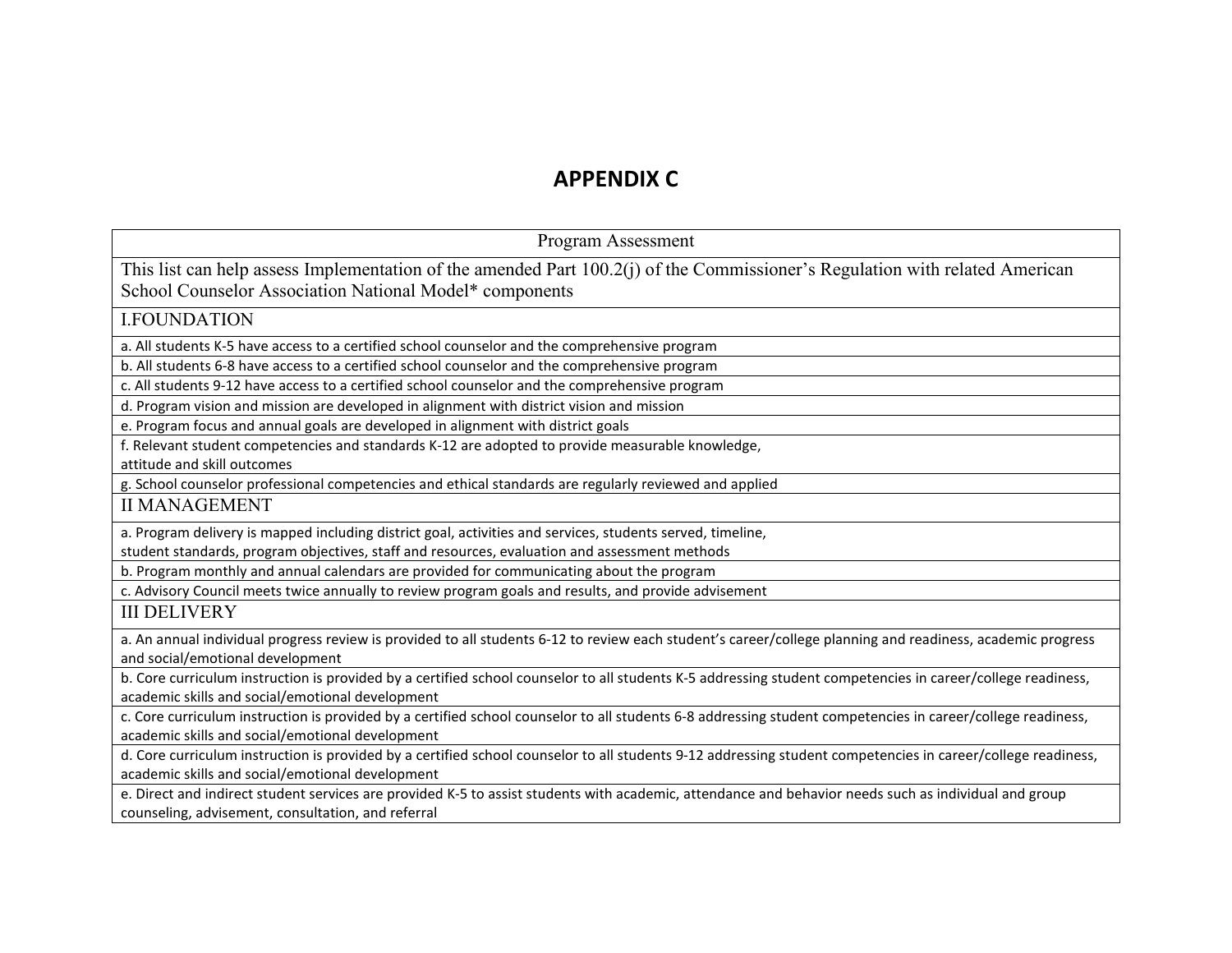# APPENDIX C

| Program Assessment |
|---|
| This list can help assess Implementation of the amended Part 100.2(j) of the Commissioner's Regulation with related American School Counselor Association National Model* components |
| I.FOUNDATION |
| a. All students K-5 have access to a certified school counselor and the comprehensive program |
| b. All students 6-8 have access to a certified school counselor and the comprehensive program |
| c. All students 9-12 have access to a certified school counselor and the comprehensive program |
| d. Program vision and mission are developed in alignment with district vision and mission |
| e. Program focus and annual goals are developed in alignment with district goals |
| f. Relevant student competencies and standards K-12 are adopted to provide measurable knowledge, attitude and skill outcomes |
| g. School counselor professional competencies and ethical standards are regularly reviewed and applied |
| II MANAGEMENT |
| a. Program delivery is mapped including district goal, activities and services, students served, timeline, student standards, program objectives, staff and resources, evaluation and assessment methods |
| b. Program monthly and annual calendars are provided for communicating about the program |
| c. Advisory Council meets twice annually to review program goals and results, and provide advisement |
| III DELIVERY |
| a. An annual individual progress review is provided to all students 6-12 to review each student's career/college planning and readiness, academic progress and social/emotional development |
| b. Core curriculum instruction is provided by a certified school counselor to all students K-5 addressing student competencies in career/college readiness, academic skills and social/emotional development |
| c. Core curriculum instruction is provided by a certified school counselor to all students 6-8 addressing student competencies in career/college readiness, academic skills and social/emotional development |
| d. Core curriculum instruction is provided by a certified school counselor to all students 9-12 addressing student competencies in career/college readiness, academic skills and social/emotional development |
| e. Direct and indirect student services are provided K-5 to assist students with academic, attendance and behavior needs such as individual and group counseling, advisement, consultation, and referral |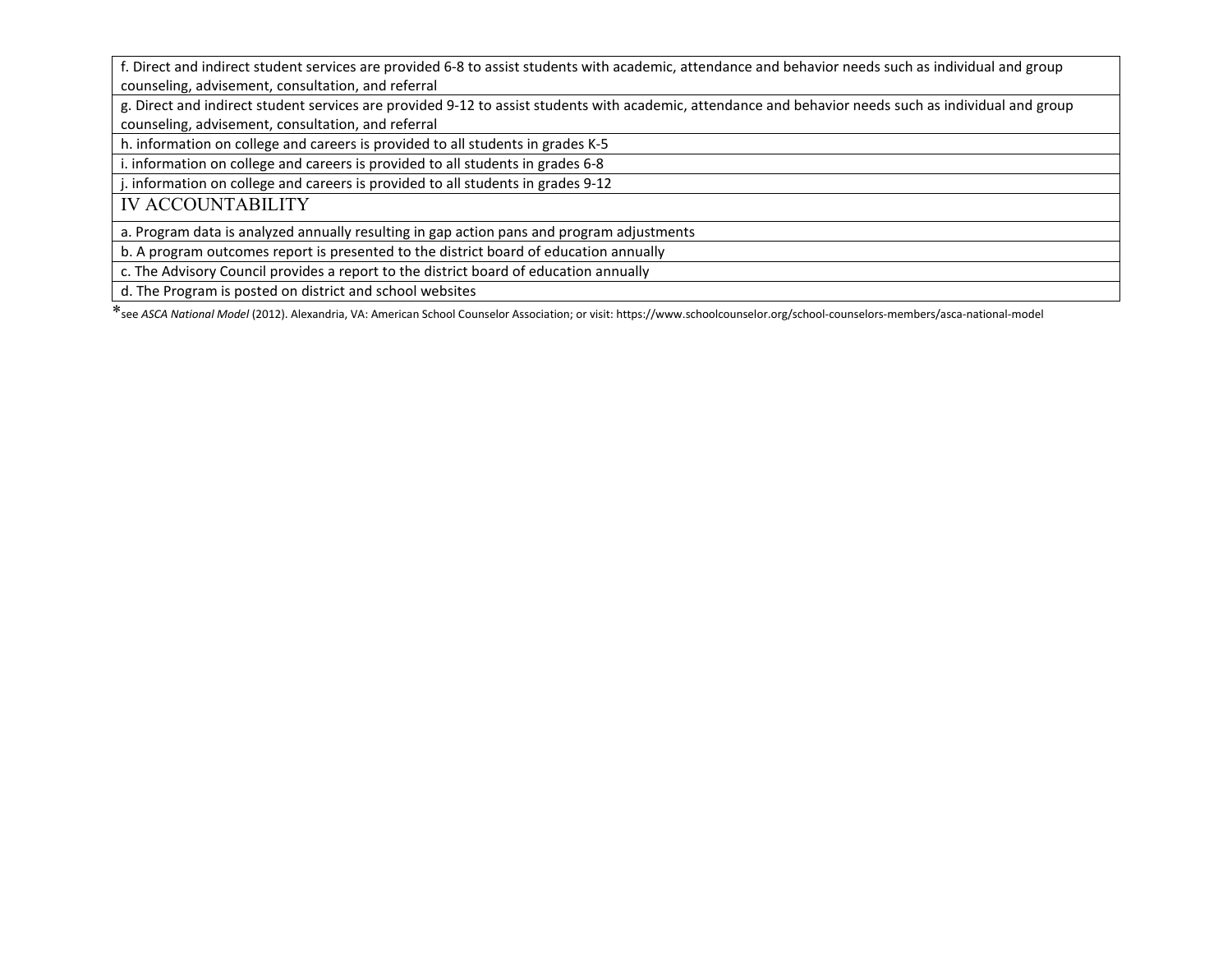| |
|---|
| f. Direct and indirect student services are provided 6-8 to assist students with academic, attendance and behavior needs such as individual and group counseling, advisement, consultation, and referral |
| g. Direct and indirect student services are provided 9-12 to assist students with academic, attendance and behavior needs such as individual and group counseling, advisement, consultation, and referral |
| h. information on college and careers is provided to all students in grades K-5 |
| i. information on college and careers is provided to all students in grades 6-8 |
| j. information on college and careers is provided to all students in grades 9-12 |
| IV ACCOUNTABILITY |
| a. Program data is analyzed annually resulting in gap action pans and program adjustments |
| b. A program outcomes report is presented to the district board of education annually |
| c. The Advisory Council provides a report to the district board of education annually |
| d. The Program is posted on district and school websites |

*see *ASCA National Model* (2012). Alexandria, VA: American School Counselor Association; or visit: https://www.schoolcounselor.org/school-counselors-members/asca-national-model